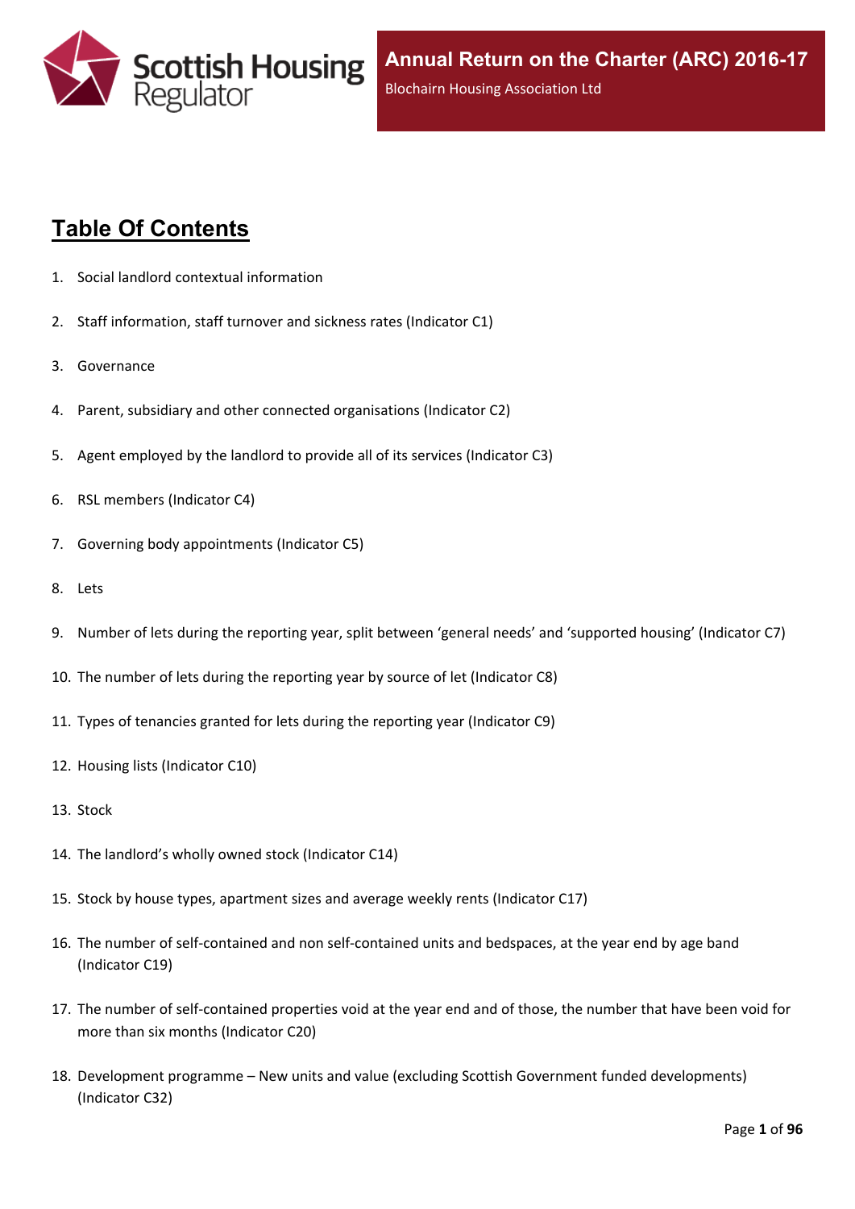Scottish Housing Regulator

# Annual Return on the Charter (ARC) 2016-17

Blochairn Housing Association Ltd

## Table Of Contents

1. Social landlord contextual information
2. Staff information, staff turnover and sickness rates (Indicator C1)
3. Governance
4. Parent, subsidiary and other connected organisations (Indicator C2)
5. Agent employed by the landlord to provide all of its services (Indicator C3)
6. RSL members (Indicator C4)
7. Governing body appointments (Indicator C5)
8. Lets
9. Number of lets during the reporting year, split between 'general needs' and 'supported housing' (Indicator C7)
10. The number of lets during the reporting year by source of let (Indicator C8)
11. Types of tenancies granted for lets during the reporting year (Indicator C9)
12. Housing lists (Indicator C10)
13. Stock
14. The landlord's wholly owned stock (Indicator C14)
15. Stock by house types, apartment sizes and average weekly rents (Indicator C17)
16. The number of self-contained and non self-contained units and bedspaces, at the year end by age band (Indicator C19)
17. The number of self-contained properties void at the year end and of those, the number that have been void for more than six months (Indicator C20)
18. Development programme – New units and value (excluding Scottish Government funded developments) (Indicator C32)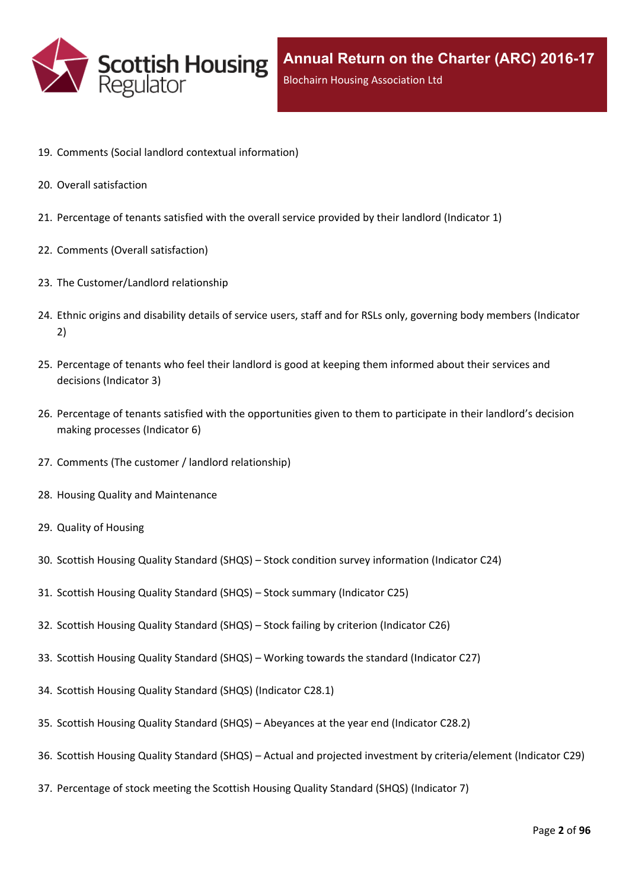19. Comments (Social landlord contextual information)
20. Overall satisfaction
21. Percentage of tenants satisfied with the overall service provided by their landlord (Indicator 1)
22. Comments (Overall satisfaction)
23. The Customer/Landlord relationship
24. Ethnic origins and disability details of service users, staff and for RSLs only, governing body members (Indicator 2)
25. Percentage of tenants who feel their landlord is good at keeping them informed about their services and decisions (Indicator 3)
26. Percentage of tenants satisfied with the opportunities given to them to participate in their landlord's decision making processes (Indicator 6)
27. Comments (The customer / landlord relationship)
28. Housing Quality and Maintenance
29. Quality of Housing
30. Scottish Housing Quality Standard (SHQS) – Stock condition survey information (Indicator C24)
31. Scottish Housing Quality Standard (SHQS) – Stock summary (Indicator C25)
32. Scottish Housing Quality Standard (SHQS) – Stock failing by criterion (Indicator C26)
33. Scottish Housing Quality Standard (SHQS) – Working towards the standard (Indicator C27)
34. Scottish Housing Quality Standard (SHQS) (Indicator C28.1)
35. Scottish Housing Quality Standard (SHQS) – Abeyances at the year end (Indicator C28.2)
36. Scottish Housing Quality Standard (SHQS) – Actual and projected investment by criteria/element (Indicator C29)
37. Percentage of stock meeting the Scottish Housing Quality Standard (SHQS) (Indicator 7)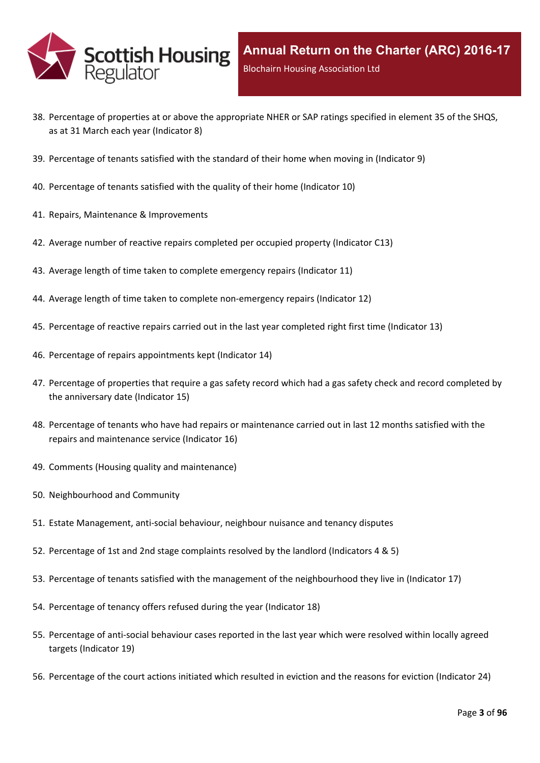38. Percentage of properties at or above the appropriate NHER or SAP ratings specified in element 35 of the SHQS, as at 31 March each year (Indicator 8)
39. Percentage of tenants satisfied with the standard of their home when moving in (Indicator 9)
40. Percentage of tenants satisfied with the quality of their home (Indicator 10)
41. Repairs, Maintenance & Improvements
42. Average number of reactive repairs completed per occupied property (Indicator C13)
43. Average length of time taken to complete emergency repairs (Indicator 11)
44. Average length of time taken to complete non-emergency repairs (Indicator 12)
45. Percentage of reactive repairs carried out in the last year completed right first time (Indicator 13)
46. Percentage of repairs appointments kept (Indicator 14)
47. Percentage of properties that require a gas safety record which had a gas safety check and record completed by the anniversary date (Indicator 15)
48. Percentage of tenants who have had repairs or maintenance carried out in last 12 months satisfied with the repairs and maintenance service (Indicator 16)
49. Comments (Housing quality and maintenance)
50. Neighbourhood and Community
51. Estate Management, anti-social behaviour, neighbour nuisance and tenancy disputes
52. Percentage of 1st and 2nd stage complaints resolved by the landlord (Indicators 4 & 5)
53. Percentage of tenants satisfied with the management of the neighbourhood they live in (Indicator 17)
54. Percentage of tenancy offers refused during the year (Indicator 18)
55. Percentage of anti-social behaviour cases reported in the last year which were resolved within locally agreed targets (Indicator 19)
56. Percentage of the court actions initiated which resulted in eviction and the reasons for eviction (Indicator 24)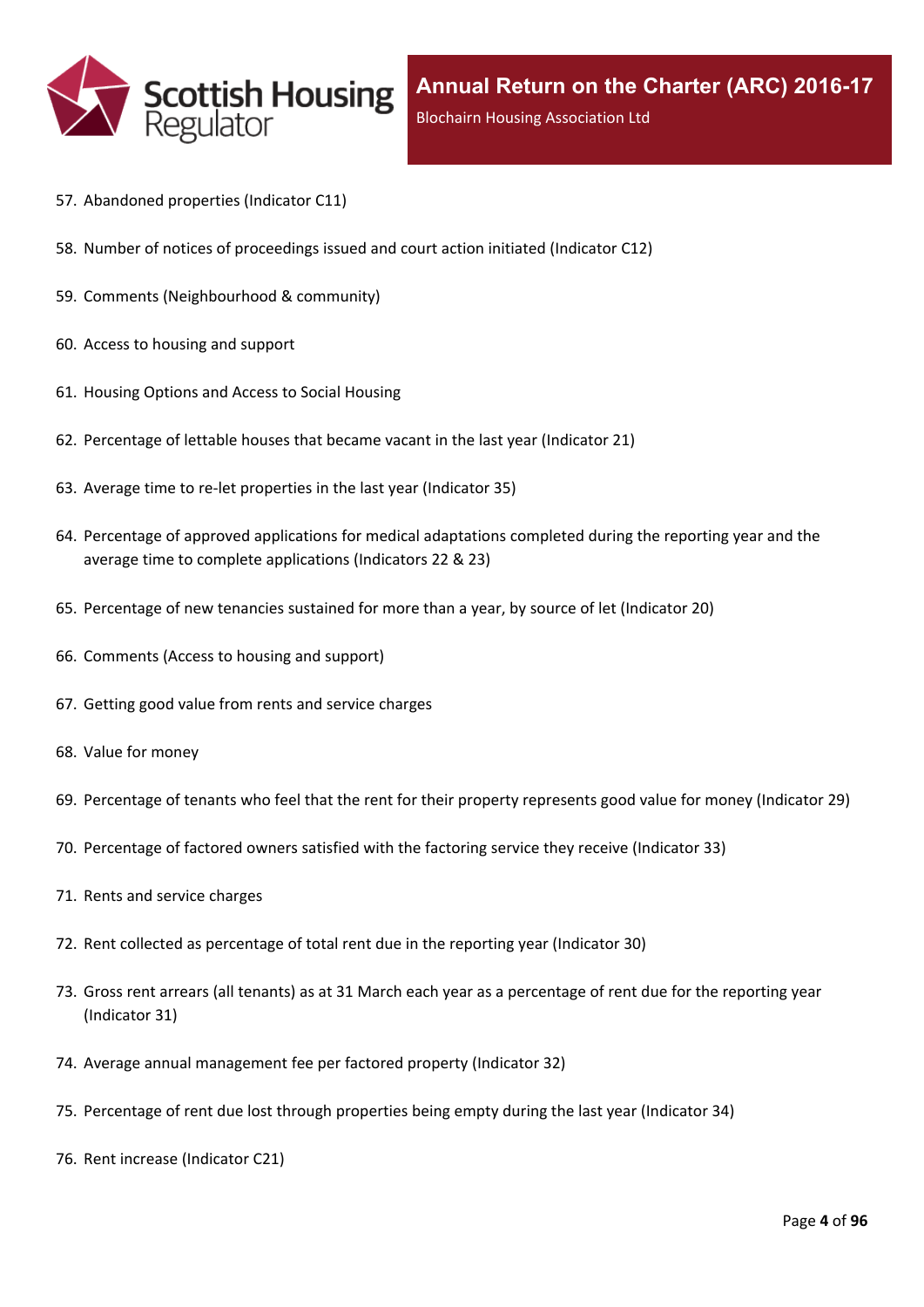57. Abandoned properties (Indicator C11)
58. Number of notices of proceedings issued and court action initiated (Indicator C12)
59. Comments (Neighbourhood & community)
60. Access to housing and support
61. Housing Options and Access to Social Housing
62. Percentage of lettable houses that became vacant in the last year (Indicator 21)
63. Average time to re-let properties in the last year (Indicator 35)
64. Percentage of approved applications for medical adaptations completed during the reporting year and the average time to complete applications (Indicators 22 & 23)
65. Percentage of new tenancies sustained for more than a year, by source of let (Indicator 20)
66. Comments (Access to housing and support)
67. Getting good value from rents and service charges
68. Value for money
69. Percentage of tenants who feel that the rent for their property represents good value for money (Indicator 29)
70. Percentage of factored owners satisfied with the factoring service they receive (Indicator 33)
71. Rents and service charges
72. Rent collected as percentage of total rent due in the reporting year (Indicator 30)
73. Gross rent arrears (all tenants) as at 31 March each year as a percentage of rent due for the reporting year (Indicator 31)
74. Average annual management fee per factored property (Indicator 32)
75. Percentage of rent due lost through properties being empty during the last year (Indicator 34)
76. Rent increase (Indicator C21)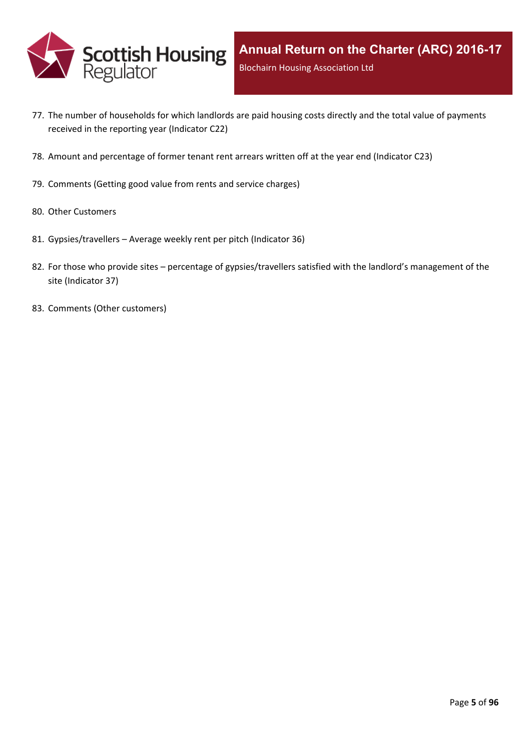77. The number of households for which landlords are paid housing costs directly and the total value of payments received in the reporting year (Indicator C22)

78. Amount and percentage of former tenant rent arrears written off at the year end (Indicator C23)

79. Comments (Getting good value from rents and service charges)

80. Other Customers

81. Gypsies/travellers – Average weekly rent per pitch (Indicator 36)

82. For those who provide sites – percentage of gypsies/travellers satisfied with the landlord's management of the site (Indicator 37)

83. Comments (Other customers)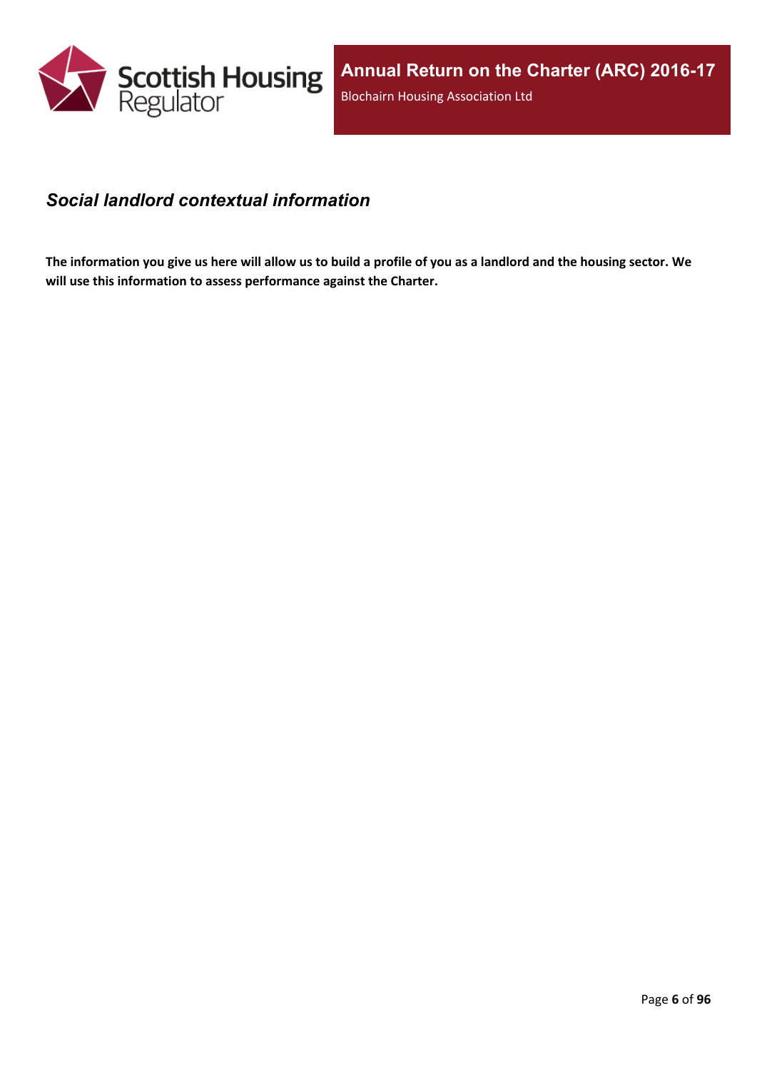## *Social landlord contextual information*

**The information you give us here will allow us to build a profile of you as a landlord and the housing sector. We will use this information to assess performance against the Charter.**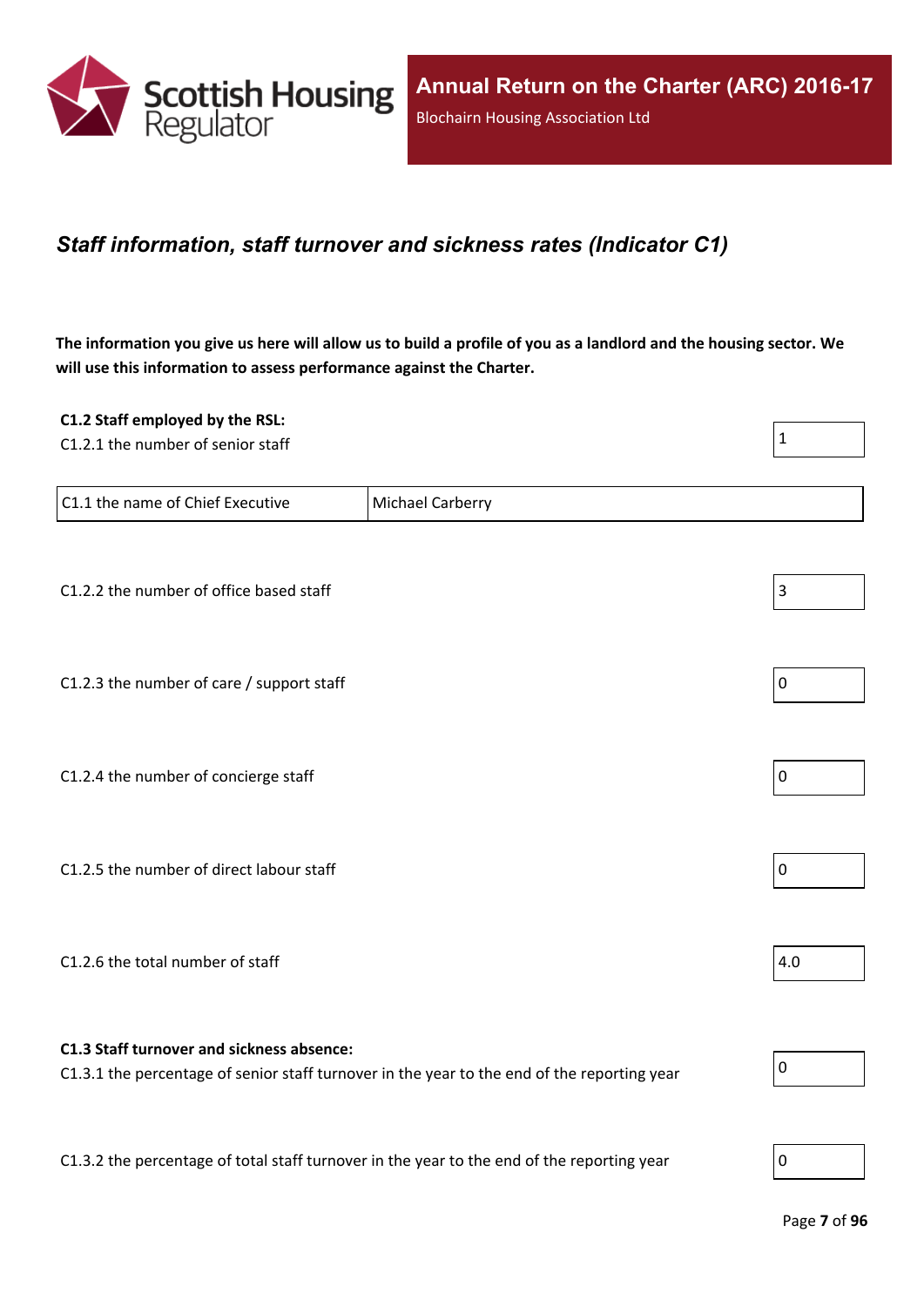## *Staff information, staff turnover and sickness rates (Indicator C1)*

**The information you give us here will allow us to build a profile of you as a landlord and the housing sector. We will use this information to assess performance against the Charter.**

**C1.2 Staff employed by the RSL:**

C1.2.1 the number of senior staff: 1

| C1.1 the name of Chief Executive | Michael Carberry |
|---|---|

C1.2.2 the number of office based staff: 3

C1.2.3 the number of care / support staff: 0

C1.2.4 the number of concierge staff: 0

C1.2.5 the number of direct labour staff: 0

C1.2.6 the total number of staff: 4.0

**C1.3 Staff turnover and sickness absence:**

C1.3.1 the percentage of senior staff turnover in the year to the end of the reporting year: 0

C1.3.2 the percentage of total staff turnover in the year to the end of the reporting year: 0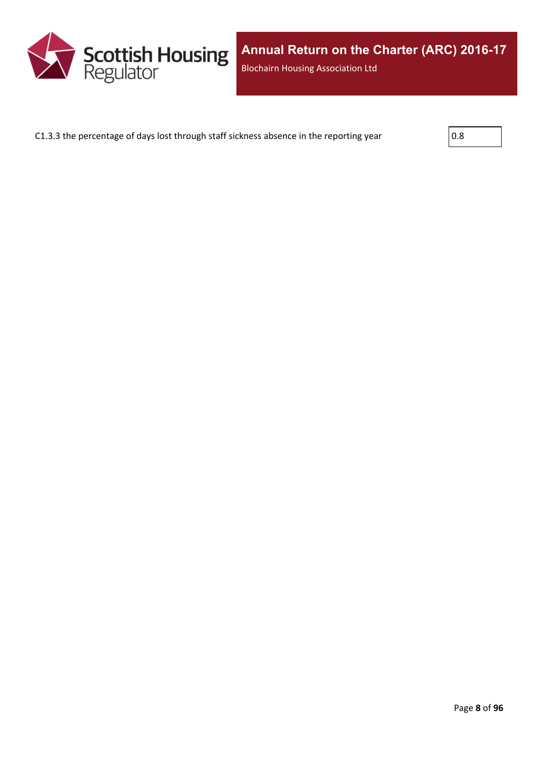C1.3.3 the percentage of days lost through staff sickness absence in the reporting year

| 0.8 |
|---|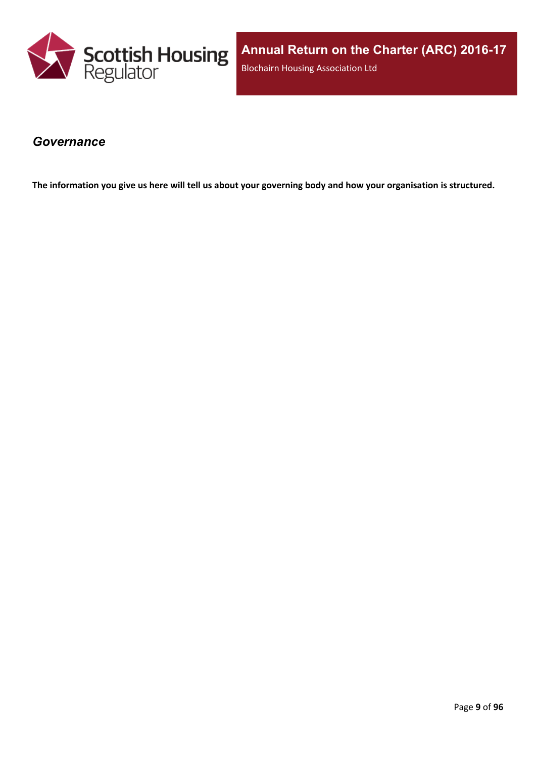## *Governance*

**The information you give us here will tell us about your governing body and how your organisation is structured.**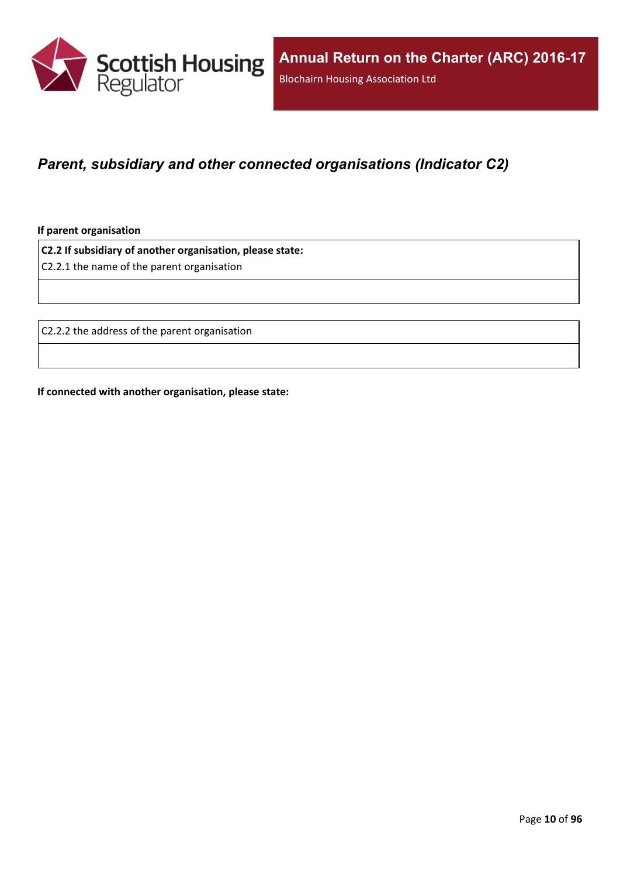## *Parent, subsidiary and other connected organisations (Indicator C2)*

**If parent organisation**

| **C2.2 If subsidiary of another organisation, please state:**<br>C2.2.1 the name of the parent organisation |
|---|
| |

| C2.2.2 the address of the parent organisation |
|---|
| |

**If connected with another organisation, please state:**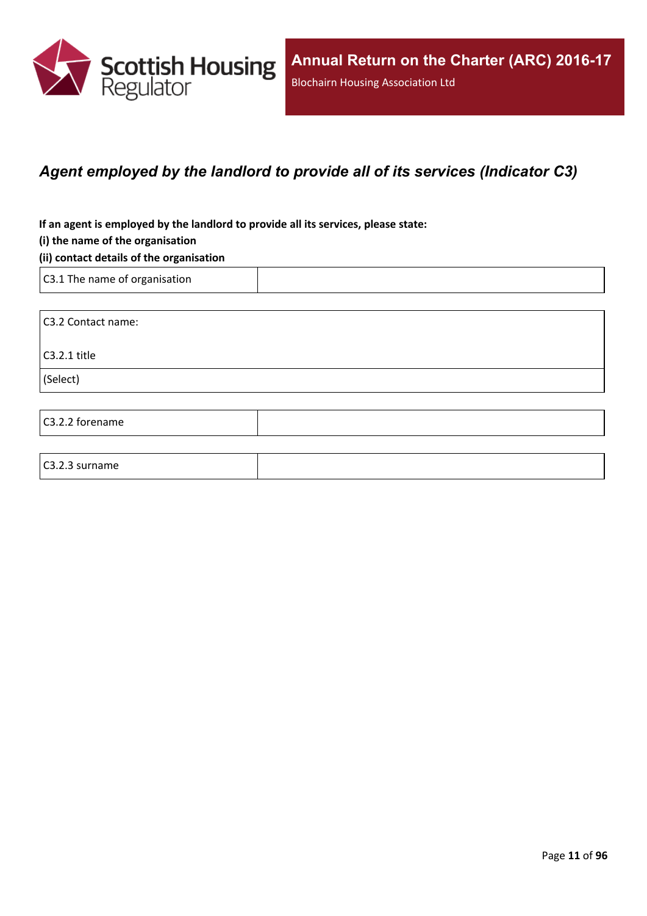# Annual Return on the Charter (ARC) 2016-17

Blochairn Housing Association Ltd

## *Agent employed by the landlord to provide all of its services (Indicator C3)*

**If an agent is employed by the landlord to provide all its services, please state:**

**(i) the name of the organisation**

**(ii) contact details of the organisation**

| C3.1 The name of organisation | |
|---|---|

| C3.2 Contact name: |
|---|
| C3.2.1 title |
| (Select) |

| C3.2.2 forename | |
|---|---|

| C3.2.3 surname | |
|---|---|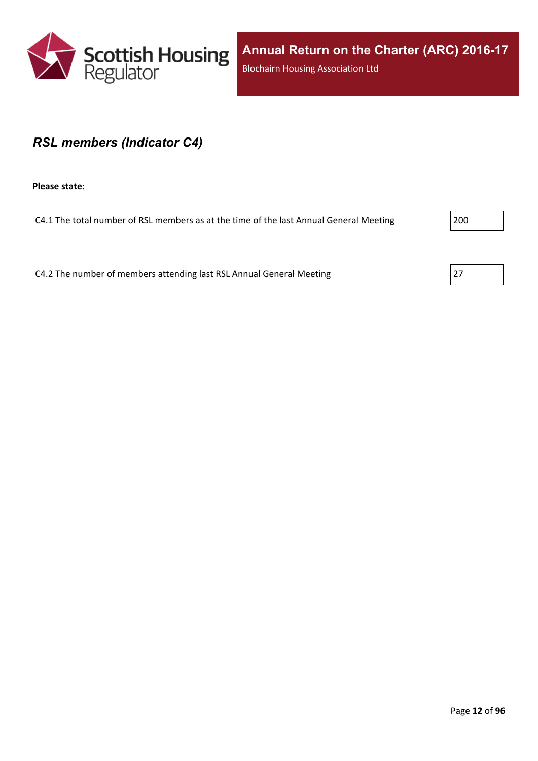## *RSL members (Indicator C4)*

**Please state:**

C4.1 The total number of RSL members as at the time of the last Annual General Meeting: 200

C4.2 The number of members attending last RSL Annual General Meeting: 27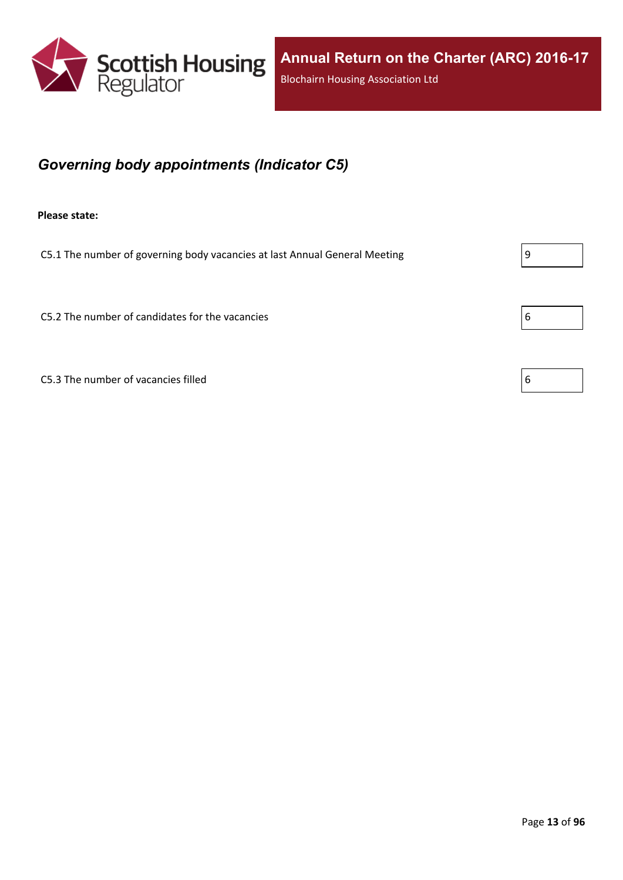## *Governing body appointments (Indicator C5)*

**Please state:**

| | |
|---|---|
| C5.1 The number of governing body vacancies at last Annual General Meeting | 9 |
| C5.2 The number of candidates for the vacancies | 6 |
| C5.3 The number of vacancies filled | 6 |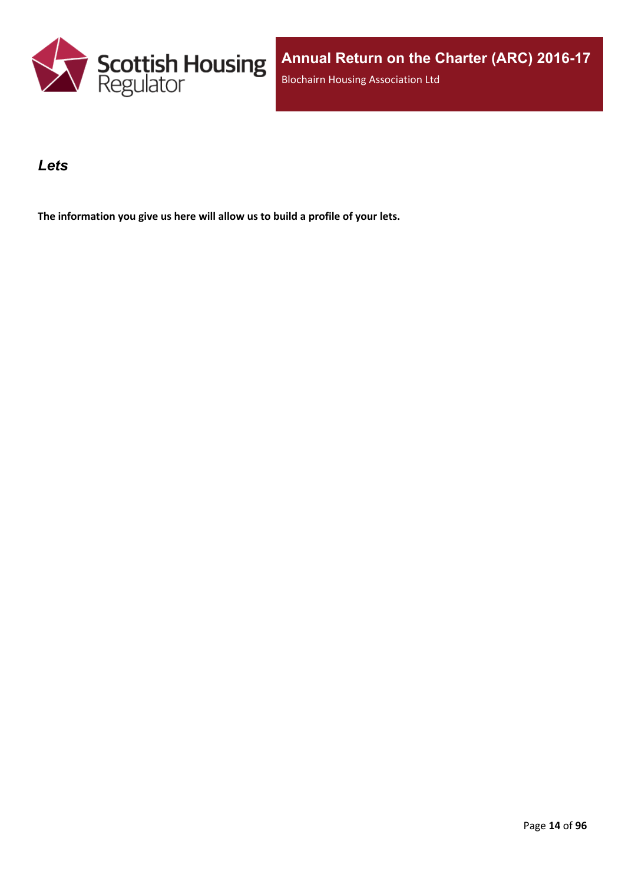## *Lets*

**The information you give us here will allow us to build a profile of your lets.**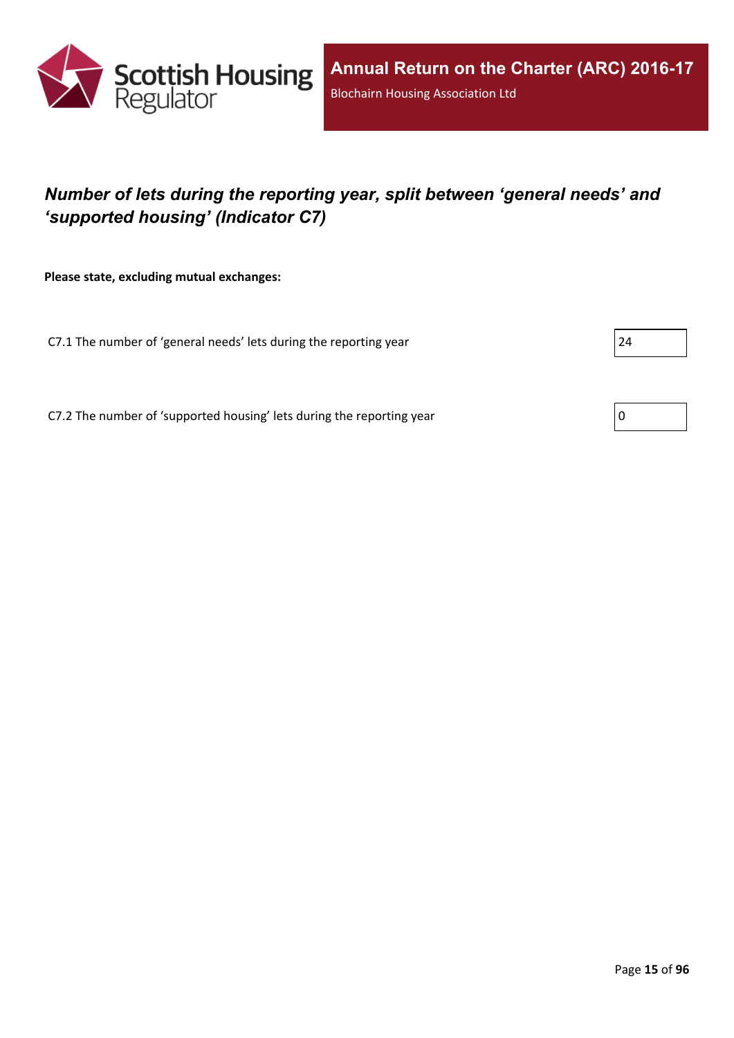## *Number of lets during the reporting year, split between ‘general needs’ and ‘supported housing’ (Indicator C7)*

**Please state, excluding mutual exchanges:**

| | |
|---|---|
| C7.1 The number of ‘general needs’ lets during the reporting year | 24 |
| C7.2 The number of ‘supported housing’ lets during the reporting year | 0 |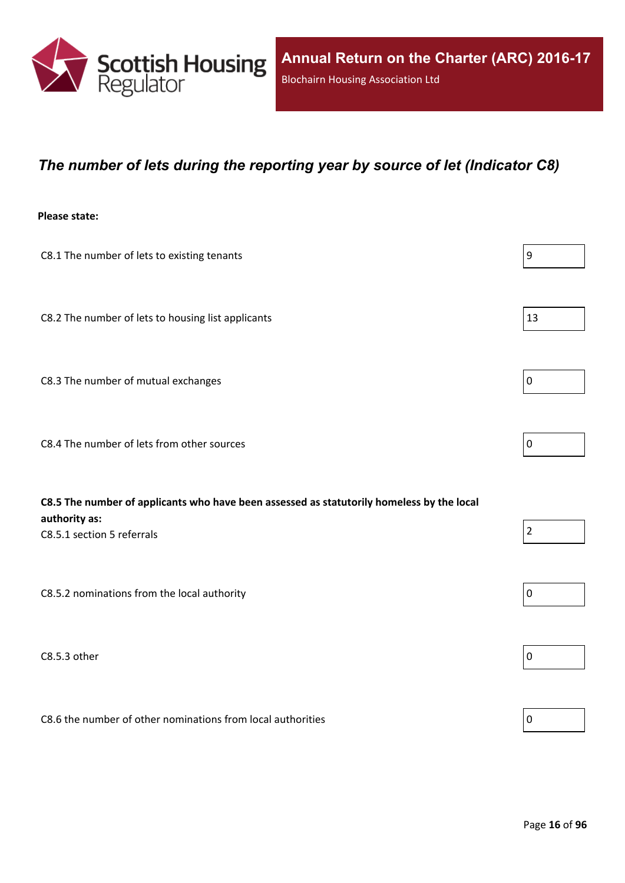# *The number of lets during the reporting year by source of let (Indicator C8)*

**Please state:**

| | |
|---|---|
| C8.1 The number of lets to existing tenants | 9 |
| C8.2 The number of lets to housing list applicants | 13 |
| C8.3 The number of mutual exchanges | 0 |
| C8.4 The number of lets from other sources | 0 |
| **C8.5 The number of applicants who have been assessed as statutorily homeless by the local authority as:** C8.5.1 section 5 referrals | 2 |
| C8.5.2 nominations from the local authority | 0 |
| C8.5.3 other | 0 |
| C8.6 the number of other nominations from local authorities | 0 |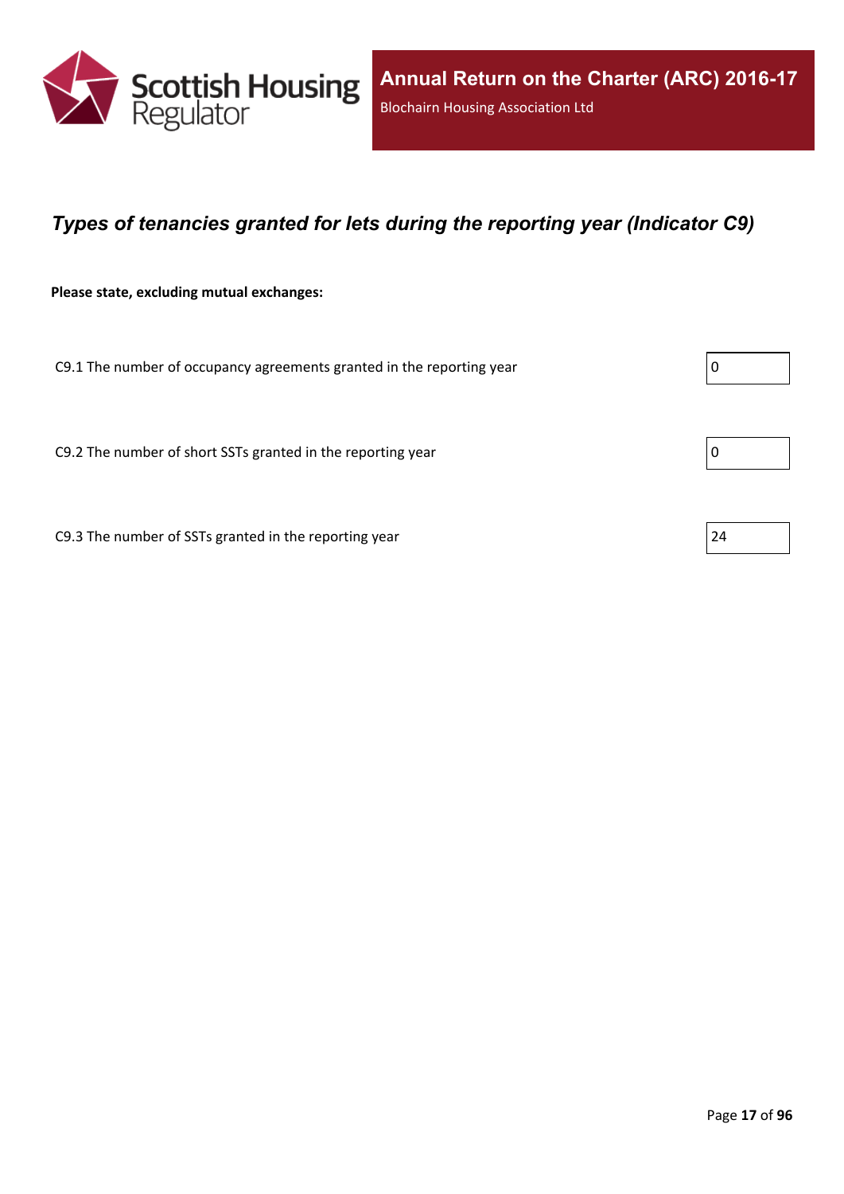## *Types of tenancies granted for lets during the reporting year (Indicator C9)*

**Please state, excluding mutual exchanges:**

| | |
|---|---|
| C9.1 The number of occupancy agreements granted in the reporting year | 0 |
| C9.2 The number of short SSTs granted in the reporting year | 0 |
| C9.3 The number of SSTs granted in the reporting year | 24 |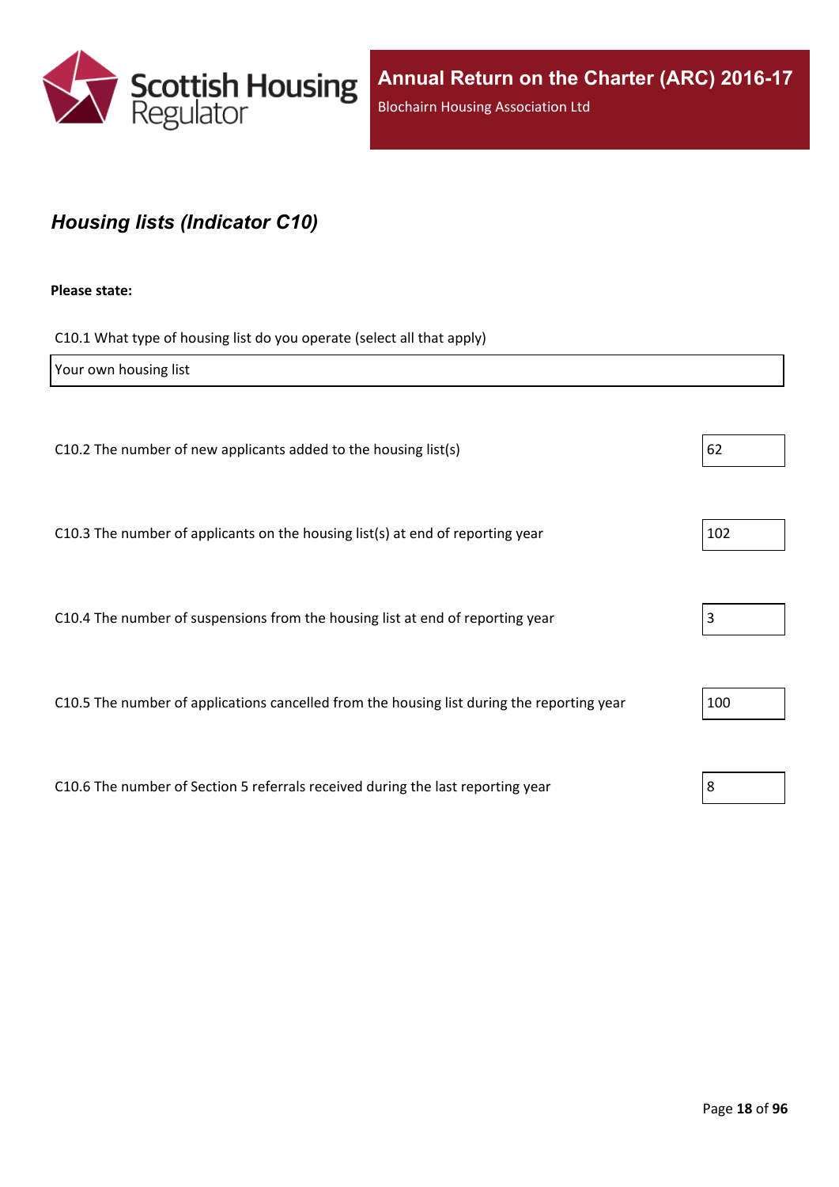## *Housing lists (Indicator C10)*

**Please state:**

C10.1 What type of housing list do you operate (select all that apply)

| Your own housing list |
|---|

| | |
|---|---|
| C10.2 The number of new applicants added to the housing list(s) | 62 |
| C10.3 The number of applicants on the housing list(s) at end of reporting year | 102 |
| C10.4 The number of suspensions from the housing list at end of reporting year | 3 |
| C10.5 The number of applications cancelled from the housing list during the reporting year | 100 |
| C10.6 The number of Section 5 referrals received during the last reporting year | 8 |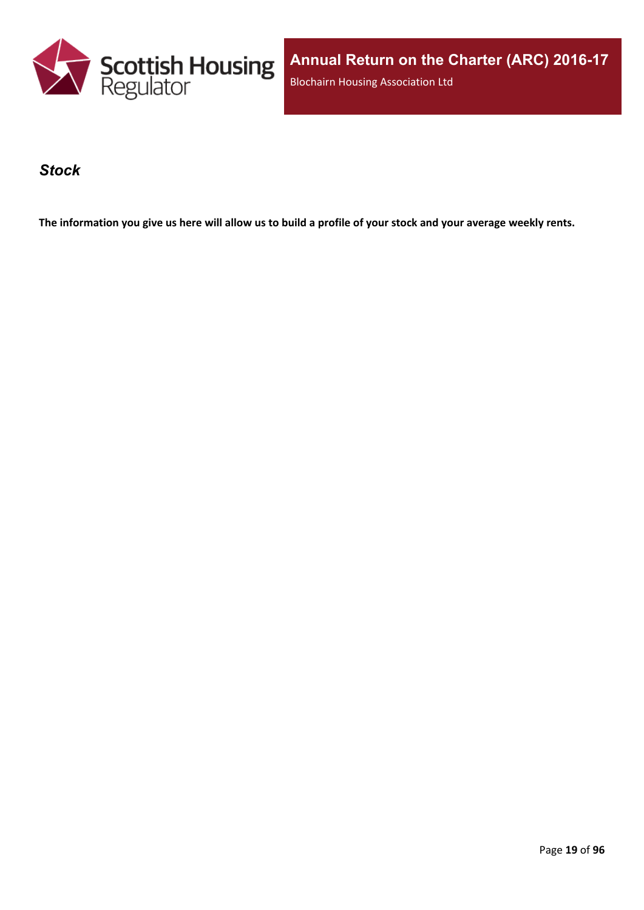## *Stock*

**The information you give us here will allow us to build a profile of your stock and your average weekly rents.**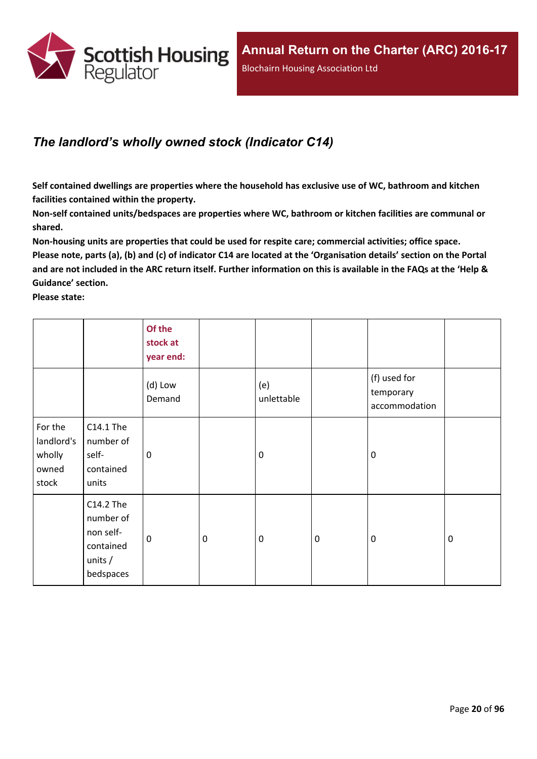## *The landlord's wholly owned stock (Indicator C14)*

**Self contained dwellings are properties where the household has exclusive use of WC, bathroom and kitchen facilities contained within the property.**

**Non-self contained units/bedspaces are properties where WC, bathroom or kitchen facilities are communal or shared.**

**Non-housing units are properties that could be used for respite care; commercial activities; office space.**

**Please note, parts (a), (b) and (c) of indicator C14 are located at the 'Organisation details' section on the Portal and are not included in the ARC return itself. Further information on this is available in the FAQs at the 'Help & Guidance' section.**

**Please state:**

| | | Of the stock at year end: | | | | | |
|---|---|---|---|---|---|---|---|
| | | (d) Low Demand | | (e) unlettable | | (f) used for temporary accommodation | |
| For the landlord's wholly owned stock | C14.1 The number of self-contained units | 0 | | 0 | | 0 | |
| | C14.2 The number of non self-contained units / bedspaces | 0 | 0 | 0 | 0 | 0 | 0 |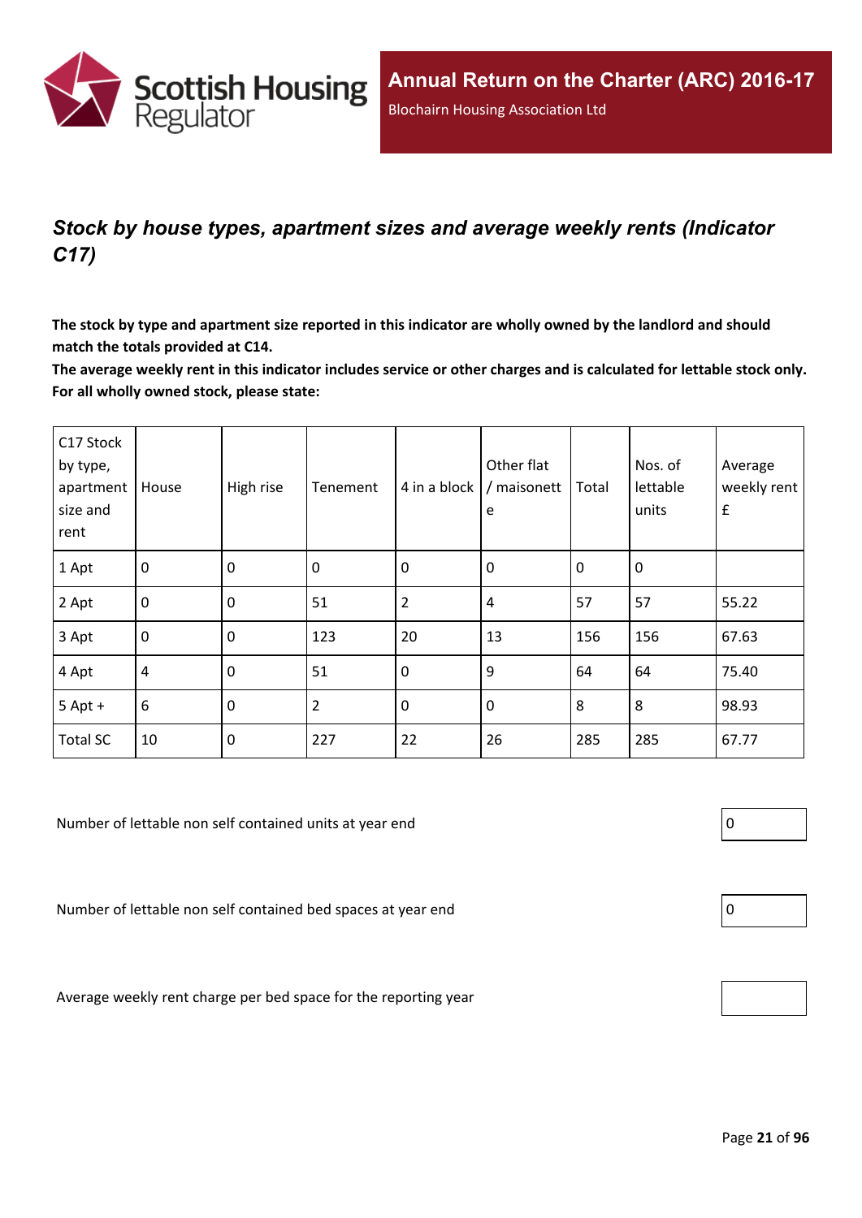## *Stock by house types, apartment sizes and average weekly rents (Indicator C17)*

**The stock by type and apartment size reported in this indicator are wholly owned by the landlord and should match the totals provided at C14.**

**The average weekly rent in this indicator includes service or other charges and is calculated for lettable stock only. For all wholly owned stock, please state:**

| C17 Stock by type, apartment size and rent | House | High rise | Tenement | 4 in a block | Other flat / maisonette | Total | Nos. of lettable units | Average weekly rent £ |
|---|---|---|---|---|---|---|---|---|
| 1 Apt | 0 | 0 | 0 | 0 | 0 | 0 | 0 | |
| 2 Apt | 0 | 0 | 51 | 2 | 4 | 57 | 57 | 55.22 |
| 3 Apt | 0 | 0 | 123 | 20 | 13 | 156 | 156 | 67.63 |
| 4 Apt | 4 | 0 | 51 | 0 | 9 | 64 | 64 | 75.40 |
| 5 Apt + | 6 | 0 | 2 | 0 | 0 | 8 | 8 | 98.93 |
| Total SC | 10 | 0 | 227 | 22 | 26 | 285 | 285 | 67.77 |

Number of lettable non self contained units at year end: 0

Number of lettable non self contained bed spaces at year end: 0

Average weekly rent charge per bed space for the reporting year: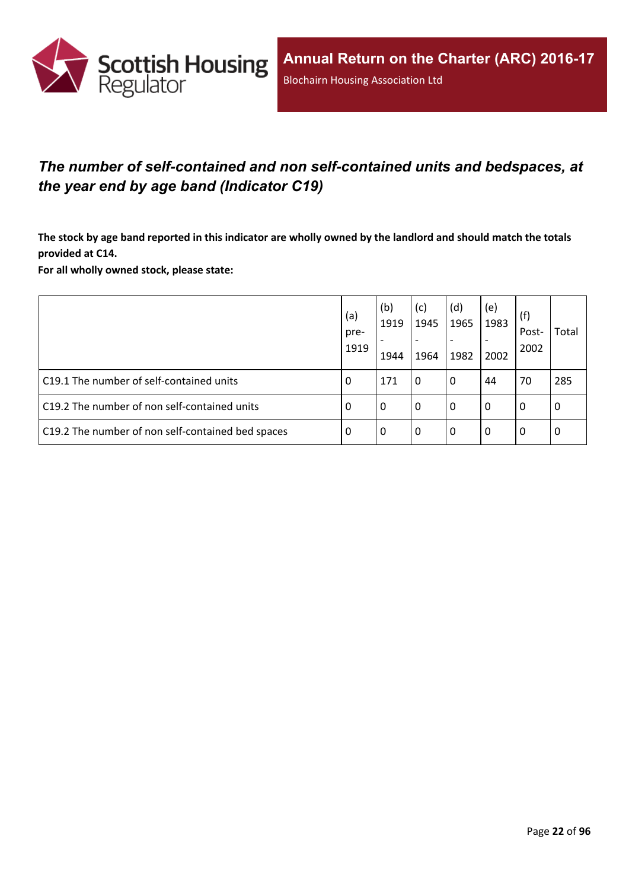## *The number of self-contained and non self-contained units and bedspaces, at the year end by age band (Indicator C19)*

**The stock by age band reported in this indicator are wholly owned by the landlord and should match the totals provided at C14.**

**For all wholly owned stock, please state:**

| | (a) pre-1919 | (b) 1919 - 1944 | (c) 1945 - 1964 | (d) 1965 - 1982 | (e) 1983 - 2002 | (f) Post-2002 | Total |
|---|---|---|---|---|---|---|---|
| C19.1 The number of self-contained units | 0 | 171 | 0 | 0 | 44 | 70 | 285 |
| C19.2 The number of non self-contained units | 0 | 0 | 0 | 0 | 0 | 0 | 0 |
| C19.2 The number of non self-contained bed spaces | 0 | 0 | 0 | 0 | 0 | 0 | 0 |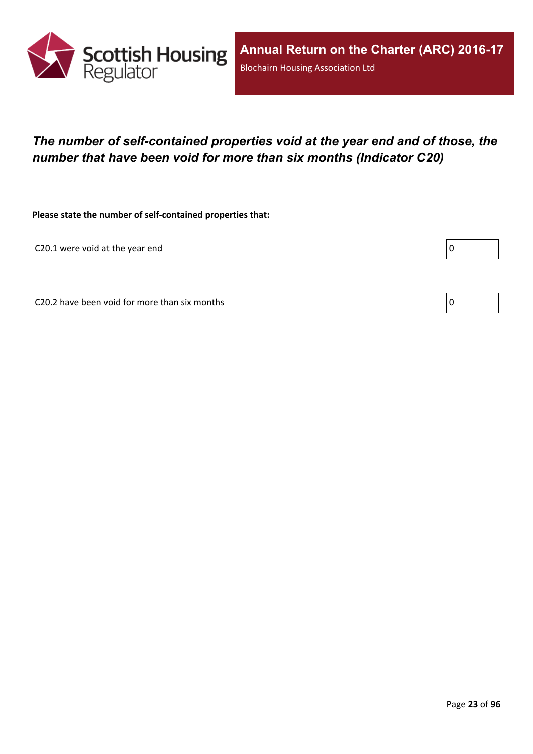## *The number of self-contained properties void at the year end and of those, the number that have been void for more than six months (Indicator C20)*

**Please state the number of self-contained properties that:**

C20.1 were void at the year end: 0

C20.2 have been void for more than six months: 0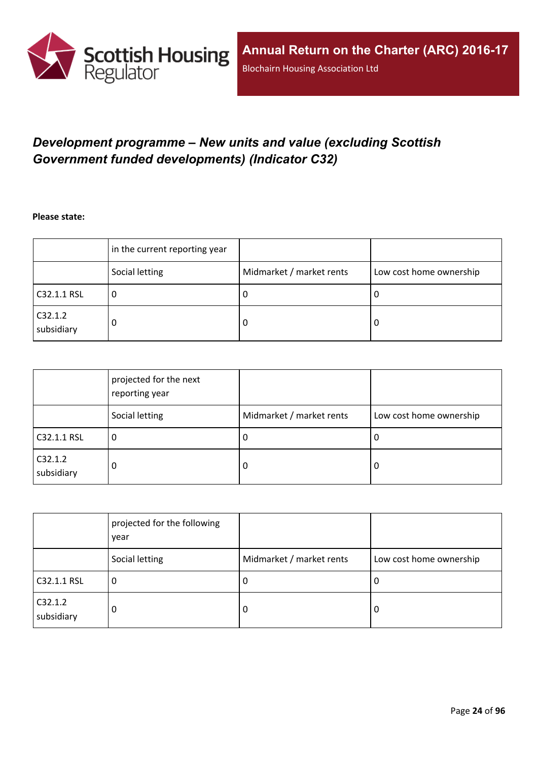## *Development programme – New units and value (excluding Scottish Government funded developments) (Indicator C32)*

**Please state:**

| | in the current reporting year | | |
|---|---|---|---|
| | Social letting | Midmarket / market rents | Low cost home ownership |
| C32.1.1 RSL | 0 | 0 | 0 |
| C32.1.2 subsidiary | 0 | 0 | 0 |

| | projected for the next reporting year | | |
|---|---|---|---|
| | Social letting | Midmarket / market rents | Low cost home ownership |
| C32.1.1 RSL | 0 | 0 | 0 |
| C32.1.2 subsidiary | 0 | 0 | 0 |

| | projected for the following year | | |
|---|---|---|---|
| | Social letting | Midmarket / market rents | Low cost home ownership |
| C32.1.1 RSL | 0 | 0 | 0 |
| C32.1.2 subsidiary | 0 | 0 | 0 |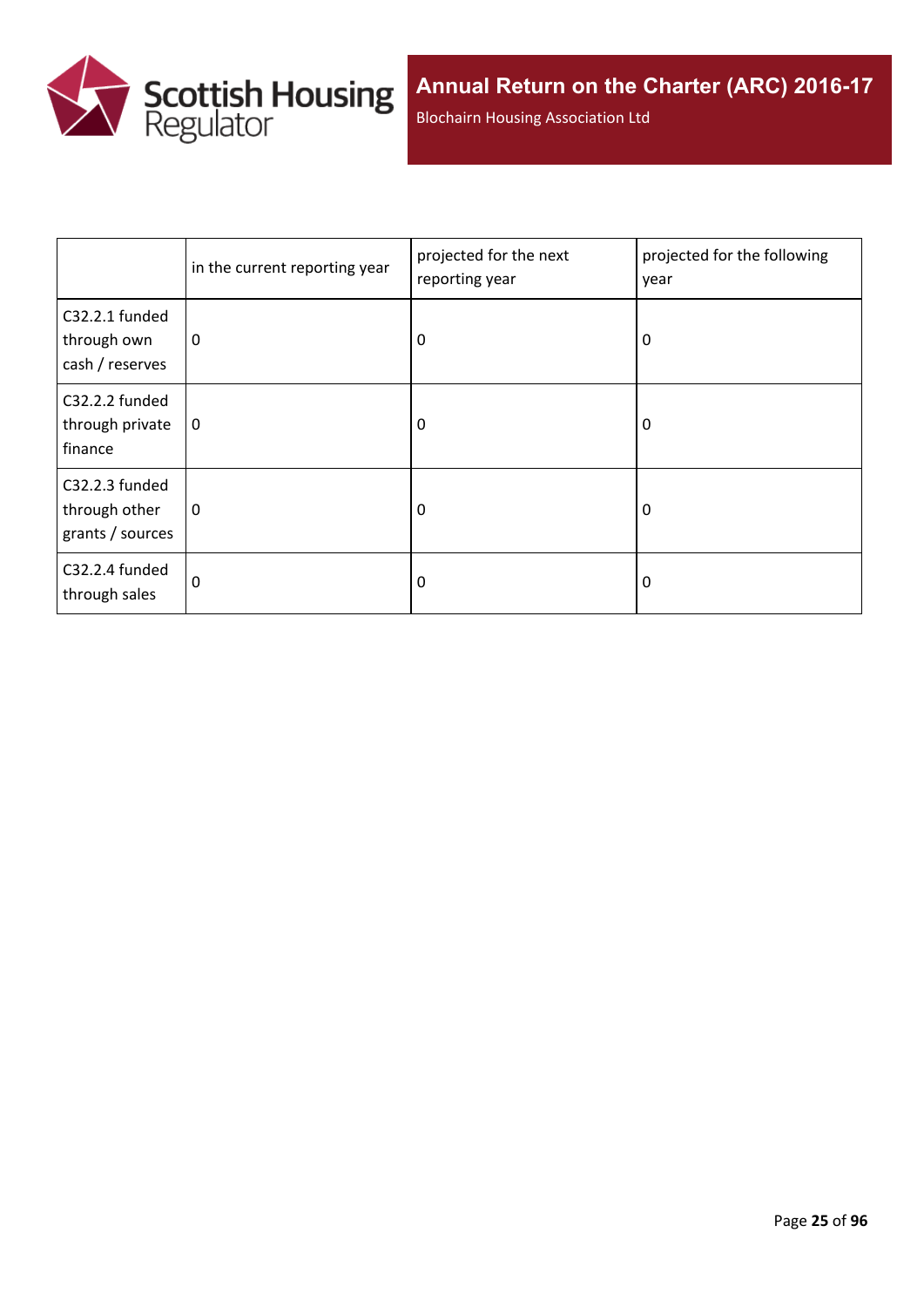| | in the current reporting year | projected for the next reporting year | projected for the following year |
|---|---|---|---|
| C32.2.1 funded through own cash / reserves | 0 | 0 | 0 |
| C32.2.2 funded through private finance | 0 | 0 | 0 |
| C32.2.3 funded through other grants / sources | 0 | 0 | 0 |
| C32.2.4 funded through sales | 0 | 0 | 0 |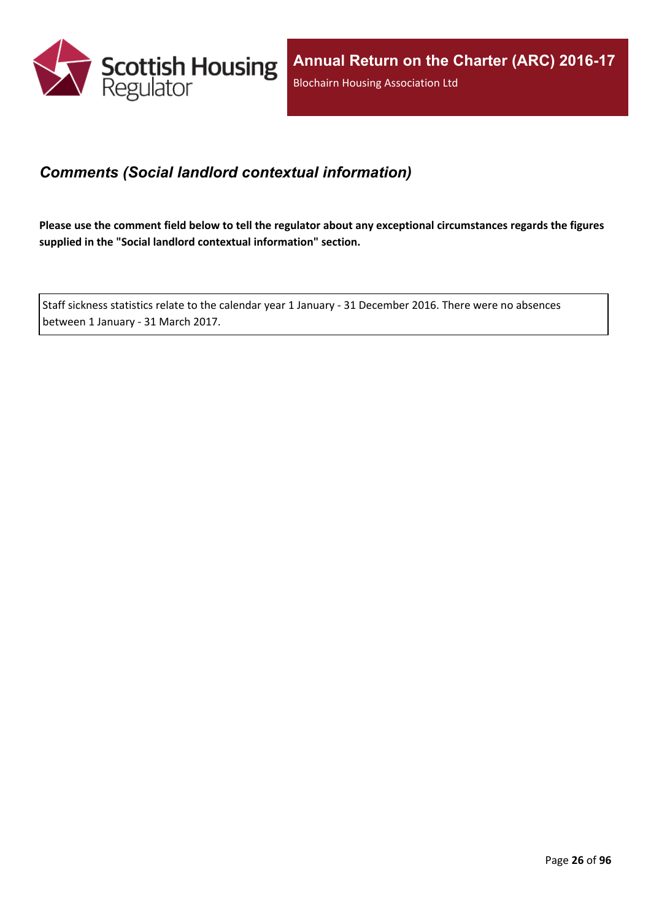## *Comments (Social landlord contextual information)*

**Please use the comment field below to tell the regulator about any exceptional circumstances regards the figures supplied in the "Social landlord contextual information" section.**

| Staff sickness statistics relate to the calendar year 1 January - 31 December 2016. There were no absences between 1 January - 31 March 2017. |
|---|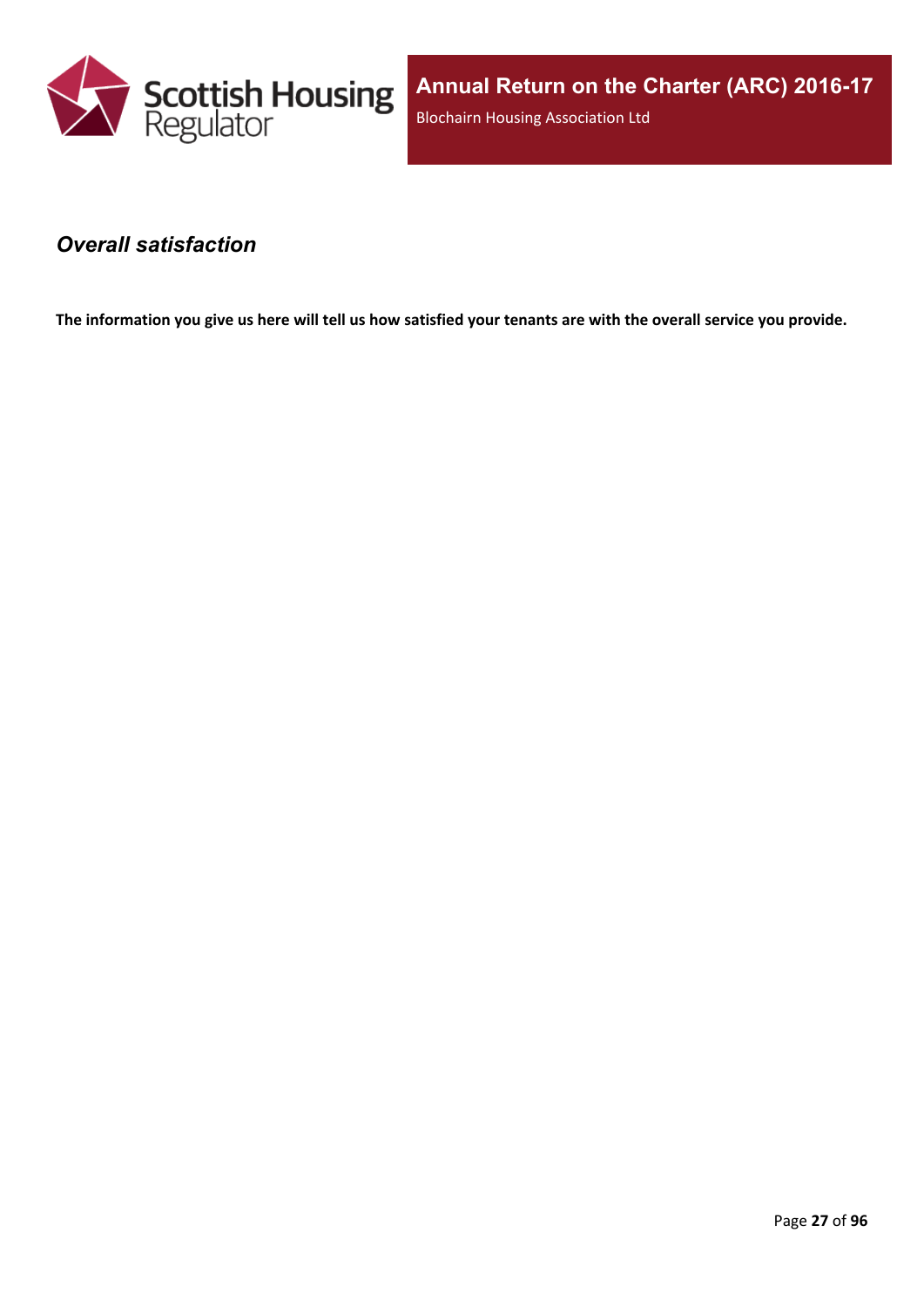## *Overall satisfaction*

**The information you give us here will tell us how satisfied your tenants are with the overall service you provide.**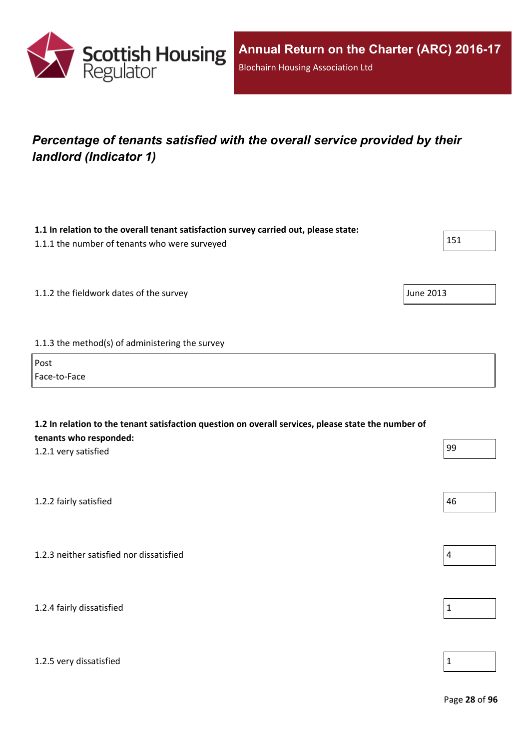## *Percentage of tenants satisfied with the overall service provided by their landlord (Indicator 1)*

**1.1 In relation to the overall tenant satisfaction survey carried out, please state:**

1.1.1 the number of tenants who were surveyed

151

1.1.2 the fieldwork dates of the survey

June 2013

1.1.3 the method(s) of administering the survey

Post
Face-to-Face

**1.2 In relation to the tenant satisfaction question on overall services, please state the number of tenants who responded:**

1.2.1 very satisfied

99

1.2.2 fairly satisfied

46

1.2.3 neither satisfied nor dissatisfied

4

1.2.4 fairly dissatisfied

1

1.2.5 very dissatisfied

1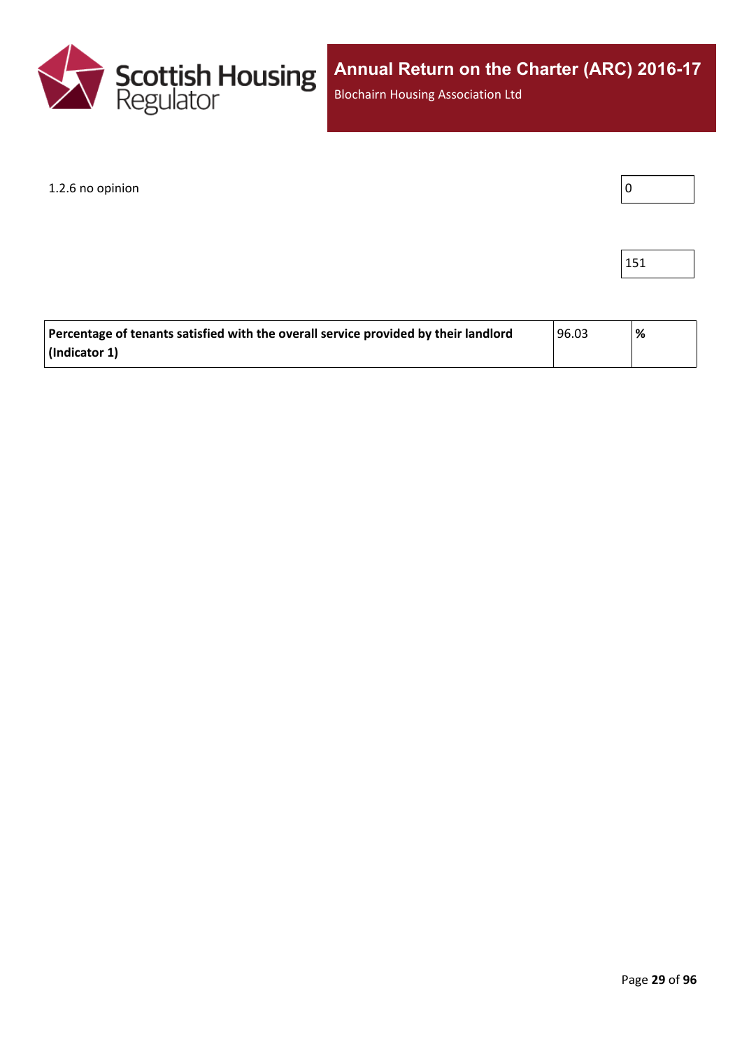1.2.6 no opinion

| 0 |
|---|

| 151 |
|---|

| **Percentage of tenants satisfied with the overall service provided by their landlord (Indicator 1)** | 96.03 | **%** |
|---|---|---|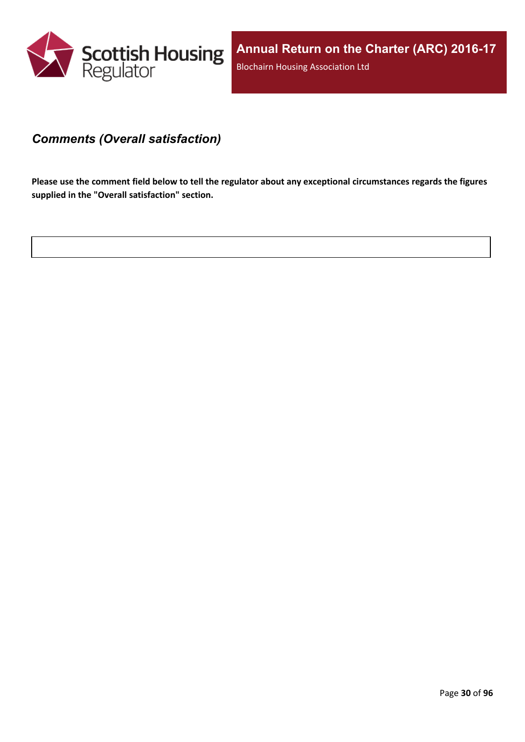## *Comments (Overall satisfaction)*

**Please use the comment field below to tell the regulator about any exceptional circumstances regards the figures supplied in the "Overall satisfaction" section.**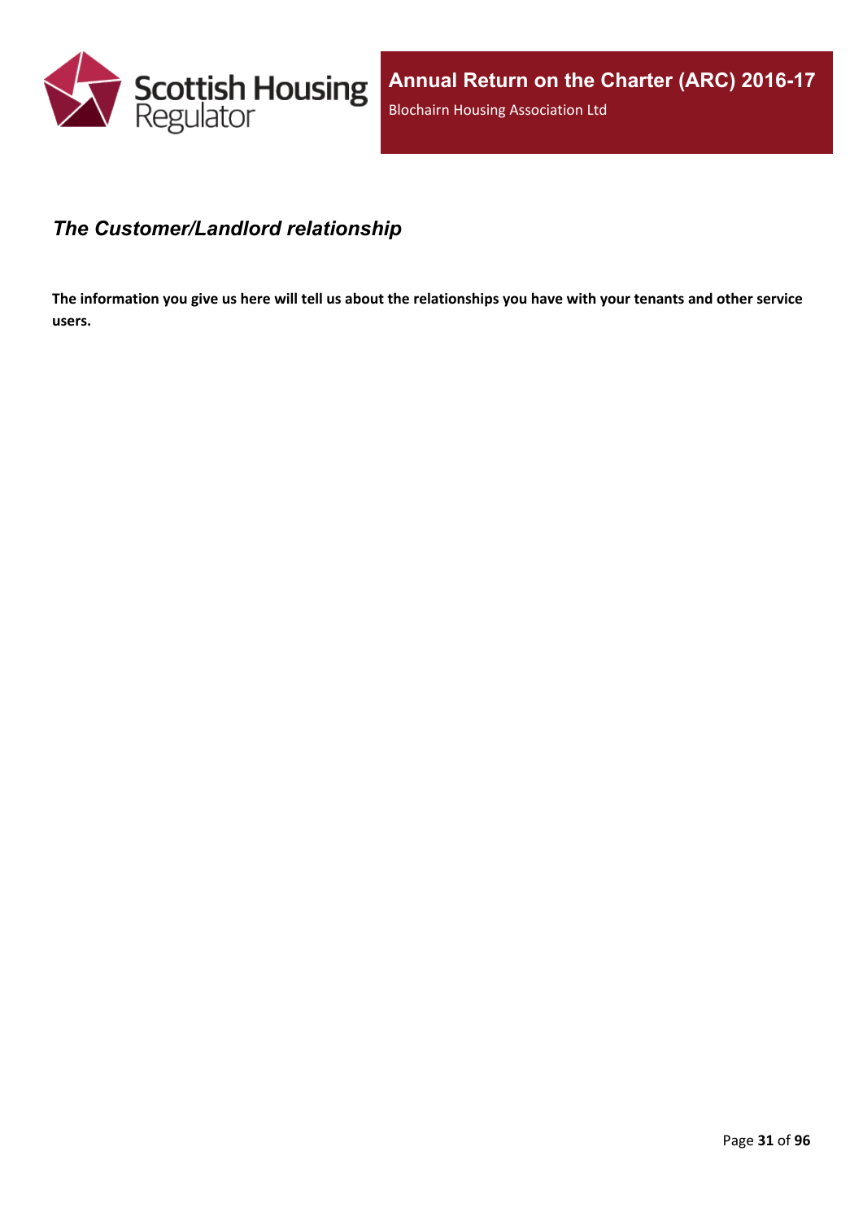## *The Customer/Landlord relationship*

**The information you give us here will tell us about the relationships you have with your tenants and other service users.**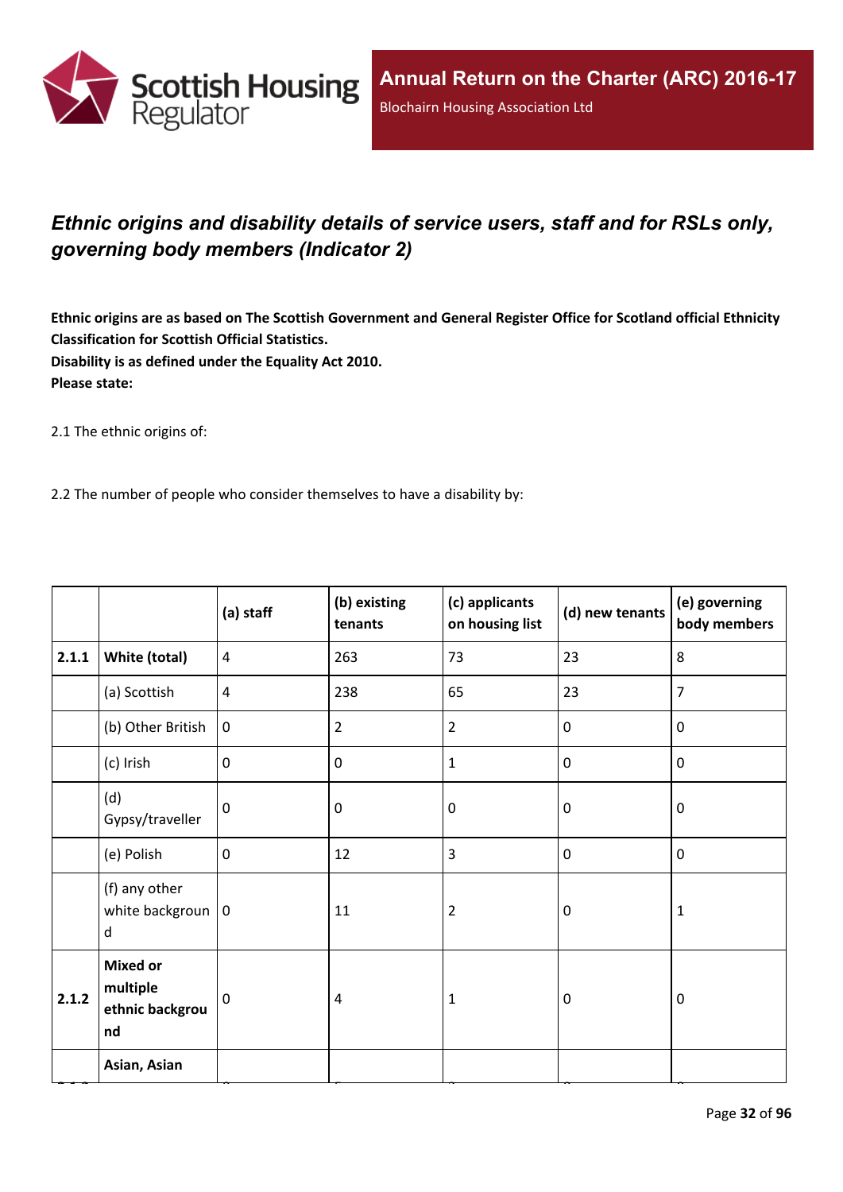## *Ethnic origins and disability details of service users, staff and for RSLs only, governing body members (Indicator 2)*

**Ethnic origins are as based on The Scottish Government and General Register Office for Scotland official Ethnicity Classification for Scottish Official Statistics.**
**Disability is as defined under the Equality Act 2010.**
**Please state:**

2.1 The ethnic origins of:

2.2 The number of people who consider themselves to have a disability by:

| | | (a) staff | (b) existing tenants | (c) applicants on housing list | (d) new tenants | (e) governing body members |
|---|---|---|---|---|---|---|
| 2.1.1 | **White (total)** | 4 | 263 | 73 | 23 | 8 |
| | (a) Scottish | 4 | 238 | 65 | 23 | 7 |
| | (b) Other British | 0 | 2 | 2 | 0 | 0 |
| | (c) Irish | 0 | 0 | 1 | 0 | 0 |
| | (d) Gypsy/traveller | 0 | 0 | 0 | 0 | 0 |
| | (e) Polish | 0 | 12 | 3 | 0 | 0 |
| | (f) any other white background | 0 | 11 | 2 | 0 | 1 |
| 2.1.2 | **Mixed or multiple ethnic background** | 0 | 4 | 1 | 0 | 0 |
| | **Asian, Asian** | | | | | |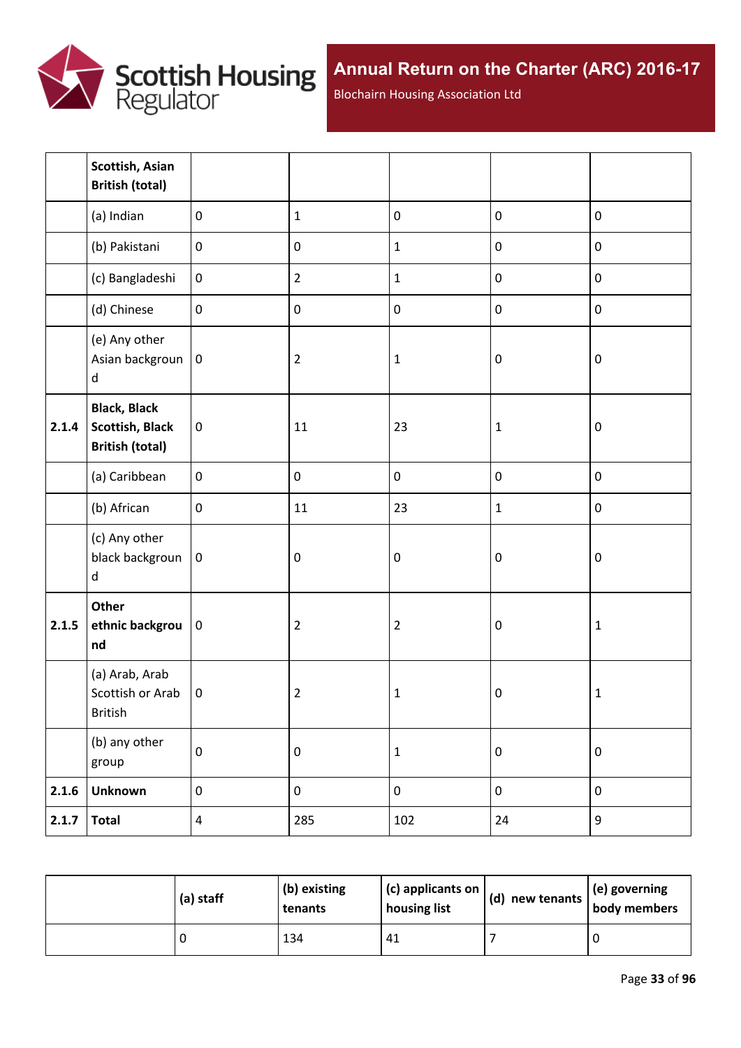|  | Scottish, Asian British (total) |  |  |  |  |  |
|---|---|---|---|---|---|---|
|  | (a) Indian | 0 | 1 | 0 | 0 | 0 |
|  | (b) Pakistani | 0 | 0 | 1 | 0 | 0 |
|  | (c) Bangladeshi | 0 | 2 | 1 | 0 | 0 |
|  | (d) Chinese | 0 | 0 | 0 | 0 | 0 |
|  | (e) Any other Asian background | 0 | 2 | 1 | 0 | 0 |
| 2.1.4 | **Black, Black Scottish, Black British (total)** | 0 | 11 | 23 | 1 | 0 |
|  | (a) Caribbean | 0 | 0 | 0 | 0 | 0 |
|  | (b) African | 0 | 11 | 23 | 1 | 0 |
|  | (c) Any other black background | 0 | 0 | 0 | 0 | 0 |
| 2.1.5 | **Other ethnic background** | 0 | 2 | 2 | 0 | 1 |
|  | (a) Arab, Arab Scottish or Arab British | 0 | 2 | 1 | 0 | 1 |
|  | (b) any other group | 0 | 0 | 1 | 0 | 0 |
| 2.1.6 | **Unknown** | 0 | 0 | 0 | 0 | 0 |
| 2.1.7 | **Total** | 4 | 285 | 102 | 24 | 9 |

|  | (a) staff | (b) existing tenants | (c) applicants on housing list | (d) new tenants | (e) governing body members |
|---|---|---|---|---|---|
|  | 0 | 134 | 41 | 7 | 0 |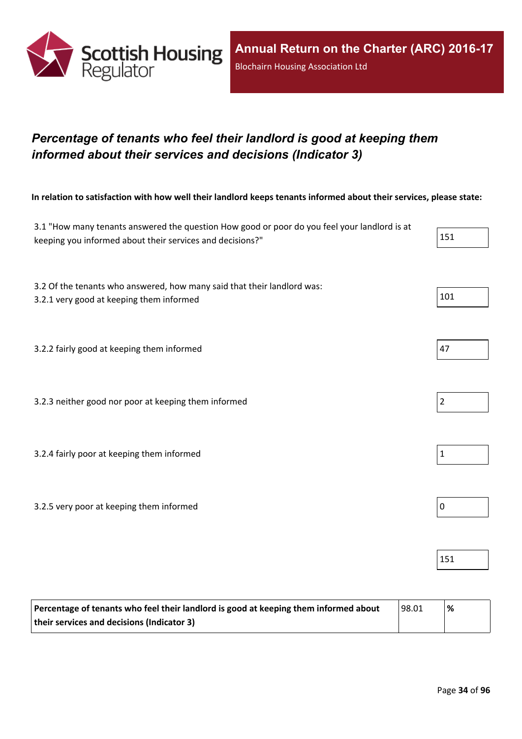## *Percentage of tenants who feel their landlord is good at keeping them informed about their services and decisions (Indicator 3)*

**In relation to satisfaction with how well their landlord keeps tenants informed about their services, please state:**

| | |
|---|---|
| 3.1 "How many tenants answered the question How good or poor do you feel your landlord is at keeping you informed about their services and decisions?" | 151 |
| 3.2 Of the tenants who answered, how many said that their landlord was:<br>3.2.1 very good at keeping them informed | 101 |
| 3.2.2 fairly good at keeping them informed | 47 |
| 3.2.3 neither good nor poor at keeping them informed | 2 |
| 3.2.4 fairly poor at keeping them informed | 1 |
| 3.2.5 very poor at keeping them informed | 0 |
| | 151 |

| | | |
|---|---|---|
| **Percentage of tenants who feel their landlord is good at keeping them informed about their services and decisions (Indicator 3)** | 98.01 | **%** |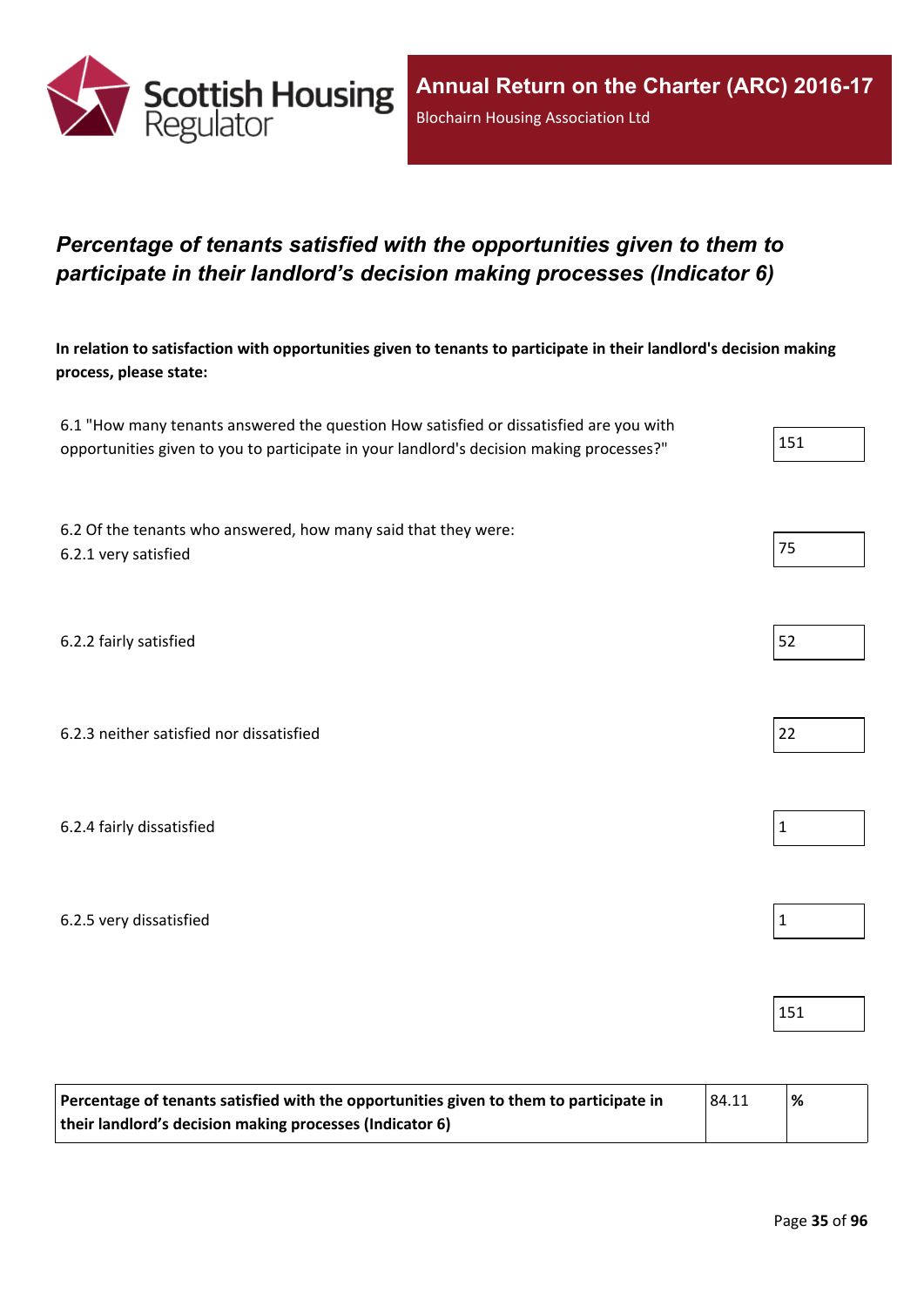## *Percentage of tenants satisfied with the opportunities given to them to participate in their landlord's decision making processes (Indicator 6)*

**In relation to satisfaction with opportunities given to tenants to participate in their landlord's decision making process, please state:**

| | |
|---|---|
| 6.1 "How many tenants answered the question How satisfied or dissatisfied are you with opportunities given to you to participate in your landlord's decision making processes?" | 151 |
| 6.2 Of the tenants who answered, how many said that they were:<br>6.2.1 very satisfied | 75 |
| 6.2.2 fairly satisfied | 52 |
| 6.2.3 neither satisfied nor dissatisfied | 22 |
| 6.2.4 fairly dissatisfied | 1 |
| 6.2.5 very dissatisfied | 1 |
| | 151 |

| | | |
|---|---|---|
| **Percentage of tenants satisfied with the opportunities given to them to participate in their landlord's decision making processes (Indicator 6)** | 84.11 | **%** |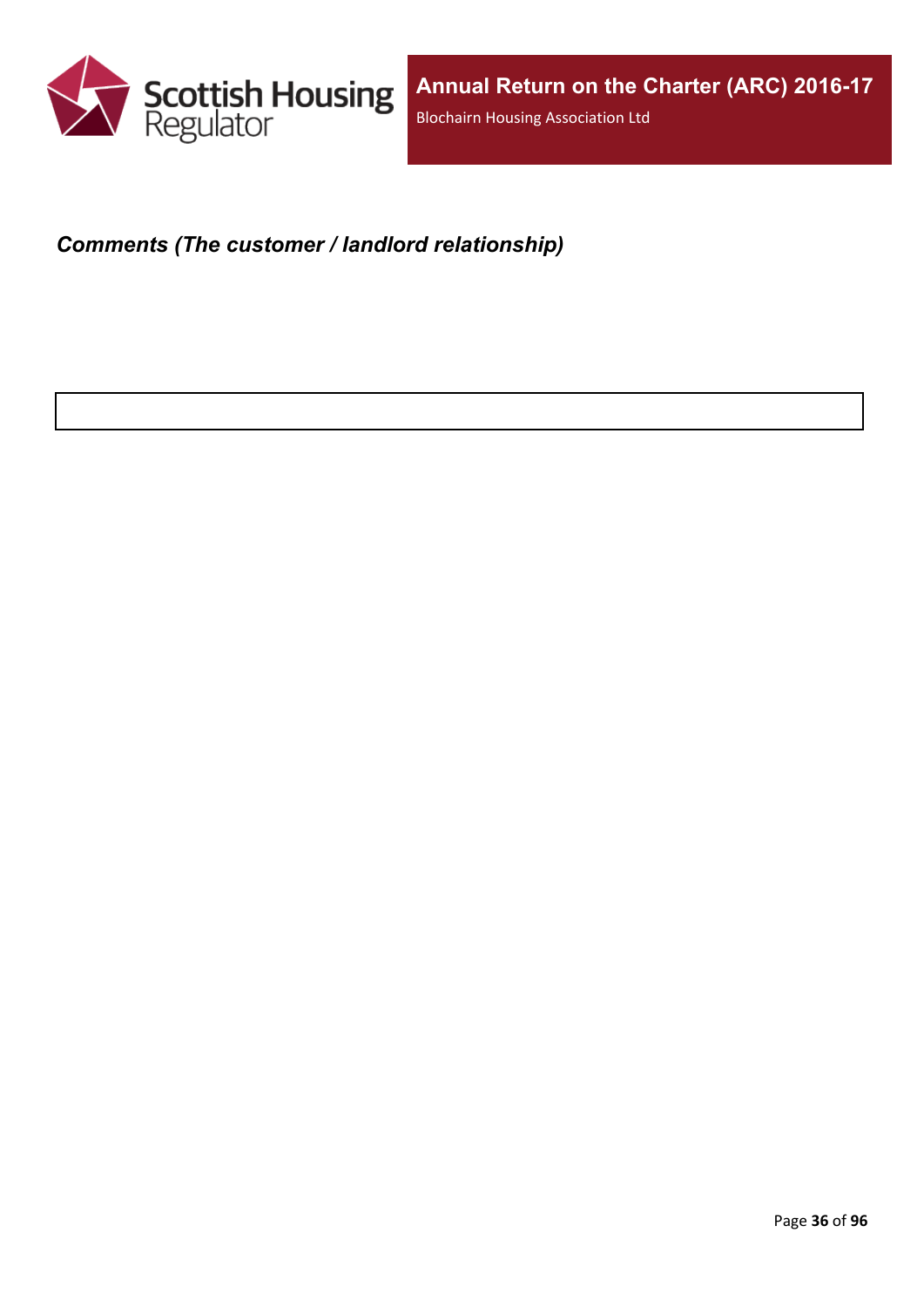***Comments (The customer / landlord relationship)***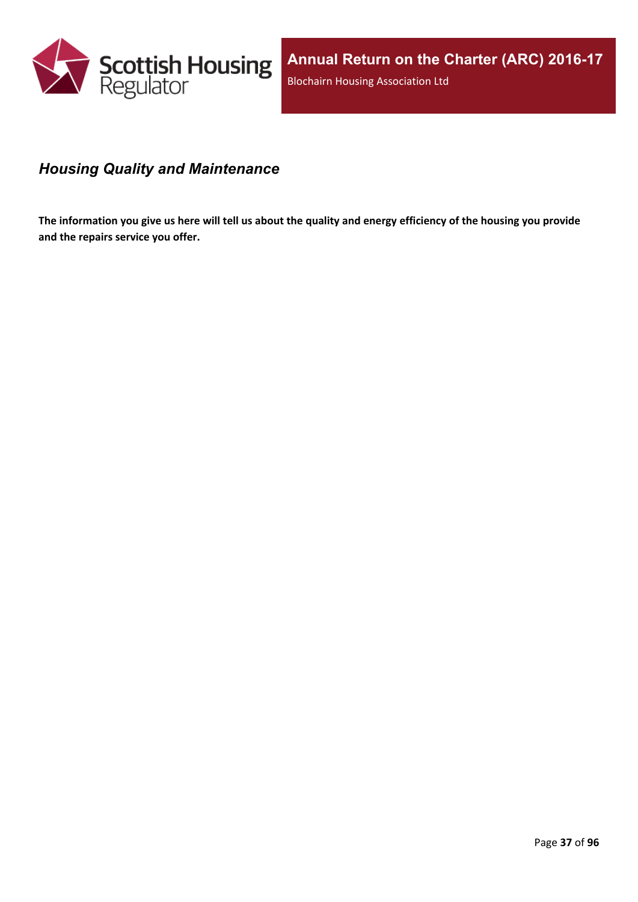## *Housing Quality and Maintenance*

**The information you give us here will tell us about the quality and energy efficiency of the housing you provide and the repairs service you offer.**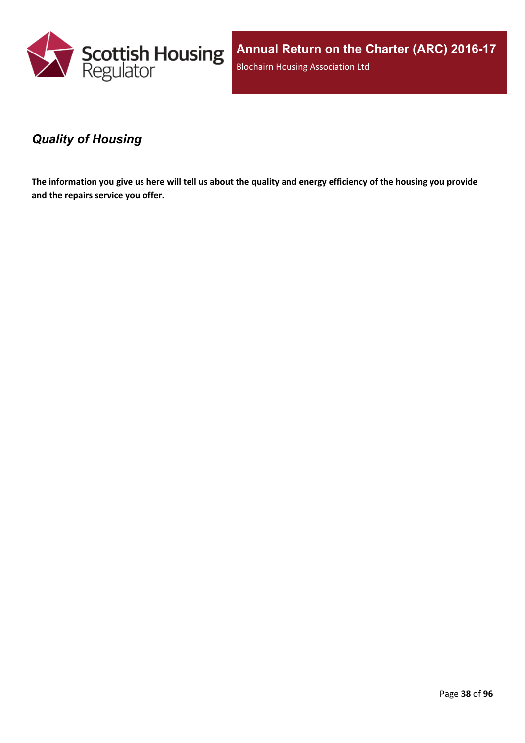## *Quality of Housing*

**The information you give us here will tell us about the quality and energy efficiency of the housing you provide and the repairs service you offer.**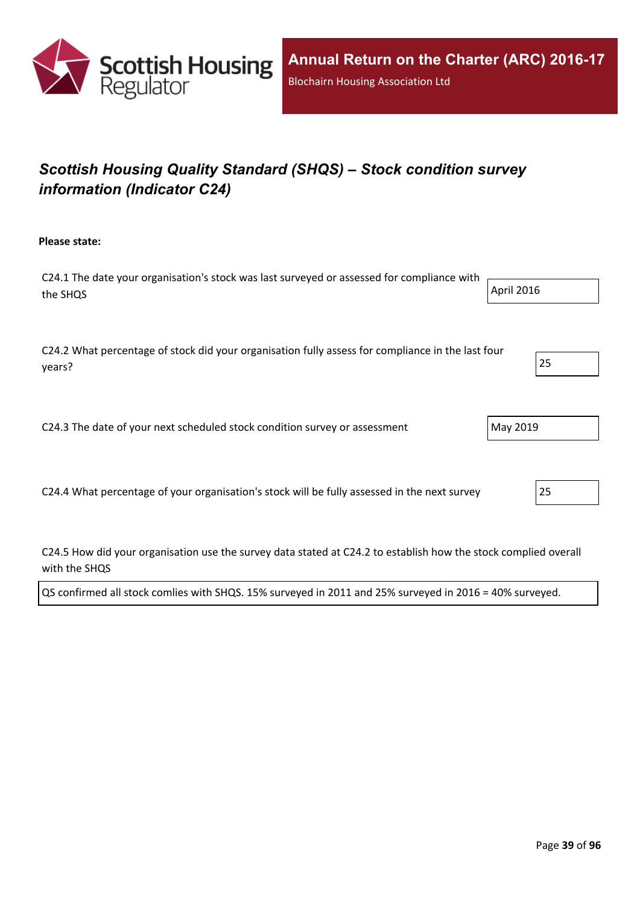## *Scottish Housing Quality Standard (SHQS) – Stock condition survey information (Indicator C24)*

**Please state:**

C24.1 The date your organisation's stock was last surveyed or assessed for compliance with the SHQS

April 2016

C24.2 What percentage of stock did your organisation fully assess for compliance in the last four years?

25

C24.3 The date of your next scheduled stock condition survey or assessment

May 2019

C24.4 What percentage of your organisation's stock will be fully assessed in the next survey

25

C24.5 How did your organisation use the survey data stated at C24.2 to establish how the stock complied overall with the SHQS

QS confirmed all stock comlies with SHQS. 15% surveyed in 2011 and 25% surveyed in 2016 = 40% surveyed.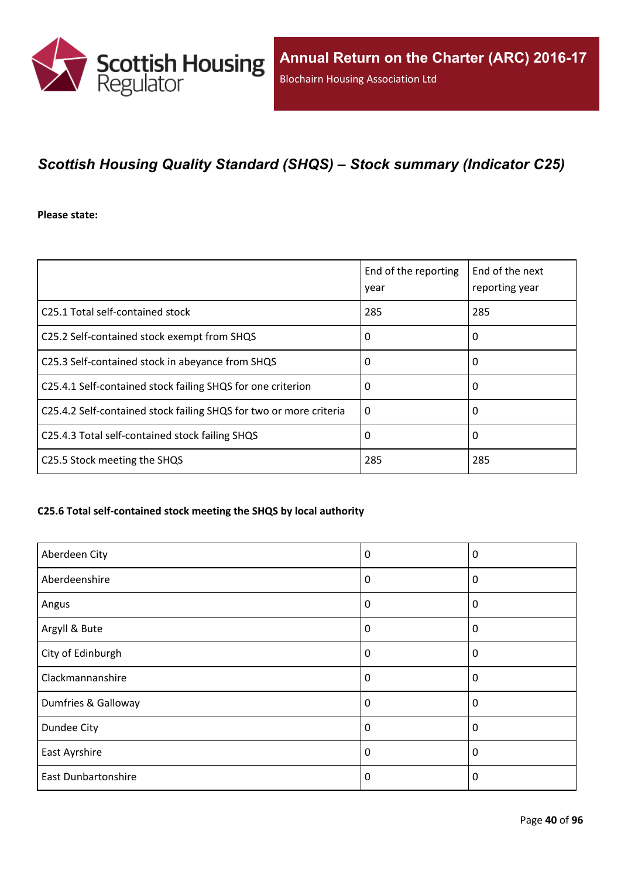## *Scottish Housing Quality Standard (SHQS) – Stock summary (Indicator C25)*

**Please state:**

| | End of the reporting year | End of the next reporting year |
|---|---|---|
| C25.1 Total self-contained stock | 285 | 285 |
| C25.2 Self-contained stock exempt from SHQS | 0 | 0 |
| C25.3 Self-contained stock in abeyance from SHQS | 0 | 0 |
| C25.4.1 Self-contained stock failing SHQS for one criterion | 0 | 0 |
| C25.4.2 Self-contained stock failing SHQS for two or more criteria | 0 | 0 |
| C25.4.3 Total self-contained stock failing SHQS | 0 | 0 |
| C25.5 Stock meeting the SHQS | 285 | 285 |

#### C25.6 Total self-contained stock meeting the SHQS by local authority

| | | |
|---|---|---|
| Aberdeen City | 0 | 0 |
| Aberdeenshire | 0 | 0 |
| Angus | 0 | 0 |
| Argyll & Bute | 0 | 0 |
| City of Edinburgh | 0 | 0 |
| Clackmannanshire | 0 | 0 |
| Dumfries & Galloway | 0 | 0 |
| Dundee City | 0 | 0 |
| East Ayrshire | 0 | 0 |
| East Dunbartonshire | 0 | 0 |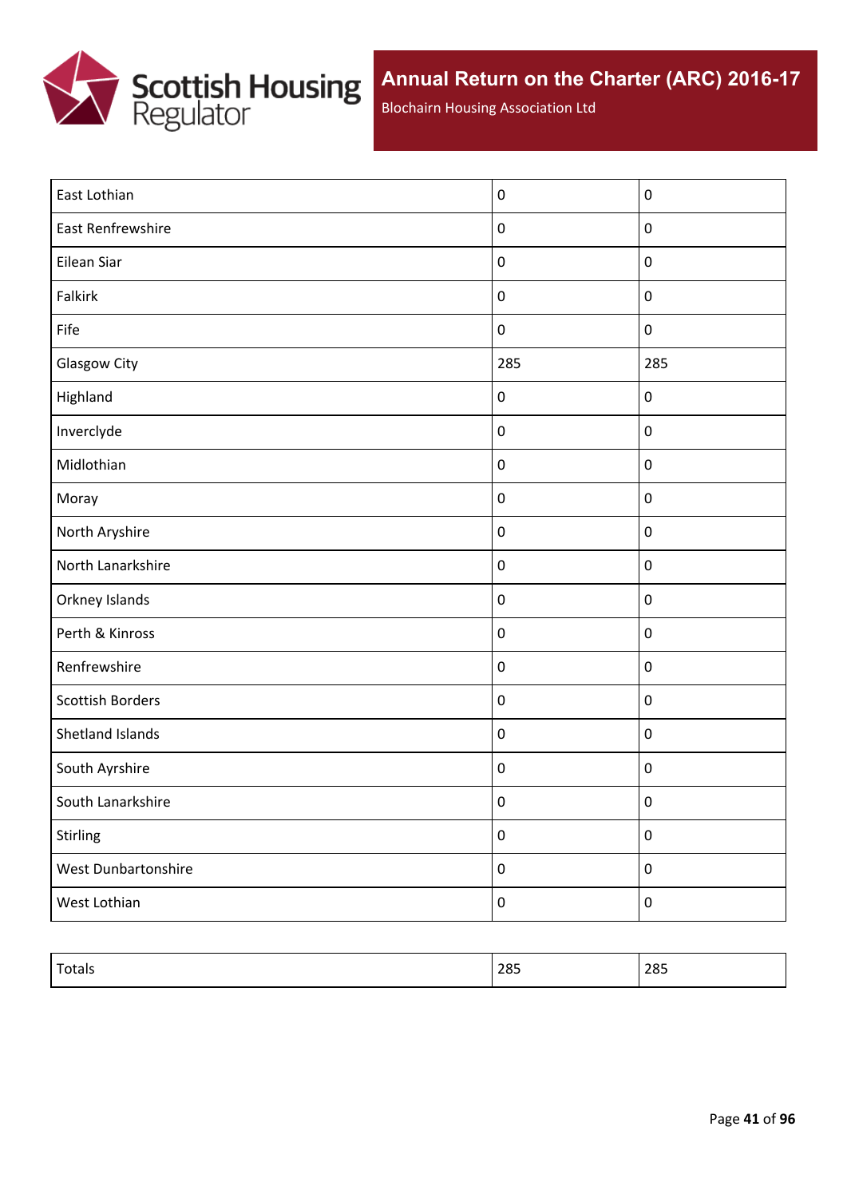| | | |
|---|---|---|
| East Lothian | 0 | 0 |
| East Renfrewshire | 0 | 0 |
| Eilean Siar | 0 | 0 |
| Falkirk | 0 | 0 |
| Fife | 0 | 0 |
| Glasgow City | 285 | 285 |
| Highland | 0 | 0 |
| Inverclyde | 0 | 0 |
| Midlothian | 0 | 0 |
| Moray | 0 | 0 |
| North Aryshire | 0 | 0 |
| North Lanarkshire | 0 | 0 |
| Orkney Islands | 0 | 0 |
| Perth & Kinross | 0 | 0 |
| Renfrewshire | 0 | 0 |
| Scottish Borders | 0 | 0 |
| Shetland Islands | 0 | 0 |
| South Ayrshire | 0 | 0 |
| South Lanarkshire | 0 | 0 |
| Stirling | 0 | 0 |
| West Dunbartonshire | 0 | 0 |
| West Lothian | 0 | 0 |

| | | |
|---|---|---|
| Totals | 285 | 285 |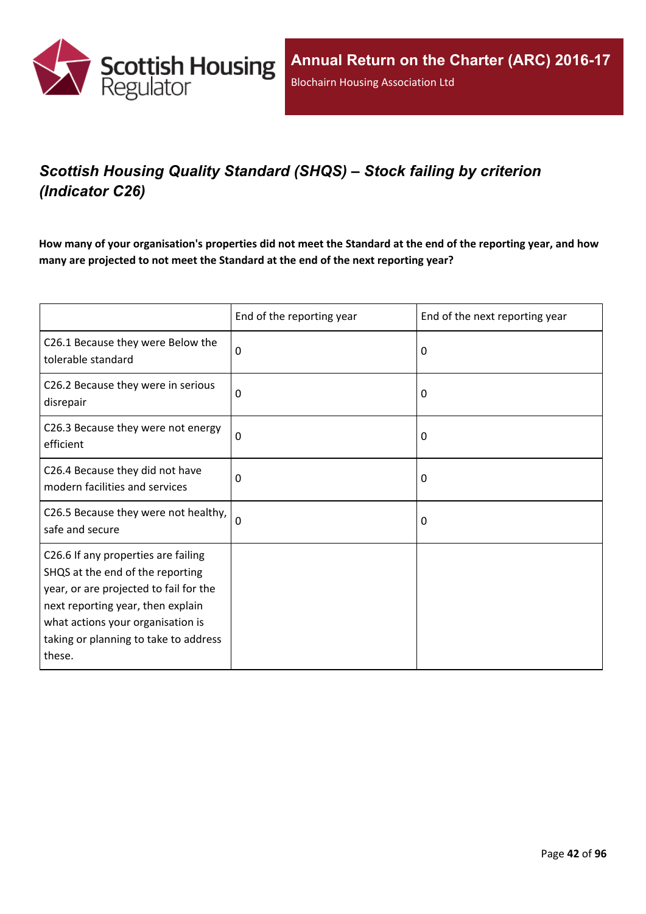## *Scottish Housing Quality Standard (SHQS) – Stock failing by criterion (Indicator C26)*

**How many of your organisation's properties did not meet the Standard at the end of the reporting year, and how many are projected to not meet the Standard at the end of the next reporting year?**

| | End of the reporting year | End of the next reporting year |
|---|---|---|
| C26.1 Because they were Below the tolerable standard | 0 | 0 |
| C26.2 Because they were in serious disrepair | 0 | 0 |
| C26.3 Because they were not energy efficient | 0 | 0 |
| C26.4 Because they did not have modern facilities and services | 0 | 0 |
| C26.5 Because they were not healthy, safe and secure | 0 | 0 |
| C26.6 If any properties are failing SHQS at the end of the reporting year, or are projected to fail for the next reporting year, then explain what actions your organisation is taking or planning to take to address these. | | |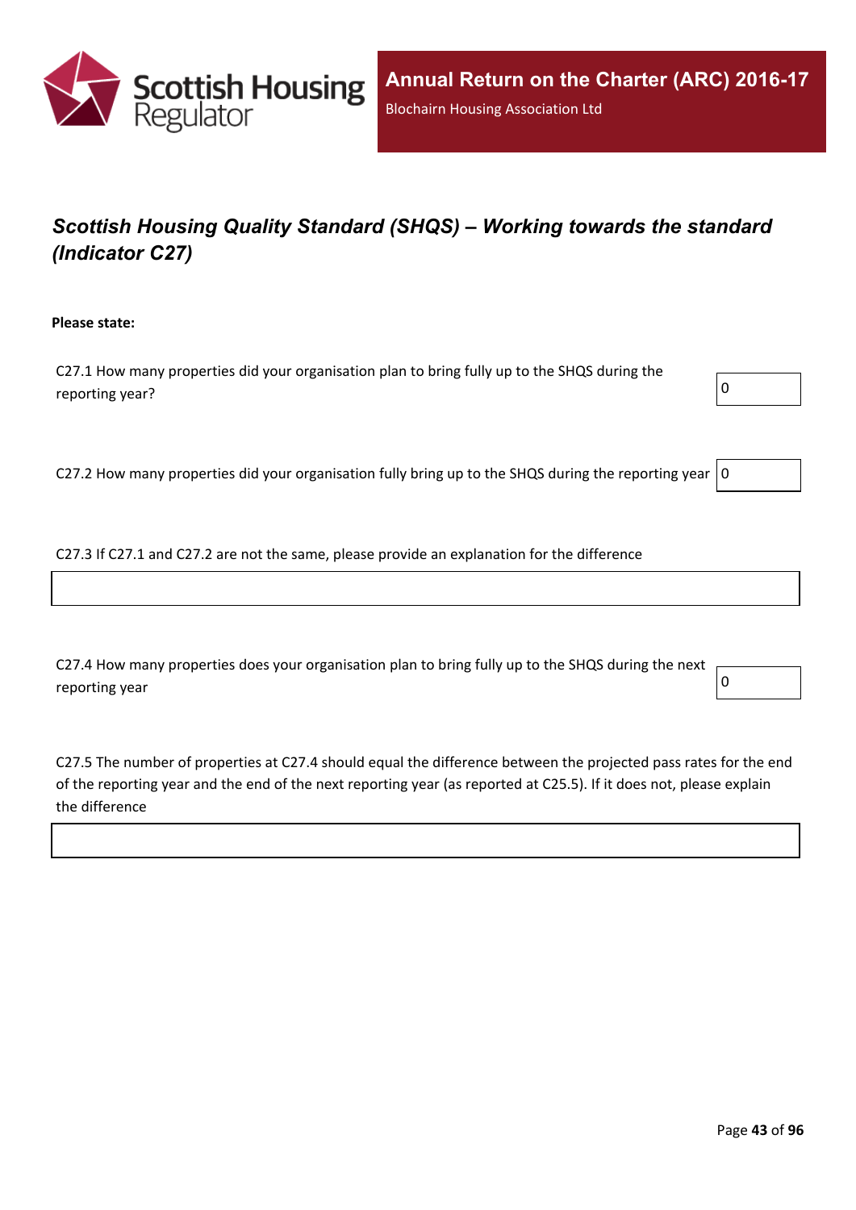## *Scottish Housing Quality Standard (SHQS) – Working towards the standard (Indicator C27)*

**Please state:**

C27.1 How many properties did your organisation plan to bring fully up to the SHQS during the reporting year?

0

C27.2 How many properties did your organisation fully bring up to the SHQS during the reporting year

0

C27.3 If C27.1 and C27.2 are not the same, please provide an explanation for the difference

C27.4 How many properties does your organisation plan to bring fully up to the SHQS during the next reporting year

0

C27.5 The number of properties at C27.4 should equal the difference between the projected pass rates for the end of the reporting year and the end of the next reporting year (as reported at C25.5). If it does not, please explain the difference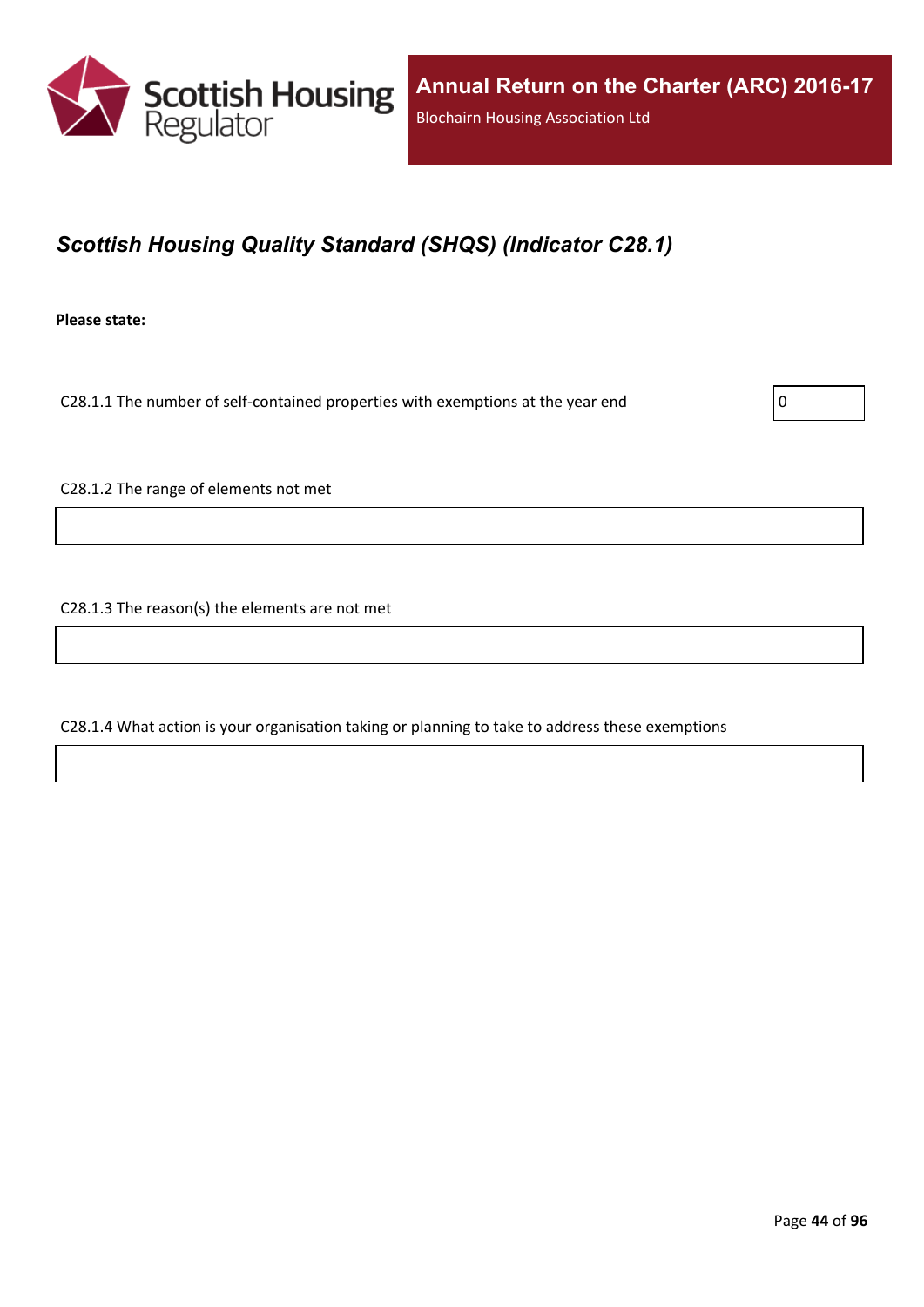## *Scottish Housing Quality Standard (SHQS) (Indicator C28.1)*

**Please state:**

| | |
|---|---|
| C28.1.1 The number of self-contained properties with exemptions at the year end | 0 |

C28.1.2 The range of elements not met

C28.1.3 The reason(s) the elements are not met

C28.1.4 What action is your organisation taking or planning to take to address these exemptions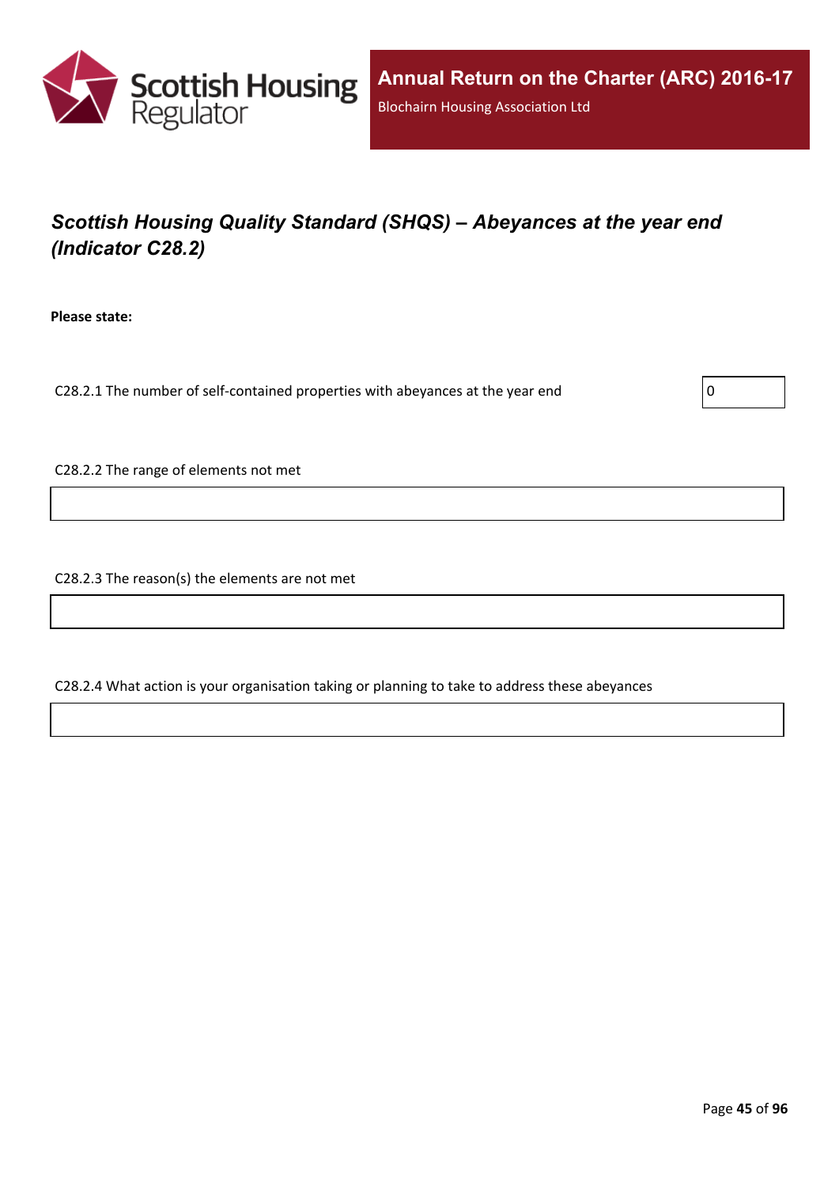## *Scottish Housing Quality Standard (SHQS) – Abeyances at the year end (Indicator C28.2)*

**Please state:**

C28.2.1 The number of self-contained properties with abeyances at the year end: 0

C28.2.2 The range of elements not met

C28.2.3 The reason(s) the elements are not met

C28.2.4 What action is your organisation taking or planning to take to address these abeyances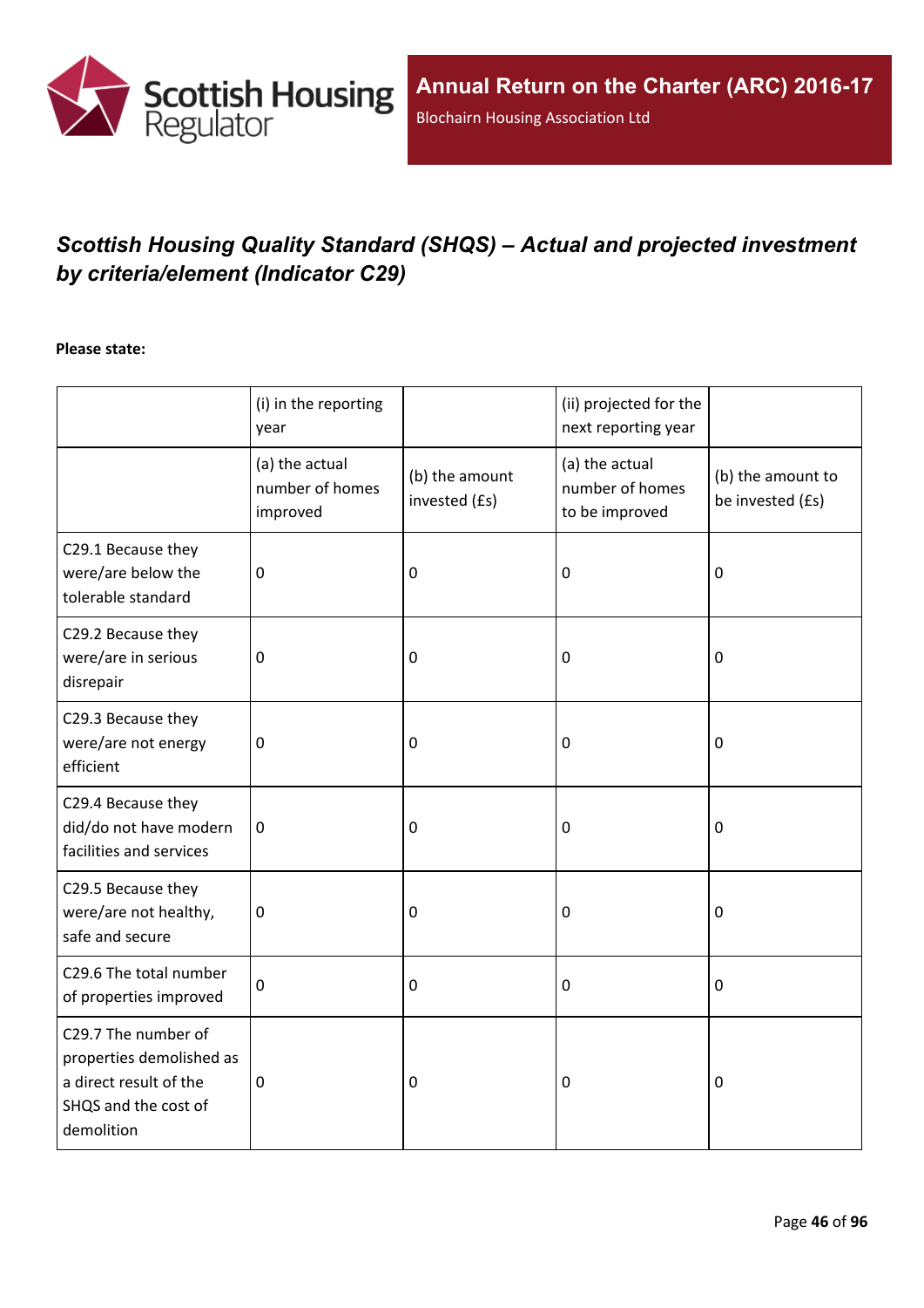## *Scottish Housing Quality Standard (SHQS) – Actual and projected investment by criteria/element (Indicator C29)*

**Please state:**

| | (i) in the reporting year | | (ii) projected for the next reporting year | |
|---|---|---|---|---|
| | (a) the actual number of homes improved | (b) the amount invested (£s) | (a) the actual number of homes to be improved | (b) the amount to be invested (£s) |
| C29.1 Because they were/are below the tolerable standard | 0 | 0 | 0 | 0 |
| C29.2 Because they were/are in serious disrepair | 0 | 0 | 0 | 0 |
| C29.3 Because they were/are not energy efficient | 0 | 0 | 0 | 0 |
| C29.4 Because they did/do not have modern facilities and services | 0 | 0 | 0 | 0 |
| C29.5 Because they were/are not healthy, safe and secure | 0 | 0 | 0 | 0 |
| C29.6 The total number of properties improved | 0 | 0 | 0 | 0 |
| C29.7 The number of properties demolished as a direct result of the SHQS and the cost of demolition | 0 | 0 | 0 | 0 |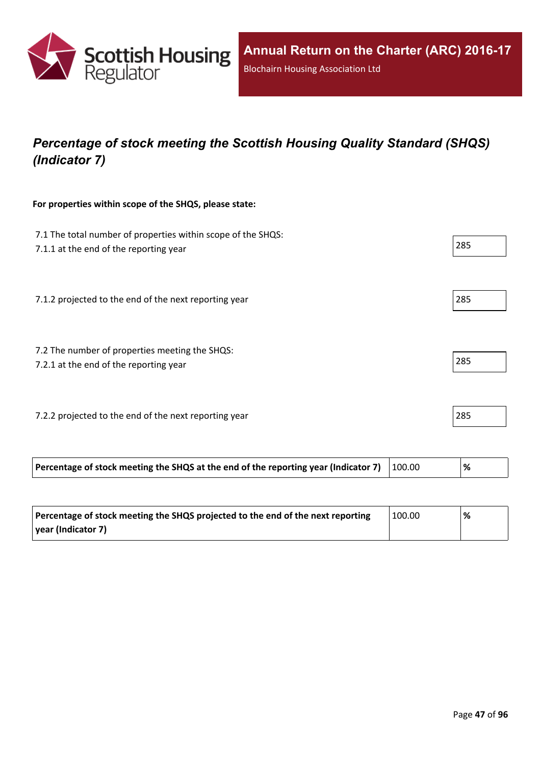Annual Return on the Charter (ARC) 2016-17

Blochairn Housing Association Ltd

## *Percentage of stock meeting the Scottish Housing Quality Standard (SHQS) (Indicator 7)*

**For properties within scope of the SHQS, please state:**

7.1 The total number of properties within scope of the SHQS:
7.1.1 at the end of the reporting year — 285

7.1.2 projected to the end of the next reporting year — 285

7.2 The number of properties meeting the SHQS:
7.2.1 at the end of the reporting year — 285

7.2.2 projected to the end of the next reporting year — 285

| | | |
|---|---|---|
| **Percentage of stock meeting the SHQS at the end of the reporting year (Indicator 7)** | 100.00 | **%** |

| | | |
|---|---|---|
| **Percentage of stock meeting the SHQS projected to the end of the next reporting year (Indicator 7)** | 100.00 | **%** |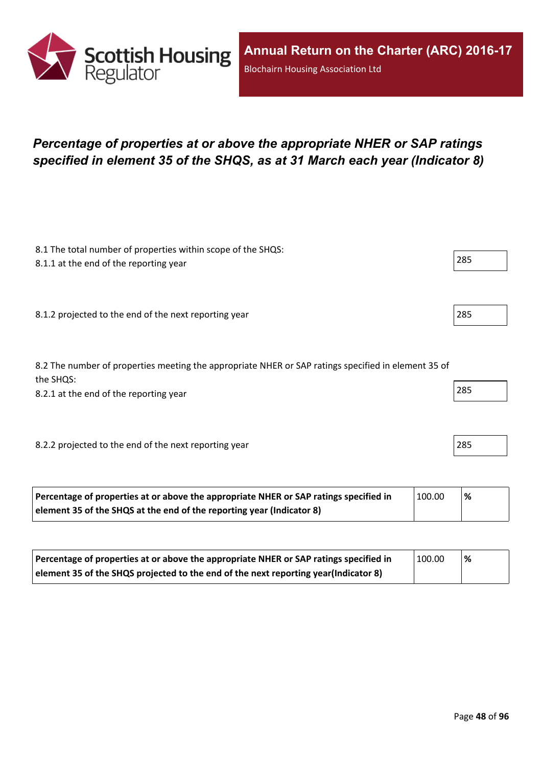## *Percentage of properties at or above the appropriate NHER or SAP ratings specified in element 35 of the SHQS, as at 31 March each year (Indicator 8)*

8.1 The total number of properties within scope of the SHQS:
8.1.1 at the end of the reporting year

285

8.1.2 projected to the end of the next reporting year

285

8.2 The number of properties meeting the appropriate NHER or SAP ratings specified in element 35 of the SHQS:
8.2.1 at the end of the reporting year

285

8.2.2 projected to the end of the next reporting year

285

| **Percentage of properties at or above the appropriate NHER or SAP ratings specified in element 35 of the SHQS at the end of the reporting year (Indicator 8)** | 100.00 | **%** |
|---|---|---|

| **Percentage of properties at or above the appropriate NHER or SAP ratings specified in element 35 of the SHQS projected to the end of the next reporting year(Indicator 8)** | 100.00 | **%** |
|---|---|---|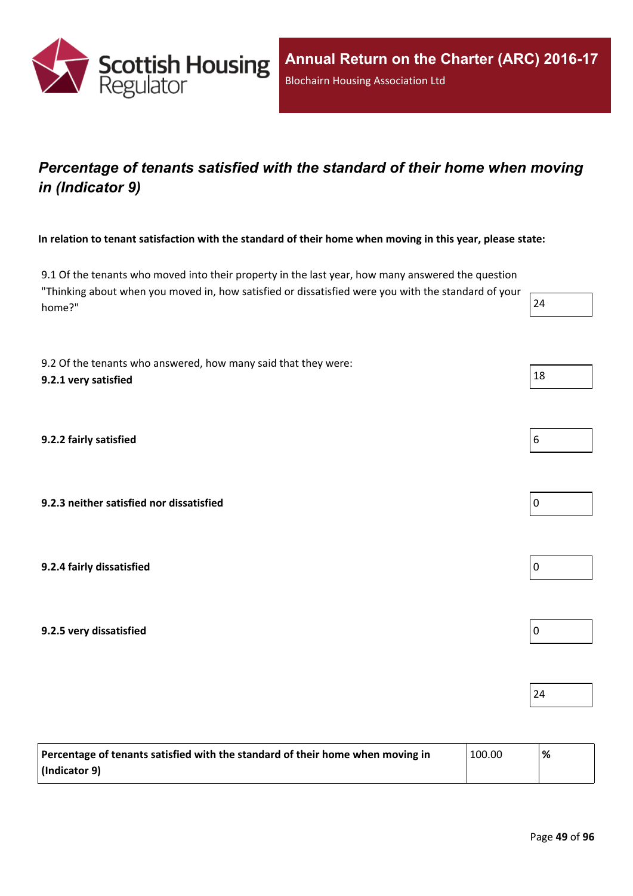## *Percentage of tenants satisfied with the standard of their home when moving in (Indicator 9)*

**In relation to tenant satisfaction with the standard of their home when moving in this year, please state:**

| | |
|---|---|
| 9.1 Of the tenants who moved into their property in the last year, how many answered the question "Thinking about when you moved in, how satisfied or dissatisfied were you with the standard of your home?" | 24 |
| 9.2 Of the tenants who answered, how many said that they were:<br>**9.2.1 very satisfied** | 18 |
| **9.2.2 fairly satisfied** | 6 |
| **9.2.3 neither satisfied nor dissatisfied** | 0 |
| **9.2.4 fairly dissatisfied** | 0 |
| **9.2.5 very dissatisfied** | 0 |
| | 24 |

| | | |
|---|---|---|
| **Percentage of tenants satisfied with the standard of their home when moving in (Indicator 9)** | 100.00 | **%** |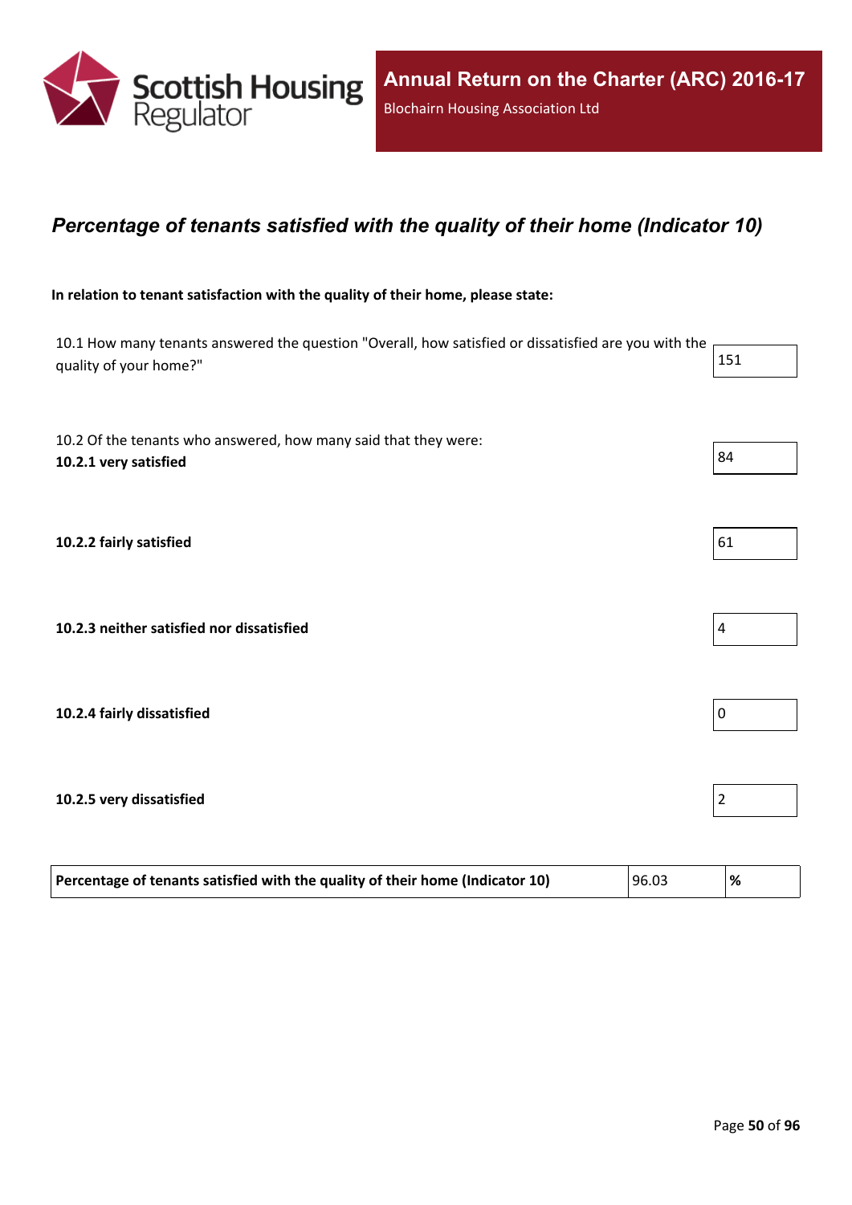## *Percentage of tenants satisfied with the quality of their home (Indicator 10)*

**In relation to tenant satisfaction with the quality of their home, please state:**

| | |
|---|---|
| 10.1 How many tenants answered the question "Overall, how satisfied or dissatisfied are you with the quality of your home?" | 151 |
| 10.2 Of the tenants who answered, how many said that they were: **10.2.1 very satisfied** | 84 |
| **10.2.2 fairly satisfied** | 61 |
| **10.2.3 neither satisfied nor dissatisfied** | 4 |
| **10.2.4 fairly dissatisfied** | 0 |
| **10.2.5 very dissatisfied** | 2 |

| | | |
|---|---|---|
| **Percentage of tenants satisfied with the quality of their home (Indicator 10)** | 96.03 | **%** |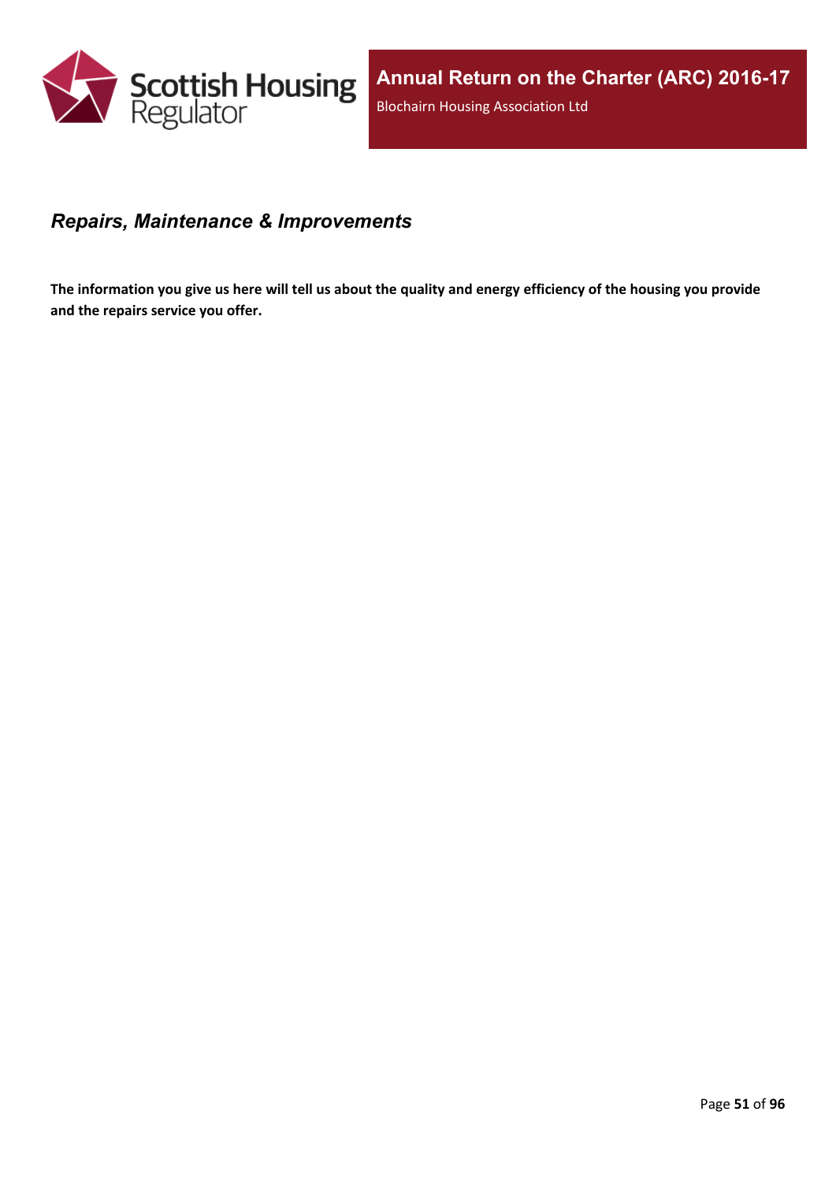## *Repairs, Maintenance & Improvements*

**The information you give us here will tell us about the quality and energy efficiency of the housing you provide and the repairs service you offer.**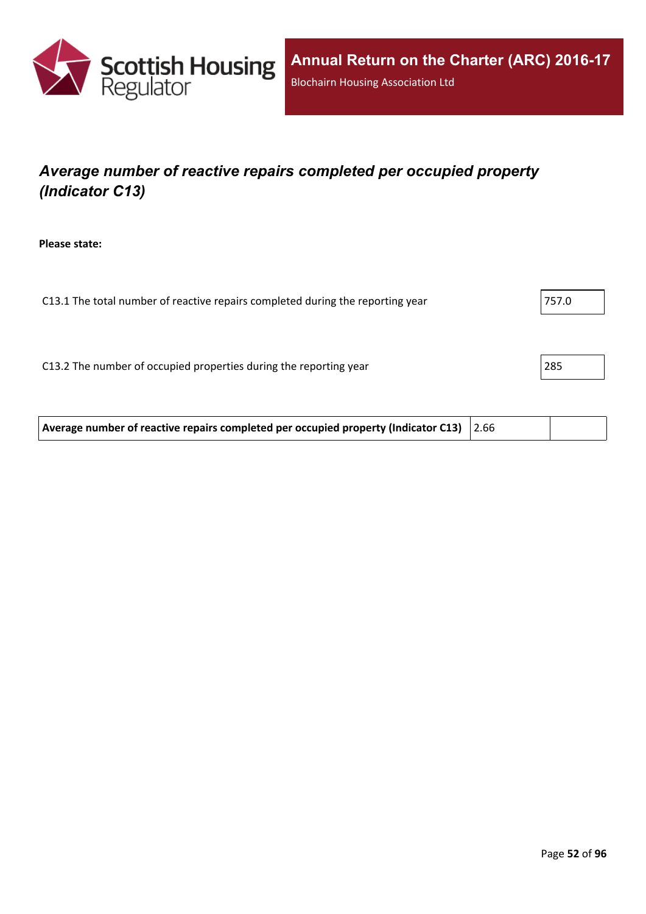## *Average number of reactive repairs completed per occupied property (Indicator C13)*

**Please state:**

| | |
|---|---|
| C13.1 The total number of reactive repairs completed during the reporting year | 757.0 |
| C13.2 The number of occupied properties during the reporting year | 285 |

| | | |
|---|---|---|
| **Average number of reactive repairs completed per occupied property (Indicator C13)** | 2.66 | |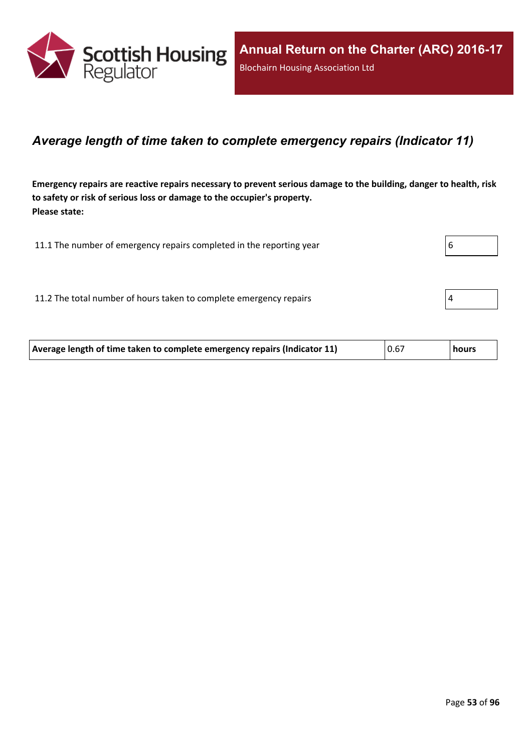## *Average length of time taken to complete emergency repairs (Indicator 11)*

**Emergency repairs are reactive repairs necessary to prevent serious damage to the building, danger to health, risk to safety or risk of serious loss or damage to the occupier's property.**
**Please state:**

| | |
|---|---|
| 11.1 The number of emergency repairs completed in the reporting year | 6 |
| 11.2 The total number of hours taken to complete emergency repairs | 4 |

| | | |
|---|---|---|
| **Average length of time taken to complete emergency repairs (Indicator 11)** | 0.67 | **hours** |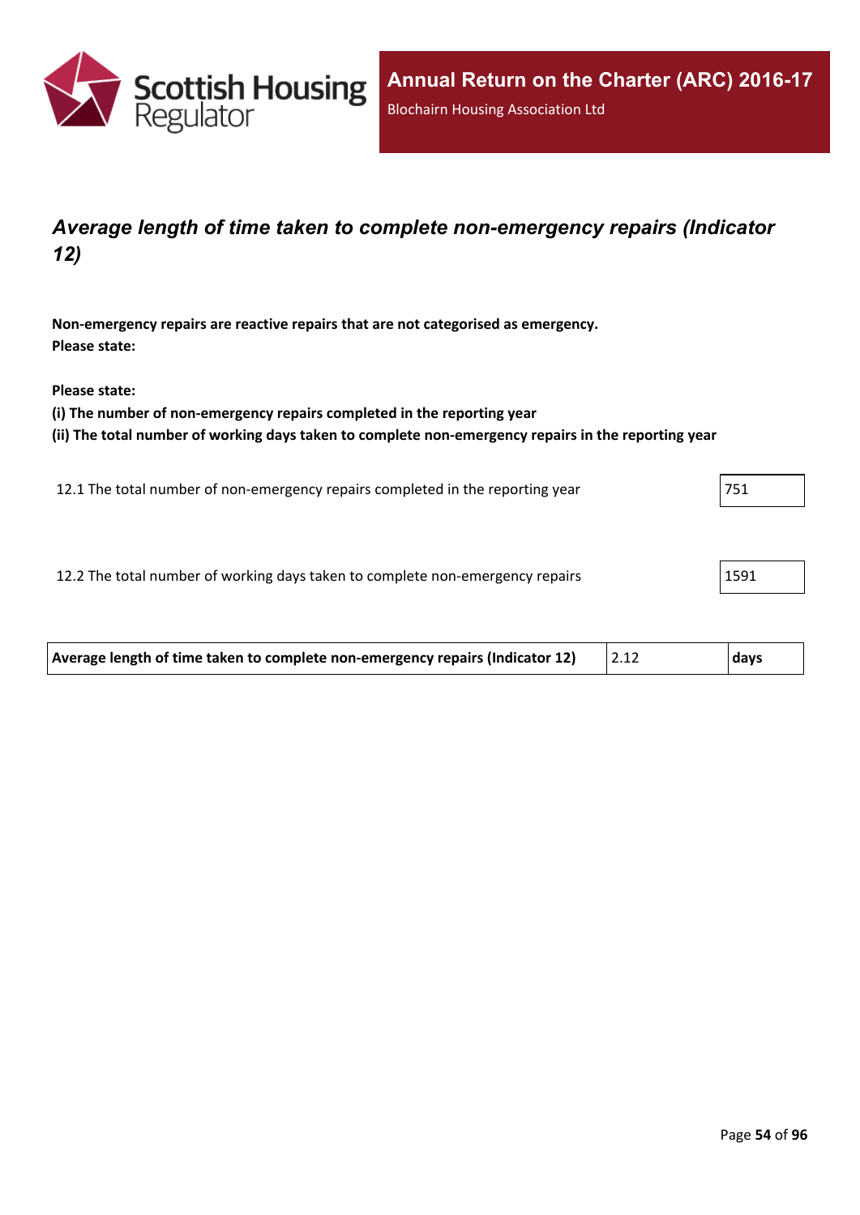## *Average length of time taken to complete non-emergency repairs (Indicator 12)*

**Non-emergency repairs are reactive repairs that are not categorised as emergency.**
**Please state:**

**Please state:**
**(i) The number of non-emergency repairs completed in the reporting year**
**(ii) The total number of working days taken to complete non-emergency repairs in the reporting year**

| | |
|---|---|
| 12.1 The total number of non-emergency repairs completed in the reporting year | 751 |
| 12.2 The total number of working days taken to complete non-emergency repairs | 1591 |

| | | |
|---|---|---|
| **Average length of time taken to complete non-emergency repairs (Indicator 12)** | 2.12 | **days** |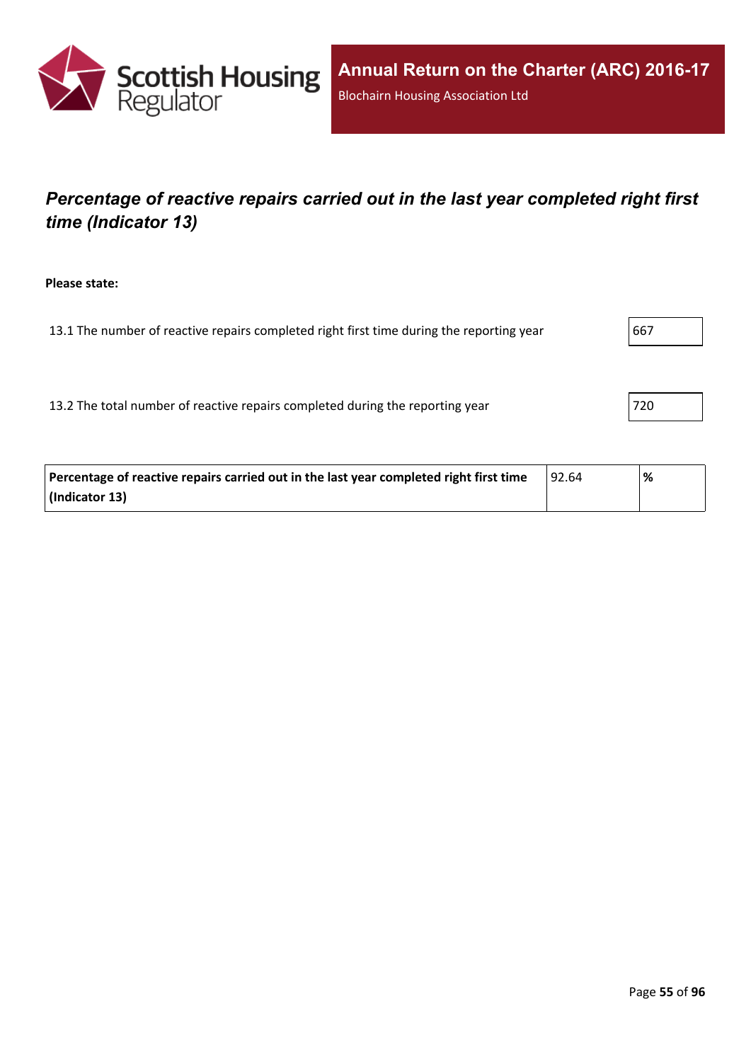## *Percentage of reactive repairs carried out in the last year completed right first time (Indicator 13)*

**Please state:**

| | |
|---|---|
| 13.1 The number of reactive repairs completed right first time during the reporting year | 667 |
| 13.2 The total number of reactive repairs completed during the reporting year | 720 |

| | | |
|---|---|---|
| **Percentage of reactive repairs carried out in the last year completed right first time (Indicator 13)** | 92.64 | **%** |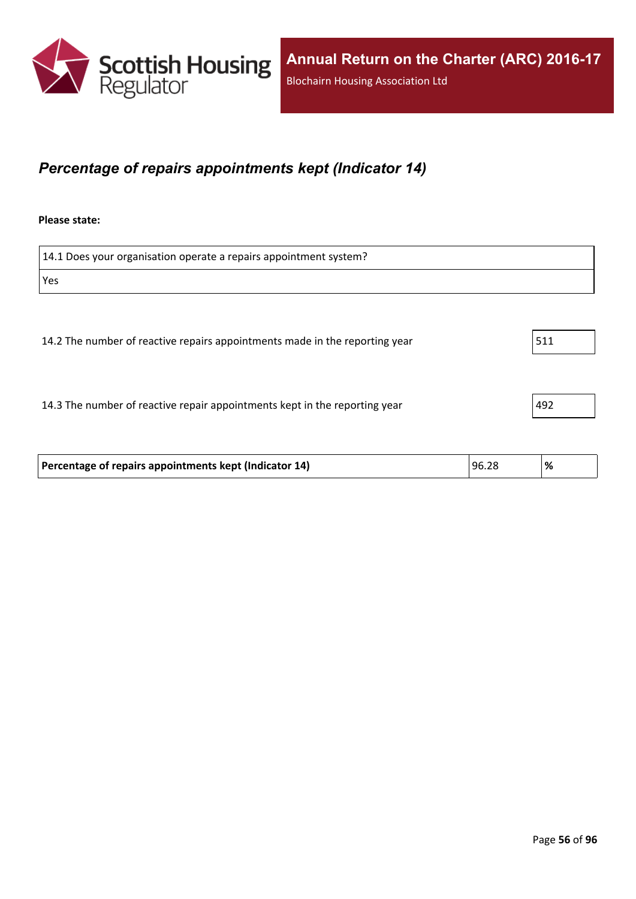## *Percentage of repairs appointments kept (Indicator 14)*

**Please state:**

| 14.1 Does your organisation operate a repairs appointment system? |
| --- |
| Yes |

| | |
| --- | --- |
| 14.2 The number of reactive repairs appointments made in the reporting year | 511 |
| 14.3 The number of reactive repair appointments kept in the reporting year | 492 |

| | | |
| --- | --- | --- |
| **Percentage of repairs appointments kept (Indicator 14)** | 96.28 | **%** |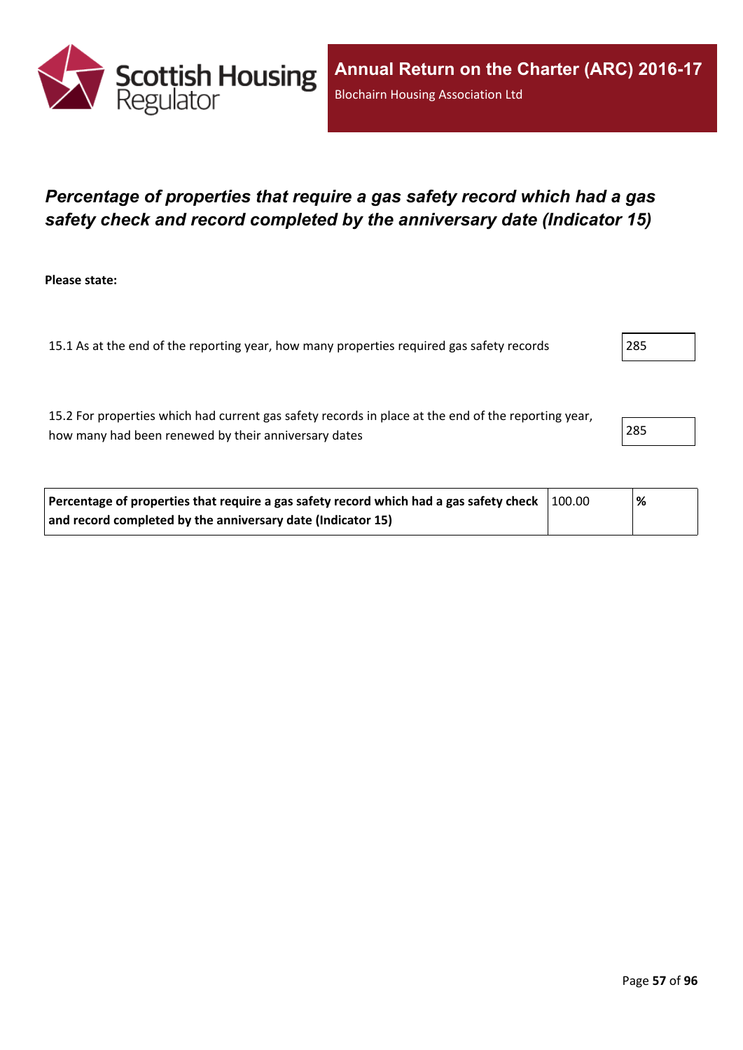# *Percentage of properties that require a gas safety record which had a gas safety check and record completed by the anniversary date (Indicator 15)*

**Please state:**

| | |
|---|---|
| 15.1 As at the end of the reporting year, how many properties required gas safety records | 285 |
| 15.2 For properties which had current gas safety records in place at the end of the reporting year, how many had been renewed by their anniversary dates | 285 |

| | | |
|---|---|---|
| **Percentage of properties that require a gas safety record which had a gas safety check and record completed by the anniversary date (Indicator 15)** | 100.00 | **%** |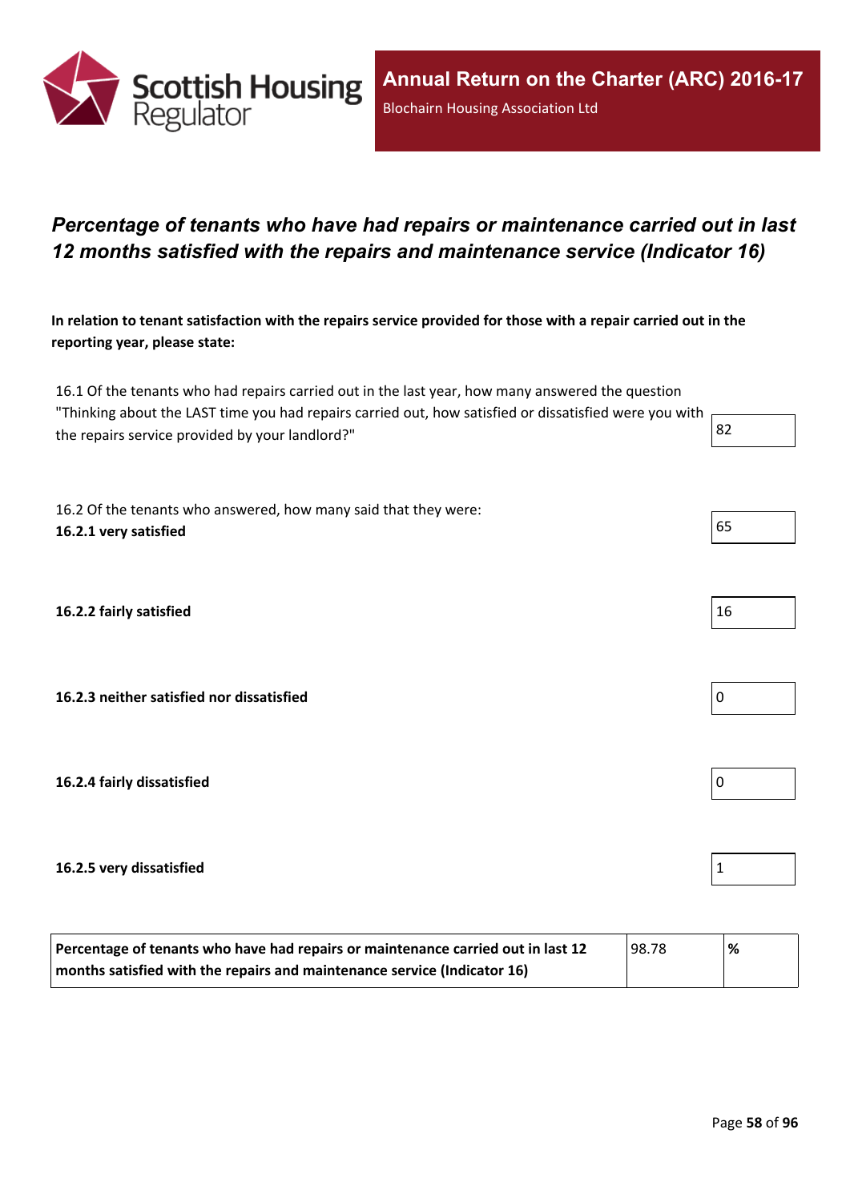## *Percentage of tenants who have had repairs or maintenance carried out in last 12 months satisfied with the repairs and maintenance service (Indicator 16)*

**In relation to tenant satisfaction with the repairs service provided for those with a repair carried out in the reporting year, please state:**

| | |
|---|---|
| 16.1 Of the tenants who had repairs carried out in the last year, how many answered the question "Thinking about the LAST time you had repairs carried out, how satisfied or dissatisfied were you with the repairs service provided by your landlord?" | 82 |
| 16.2 Of the tenants who answered, how many said that they were: **16.2.1 very satisfied** | 65 |
| **16.2.2 fairly satisfied** | 16 |
| **16.2.3 neither satisfied nor dissatisfied** | 0 |
| **16.2.4 fairly dissatisfied** | 0 |
| **16.2.5 very dissatisfied** | 1 |

| | | |
|---|---|---|
| **Percentage of tenants who have had repairs or maintenance carried out in last 12 months satisfied with the repairs and maintenance service (Indicator 16)** | 98.78 | **%** |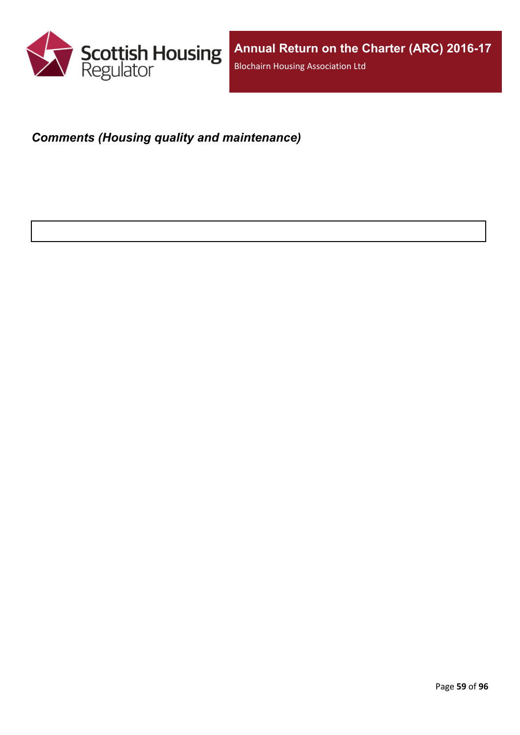***Comments (Housing quality and maintenance)***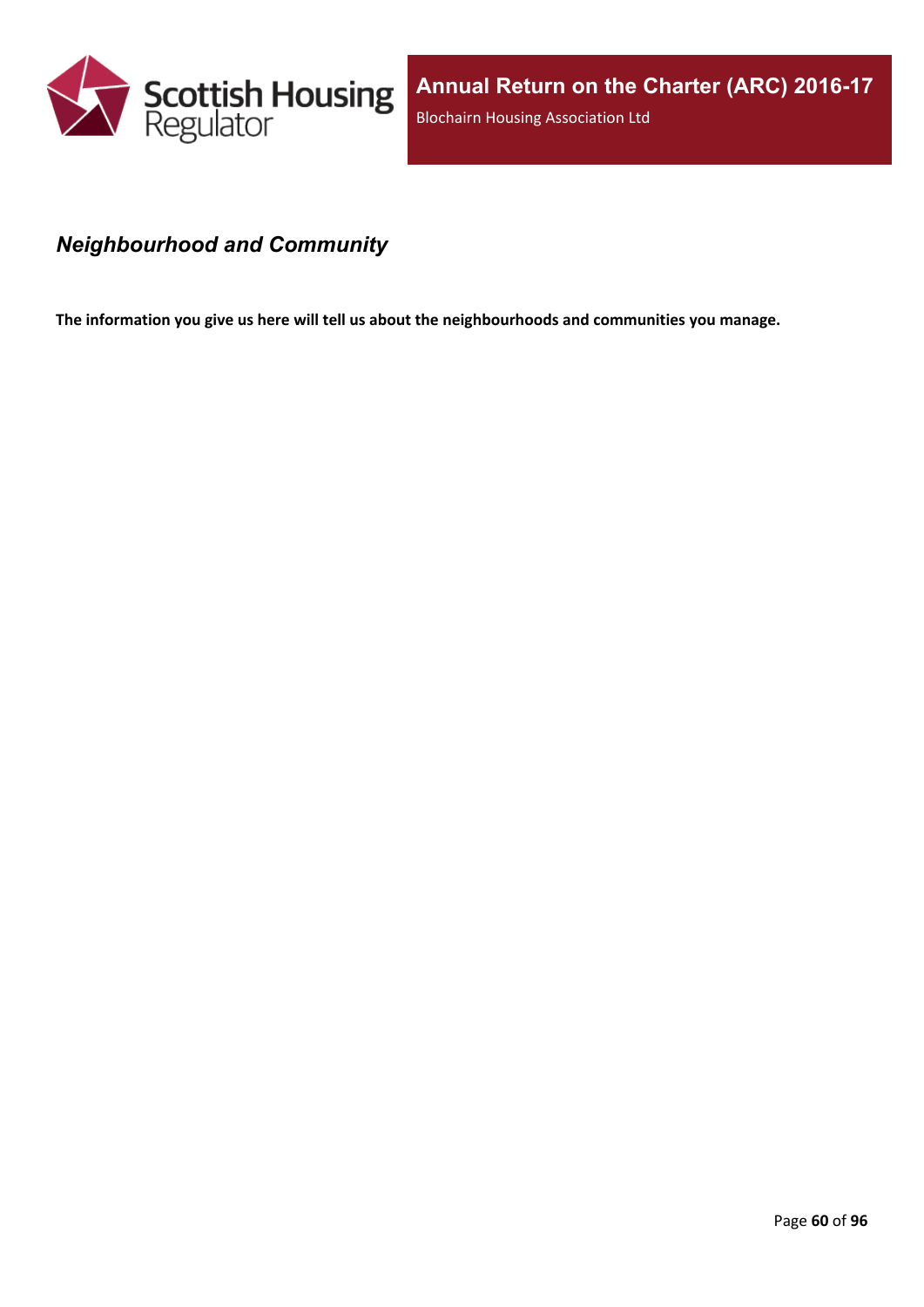## *Neighbourhood and Community*

**The information you give us here will tell us about the neighbourhoods and communities you manage.**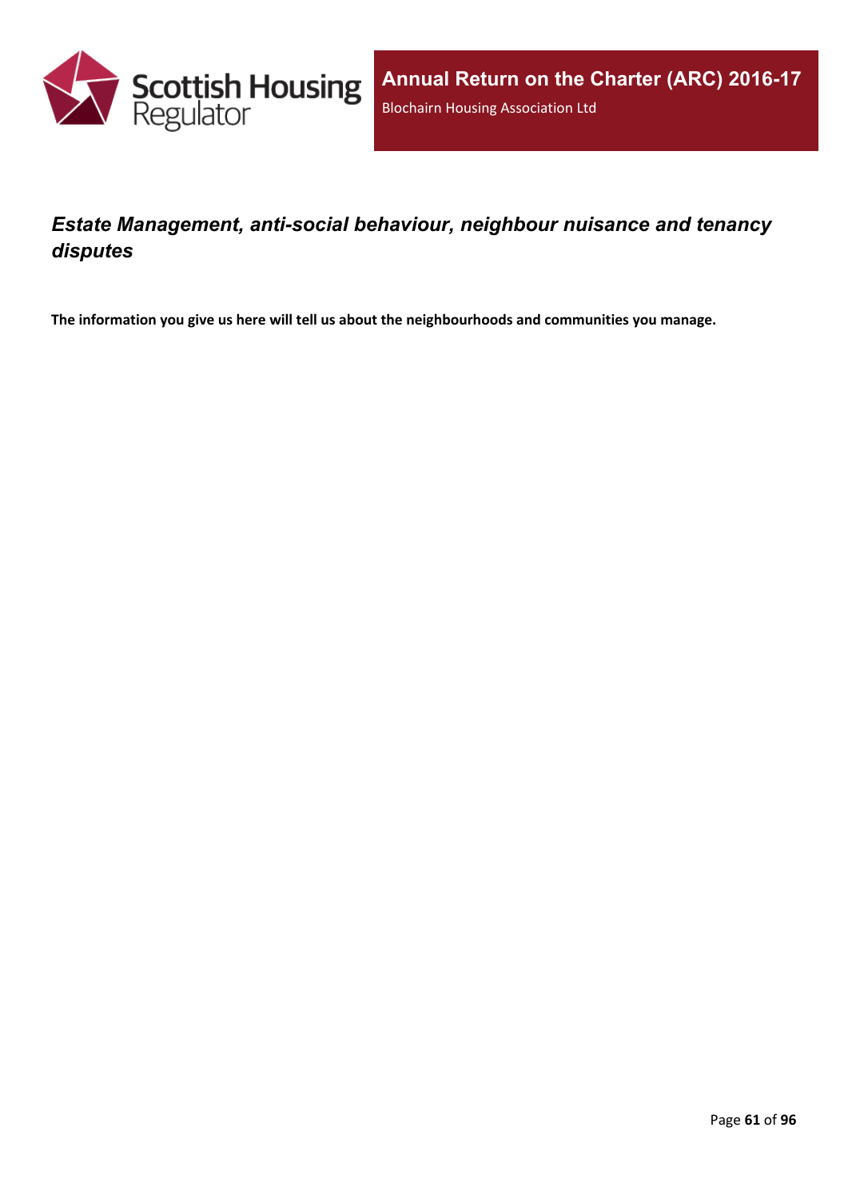## *Estate Management, anti-social behaviour, neighbour nuisance and tenancy disputes*

**The information you give us here will tell us about the neighbourhoods and communities you manage.**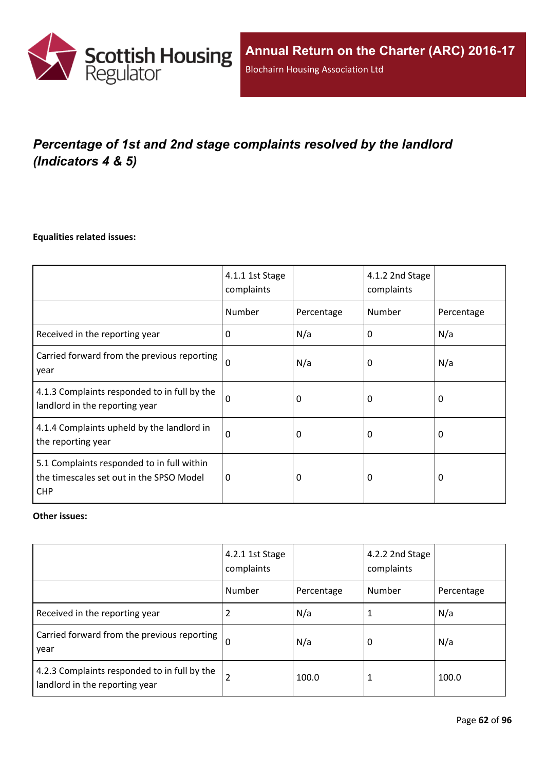# *Percentage of 1st and 2nd stage complaints resolved by the landlord (Indicators 4 & 5)*

**Equalities related issues:**

| | 4.1.1 1st Stage complaints | | 4.1.2 2nd Stage complaints | |
|---|---|---|---|---|
| | Number | Percentage | Number | Percentage |
| Received in the reporting year | 0 | N/a | 0 | N/a |
| Carried forward from the previous reporting year | 0 | N/a | 0 | N/a |
| 4.1.3 Complaints responded to in full by the landlord in the reporting year | 0 | 0 | 0 | 0 |
| 4.1.4 Complaints upheld by the landlord in the reporting year | 0 | 0 | 0 | 0 |
| 5.1 Complaints responded to in full within the timescales set out in the SPSO Model CHP | 0 | 0 | 0 | 0 |

**Other issues:**

| | 4.2.1 1st Stage complaints | | 4.2.2 2nd Stage complaints | |
|---|---|---|---|---|
| | Number | Percentage | Number | Percentage |
| Received in the reporting year | 2 | N/a | 1 | N/a |
| Carried forward from the previous reporting year | 0 | N/a | 0 | N/a |
| 4.2.3 Complaints responded to in full by the landlord in the reporting year | 2 | 100.0 | 1 | 100.0 |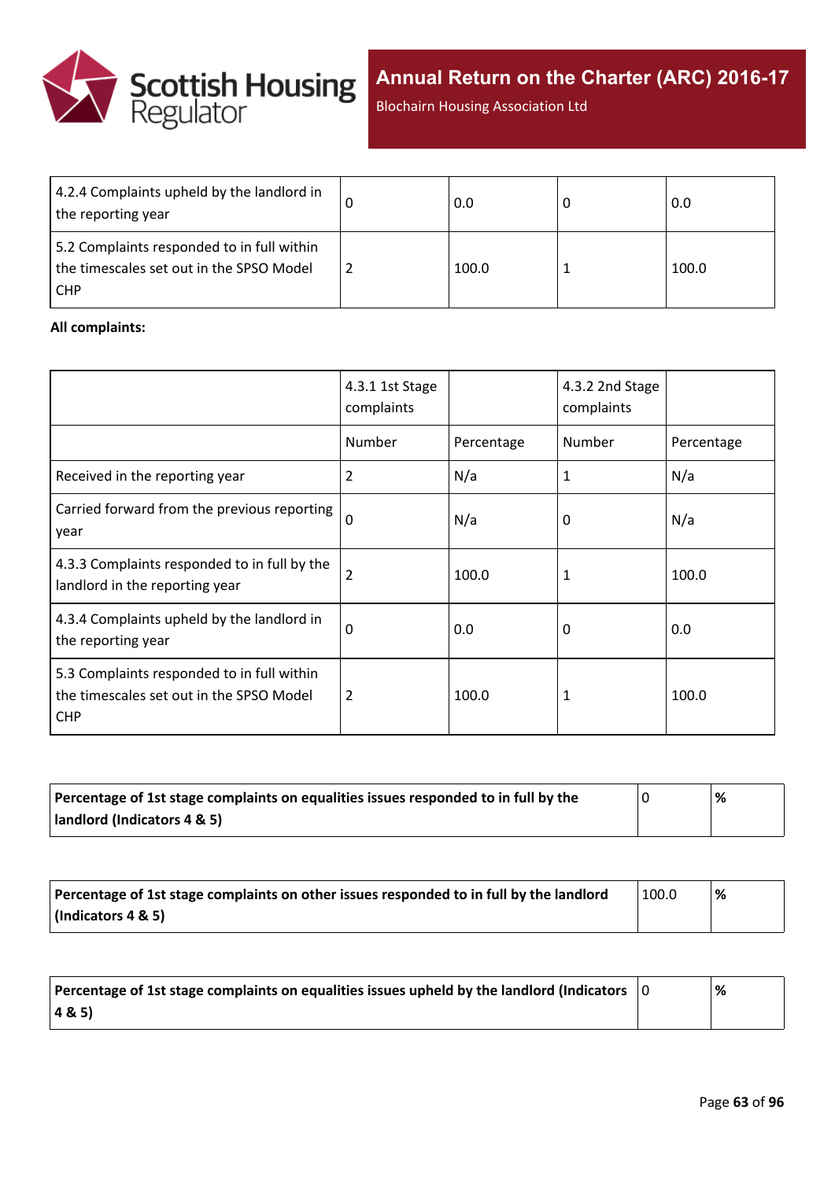| | | | | |
|---|---|---|---|---|
| 4.2.4 Complaints upheld by the landlord in the reporting year | 0 | 0.0 | 0 | 0.0 |
| 5.2 Complaints responded to in full within the timescales set out in the SPSO Model CHP | 2 | 100.0 | 1 | 100.0 |

**All complaints:**

| | 4.3.1 1st Stage complaints | | 4.3.2 2nd Stage complaints | |
|---|---|---|---|---|
| | Number | Percentage | Number | Percentage |
| Received in the reporting year | 2 | N/a | 1 | N/a |
| Carried forward from the previous reporting year | 0 | N/a | 0 | N/a |
| 4.3.3 Complaints responded to in full by the landlord in the reporting year | 2 | 100.0 | 1 | 100.0 |
| 4.3.4 Complaints upheld by the landlord in the reporting year | 0 | 0.0 | 0 | 0.0 |
| 5.3 Complaints responded to in full within the timescales set out in the SPSO Model CHP | 2 | 100.0 | 1 | 100.0 |

| | | |
|---|---|---|
| **Percentage of 1st stage complaints on equalities issues responded to in full by the landlord (Indicators 4 & 5)** | 0 | **%** |

| | | |
|---|---|---|
| **Percentage of 1st stage complaints on other issues responded to in full by the landlord (Indicators 4 & 5)** | 100.0 | **%** |

| | | |
|---|---|---|
| **Percentage of 1st stage complaints on equalities issues upheld by the landlord (Indicators 4 & 5)** | 0 | **%** |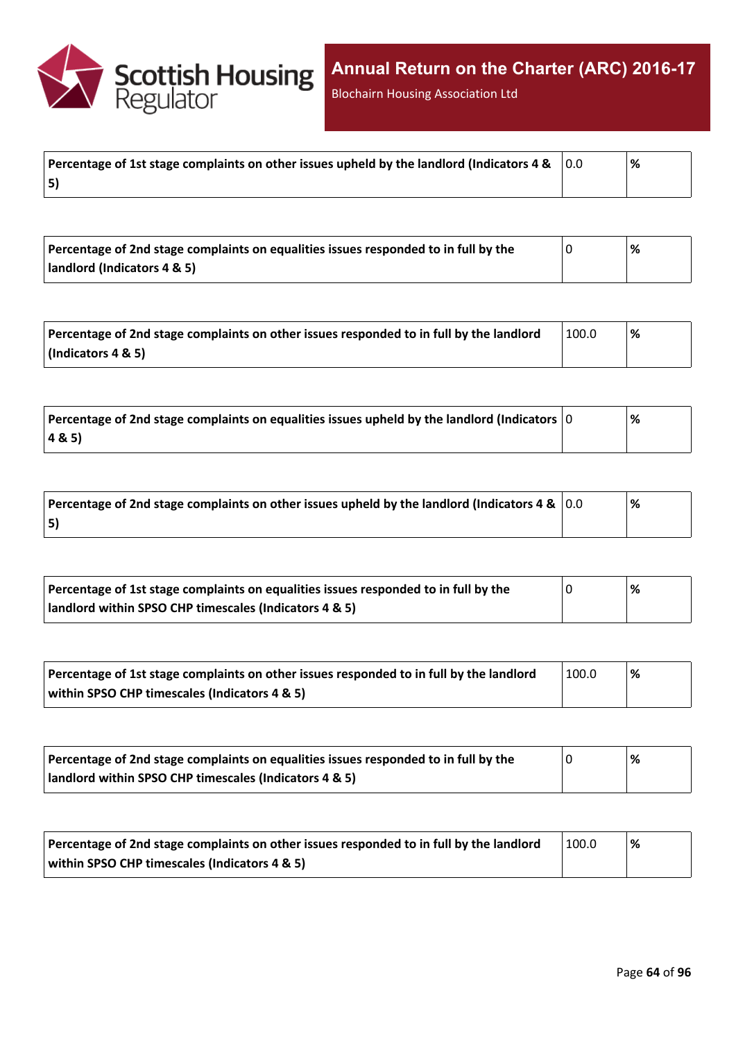| Percentage of 1st stage complaints on other issues upheld by the landlord (Indicators 4 & 5) | 0.0 | % |
|---|---|---|

| Percentage of 2nd stage complaints on equalities issues responded to in full by the landlord (Indicators 4 & 5) | 0 | % |
|---|---|---|

| Percentage of 2nd stage complaints on other issues responded to in full by the landlord (Indicators 4 & 5) | 100.0 | % |
|---|---|---|

| Percentage of 2nd stage complaints on equalities issues upheld by the landlord (Indicators 4 & 5) | 0 | % |
|---|---|---|

| Percentage of 2nd stage complaints on other issues upheld by the landlord (Indicators 4 & 5) | 0.0 | % |
|---|---|---|

| Percentage of 1st stage complaints on equalities issues responded to in full by the landlord within SPSO CHP timescales (Indicators 4 & 5) | 0 | % |
|---|---|---|

| Percentage of 1st stage complaints on other issues responded to in full by the landlord within SPSO CHP timescales (Indicators 4 & 5) | 100.0 | % |
|---|---|---|

| Percentage of 2nd stage complaints on equalities issues responded to in full by the landlord within SPSO CHP timescales (Indicators 4 & 5) | 0 | % |
|---|---|---|

| Percentage of 2nd stage complaints on other issues responded to in full by the landlord within SPSO CHP timescales (Indicators 4 & 5) | 100.0 | % |
|---|---|---|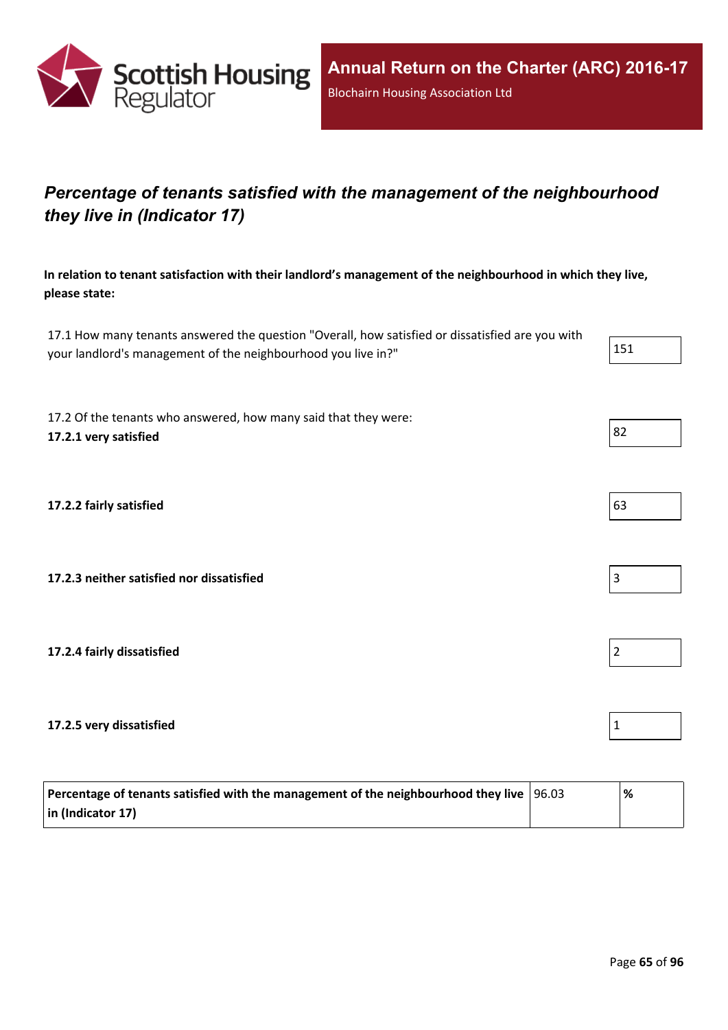# *Percentage of tenants satisfied with the management of the neighbourhood they live in (Indicator 17)*

**In relation to tenant satisfaction with their landlord's management of the neighbourhood in which they live, please state:**

| | |
|---|---|
| 17.1 How many tenants answered the question "Overall, how satisfied or dissatisfied are you with your landlord's management of the neighbourhood you live in?" | 151 |
| 17.2 Of the tenants who answered, how many said that they were: **17.2.1 very satisfied** | 82 |
| **17.2.2 fairly satisfied** | 63 |
| **17.2.3 neither satisfied nor dissatisfied** | 3 |
| **17.2.4 fairly dissatisfied** | 2 |
| **17.2.5 very dissatisfied** | 1 |

| | | |
|---|---|---|
| **Percentage of tenants satisfied with the management of the neighbourhood they live in (Indicator 17)** | 96.03 | **%** |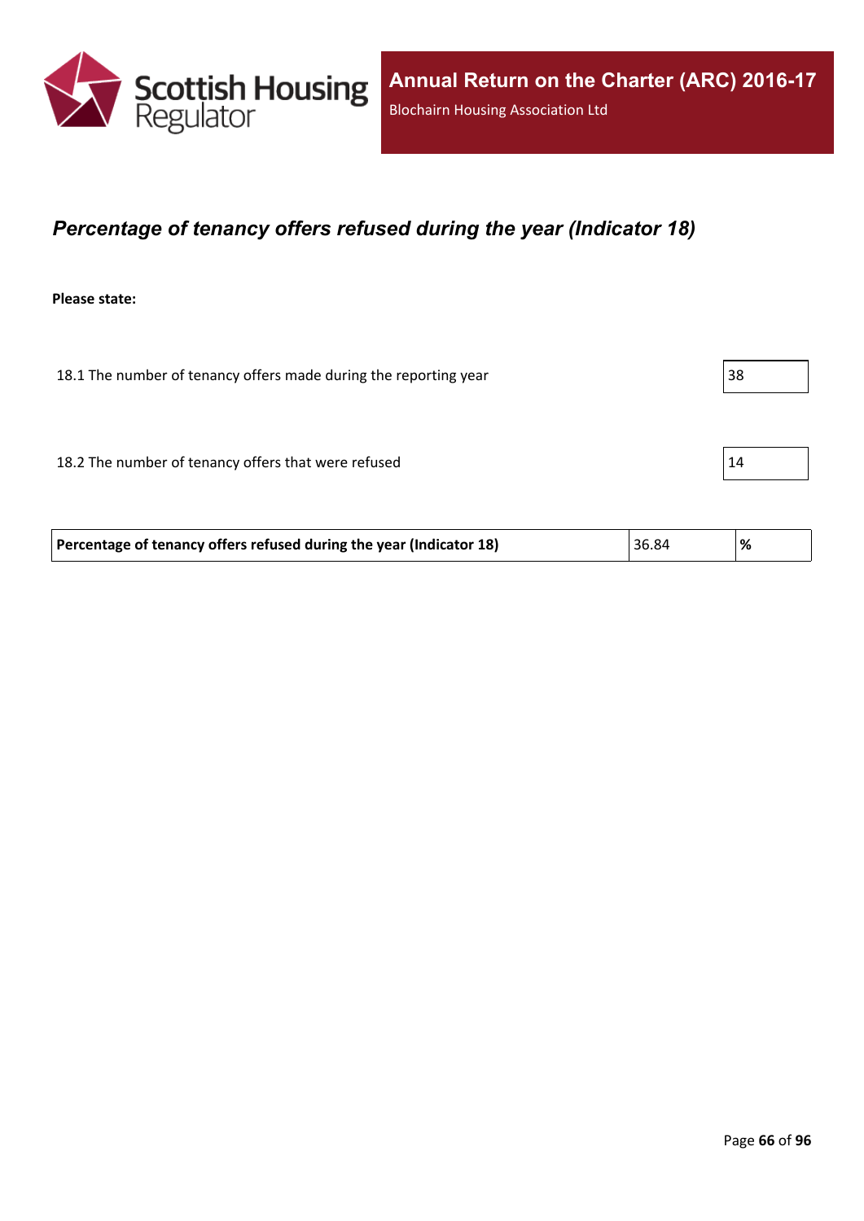## *Percentage of tenancy offers refused during the year (Indicator 18)*

**Please state:**

| | |
|---|---|
| 18.1 The number of tenancy offers made during the reporting year | 38 |
| 18.2 The number of tenancy offers that were refused | 14 |

| | | |
|---|---|---|
| **Percentage of tenancy offers refused during the year (Indicator 18)** | 36.84 | **%** |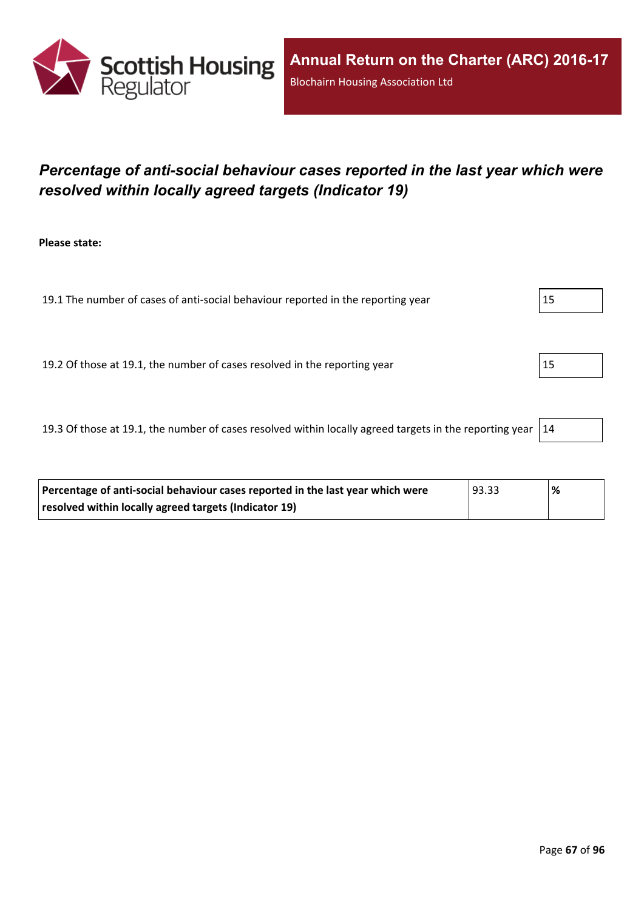## *Percentage of anti-social behaviour cases reported in the last year which were resolved within locally agreed targets (Indicator 19)*

**Please state:**

| | |
|---|---|
| 19.1 The number of cases of anti-social behaviour reported in the reporting year | 15 |
| 19.2 Of those at 19.1, the number of cases resolved in the reporting year | 15 |
| 19.3 Of those at 19.1, the number of cases resolved within locally agreed targets in the reporting year | 14 |

| | | |
|---|---|---|
| **Percentage of anti-social behaviour cases reported in the last year which were resolved within locally agreed targets (Indicator 19)** | 93.33 | **%** |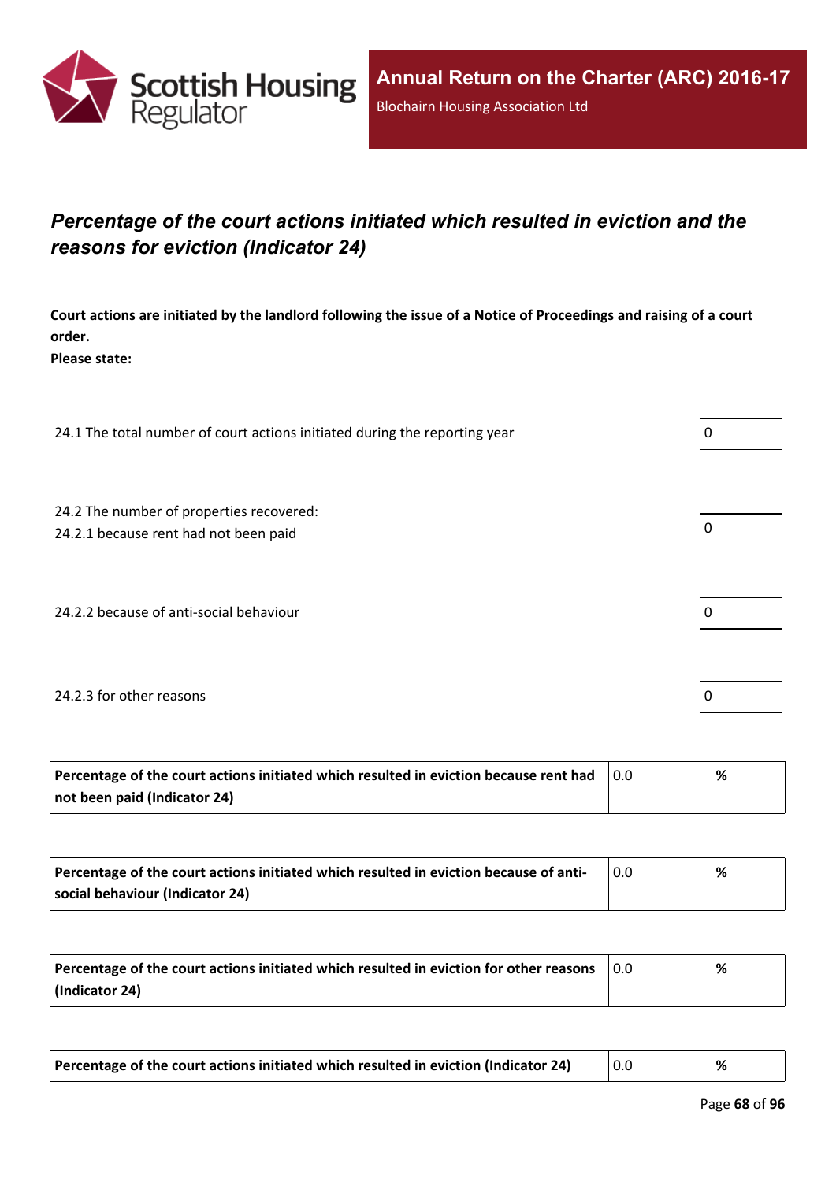## *Percentage of the court actions initiated which resulted in eviction and the reasons for eviction (Indicator 24)*

**Court actions are initiated by the landlord following the issue of a Notice of Proceedings and raising of a court order.**
**Please state:**

| | |
|---|---|
| 24.1 The total number of court actions initiated during the reporting year | 0 |
| 24.2 The number of properties recovered:<br>24.2.1 because rent had not been paid | 0 |
| 24.2.2 because of anti-social behaviour | 0 |
| 24.2.3 for other reasons | 0 |

| | | |
|---|---|---|
| **Percentage of the court actions initiated which resulted in eviction because rent had not been paid (Indicator 24)** | 0.0 | **%** |

| | | |
|---|---|---|
| **Percentage of the court actions initiated which resulted in eviction because of anti-social behaviour (Indicator 24)** | 0.0 | **%** |

| | | |
|---|---|---|
| **Percentage of the court actions initiated which resulted in eviction for other reasons (Indicator 24)** | 0.0 | **%** |

| | | |
|---|---|---|
| **Percentage of the court actions initiated which resulted in eviction (Indicator 24)** | 0.0 | **%** |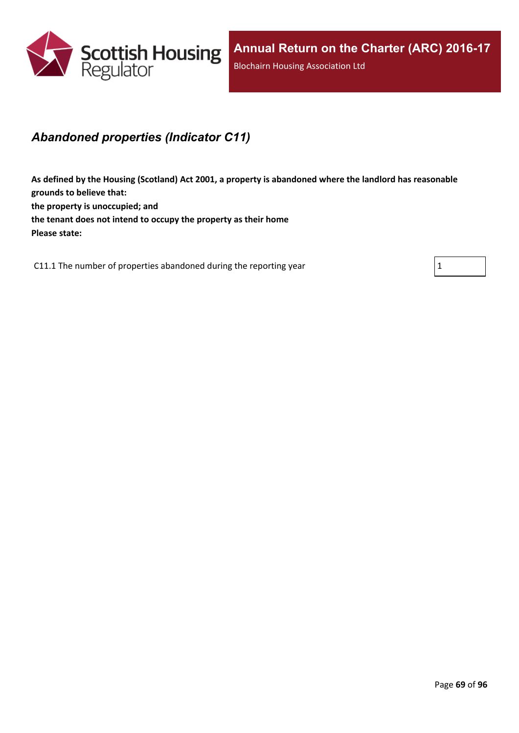## *Abandoned properties (Indicator C11)*

**As defined by the Housing (Scotland) Act 2001, a property is abandoned where the landlord has reasonable grounds to believe that:**
**the property is unoccupied; and**
**the tenant does not intend to occupy the property as their home**
**Please state:**

| | |
|---|---|
| C11.1 The number of properties abandoned during the reporting year | 1 |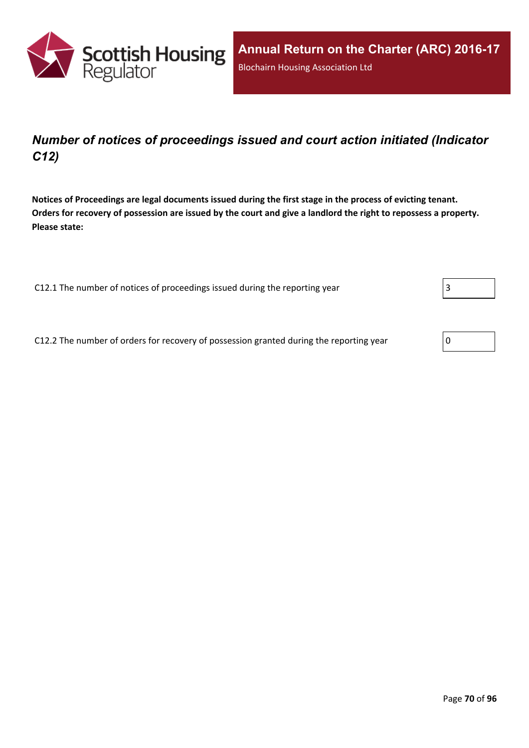## *Number of notices of proceedings issued and court action initiated (Indicator C12)*

**Notices of Proceedings are legal documents issued during the first stage in the process of evicting tenant. Orders for recovery of possession are issued by the court and give a landlord the right to repossess a property. Please state:**

| | |
|---|---|
| C12.1 The number of notices of proceedings issued during the reporting year | 3 |
| C12.2 The number of orders for recovery of possession granted during the reporting year | 0 |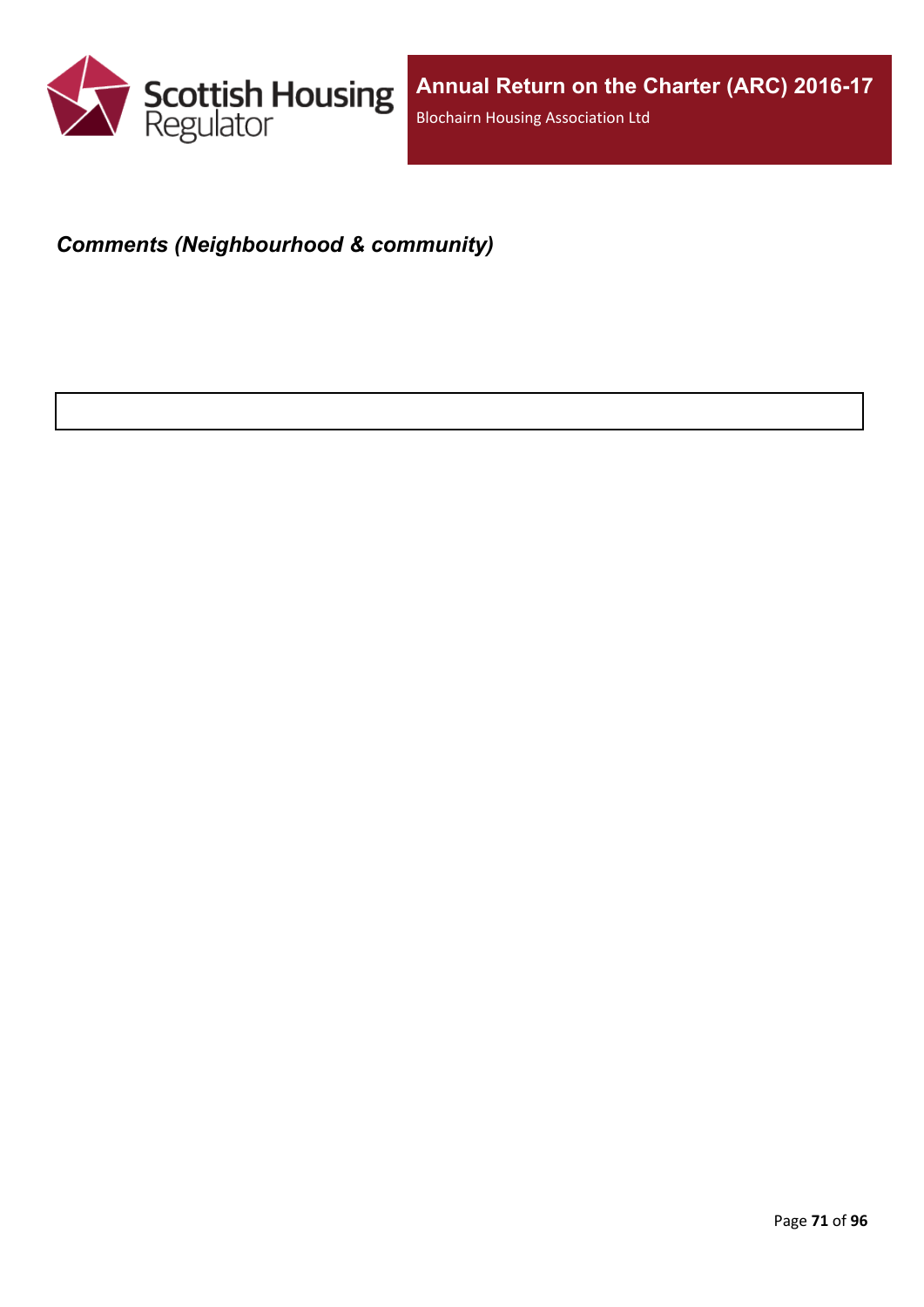***Comments (Neighbourhood & community)***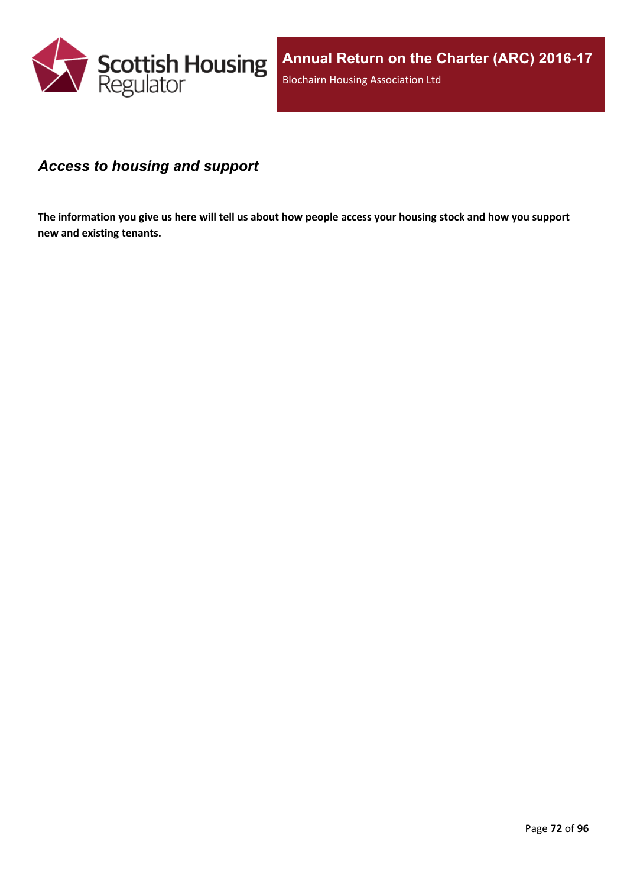## *Access to housing and support*

**The information you give us here will tell us about how people access your housing stock and how you support new and existing tenants.**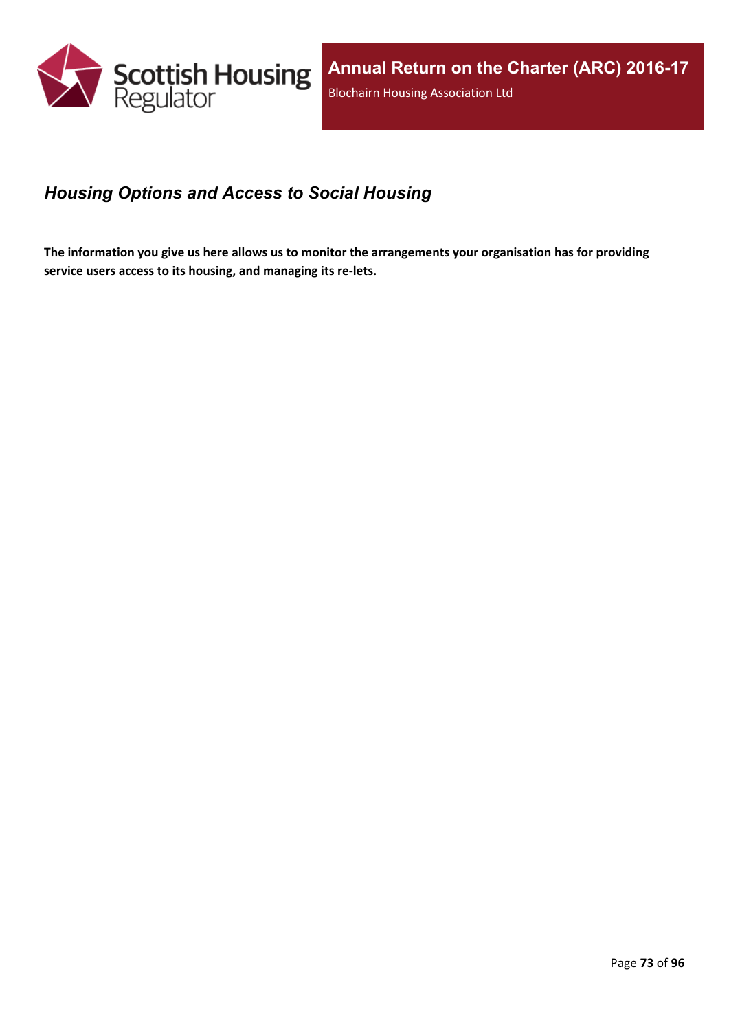## *Housing Options and Access to Social Housing*

**The information you give us here allows us to monitor the arrangements your organisation has for providing service users access to its housing, and managing its re-lets.**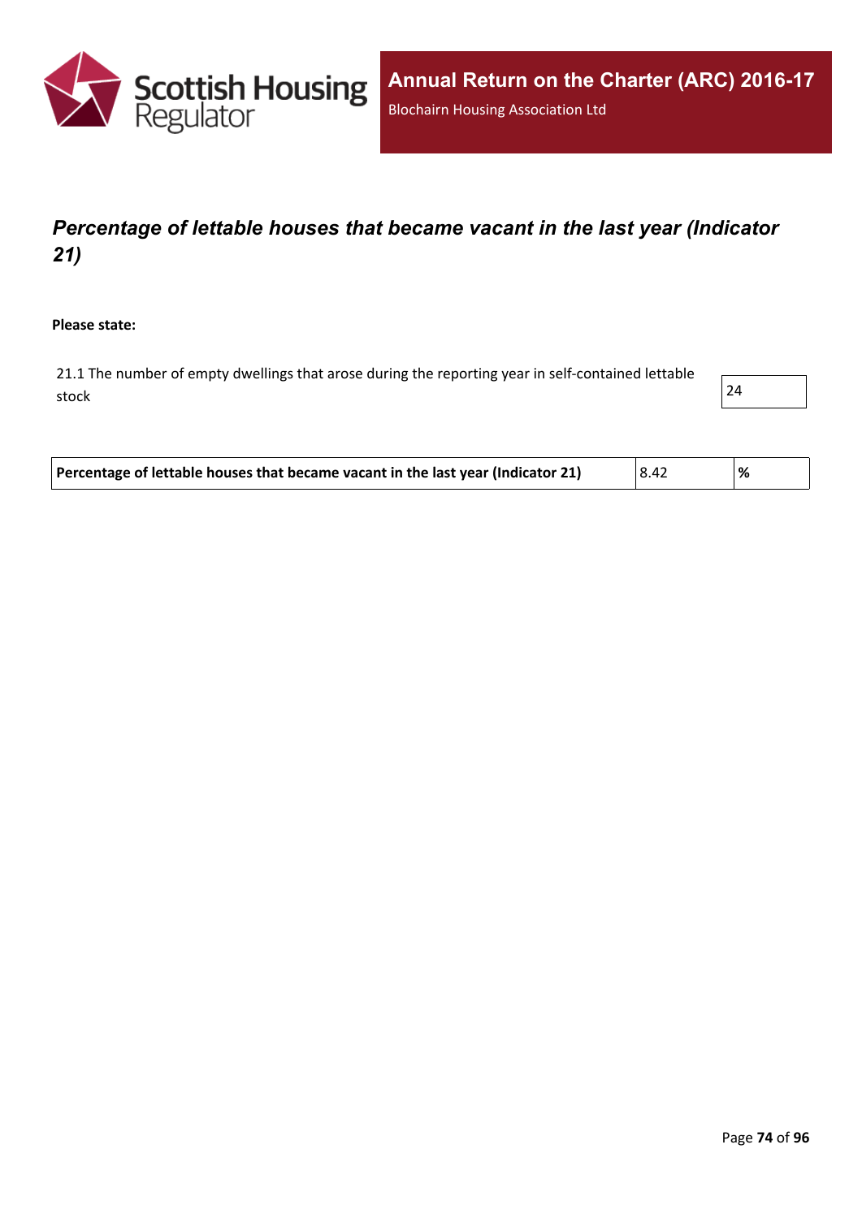## *Percentage of lettable houses that became vacant in the last year (Indicator 21)*

**Please state:**

| 21.1 The number of empty dwellings that arose during the reporting year in self-contained lettable stock | 24 |
|---|---|

| **Percentage of lettable houses that became vacant in the last year (Indicator 21)** | 8.42 | **%** |
|---|---|---|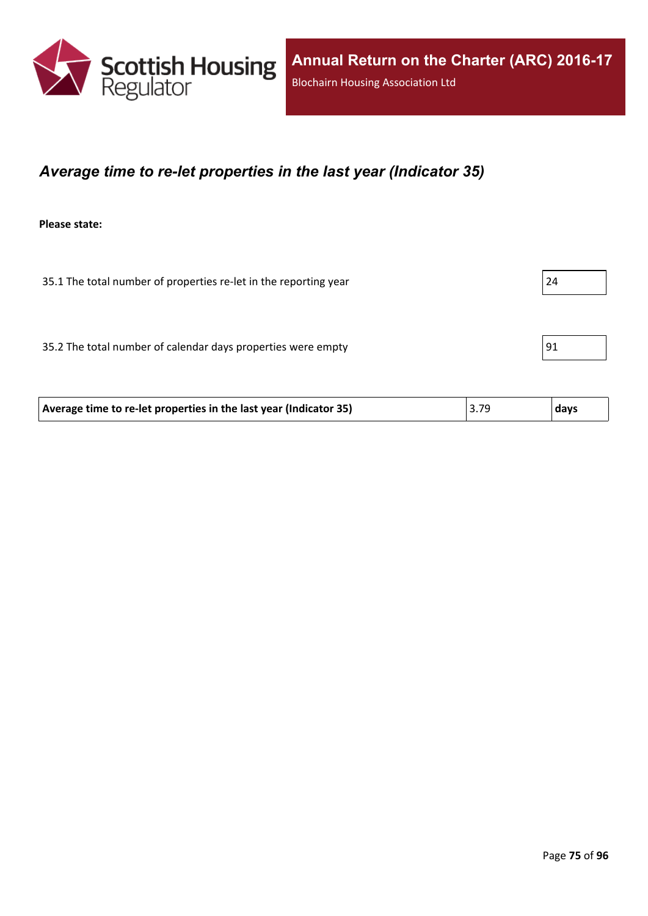## *Average time to re-let properties in the last year (Indicator 35)*

**Please state:**

| | |
|---|---|
| 35.1 The total number of properties re-let in the reporting year | 24 |
| 35.2 The total number of calendar days properties were empty | 91 |

| | | |
|---|---|---|
| **Average time to re-let properties in the last year (Indicator 35)** | 3.79 | **days** |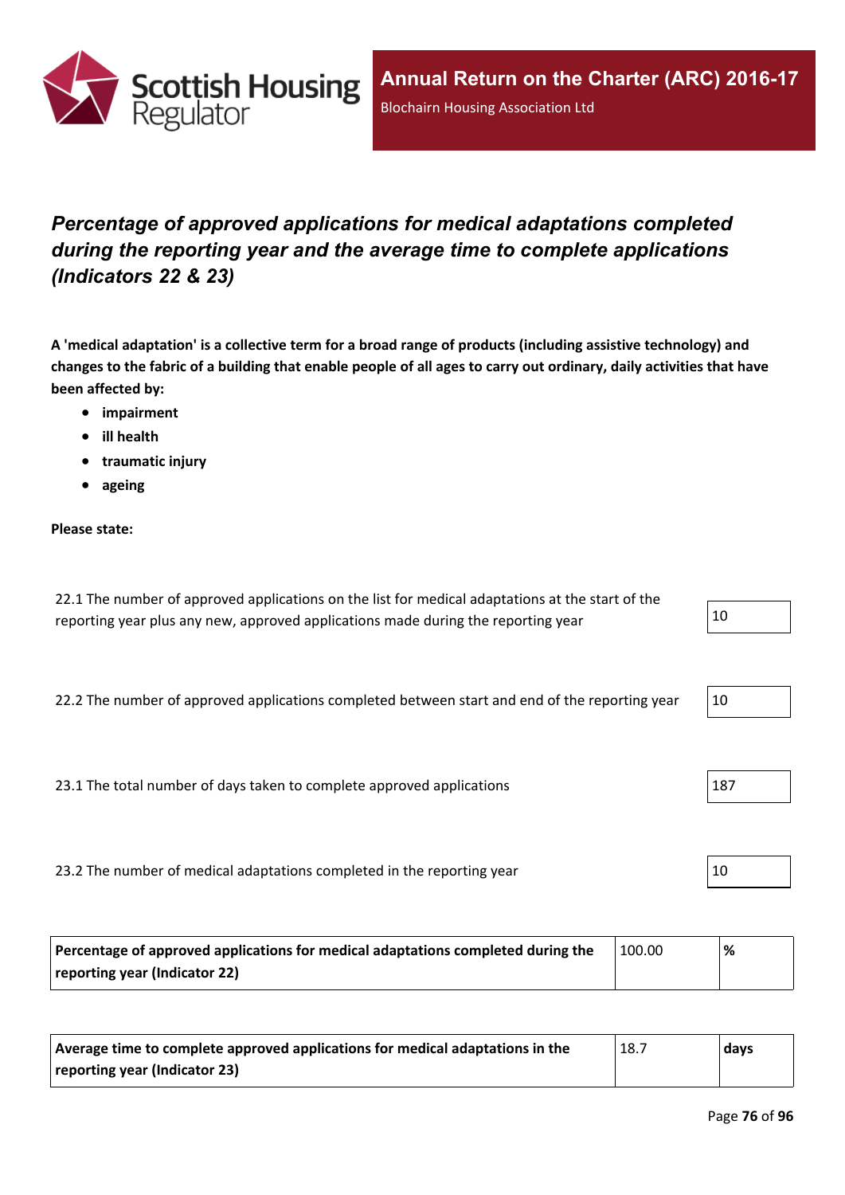## *Percentage of approved applications for medical adaptations completed during the reporting year and the average time to complete applications (Indicators 22 & 23)*

**A 'medical adaptation' is a collective term for a broad range of products (including assistive technology) and changes to the fabric of a building that enable people of all ages to carry out ordinary, daily activities that have been affected by:**

- **impairment**
- **ill health**
- **traumatic injury**
- **ageing**

**Please state:**

| | |
|---|---|
| 22.1 The number of approved applications on the list for medical adaptations at the start of the reporting year plus any new, approved applications made during the reporting year | 10 |
| 22.2 The number of approved applications completed between start and end of the reporting year | 10 |
| 23.1 The total number of days taken to complete approved applications | 187 |
| 23.2 The number of medical adaptations completed in the reporting year | 10 |

| | | |
|---|---|---|
| **Percentage of approved applications for medical adaptations completed during the reporting year (Indicator 22)** | 100.00 | **%** |

| | | |
|---|---|---|
| **Average time to complete approved applications for medical adaptations in the reporting year (Indicator 23)** | 18.7 | **days** |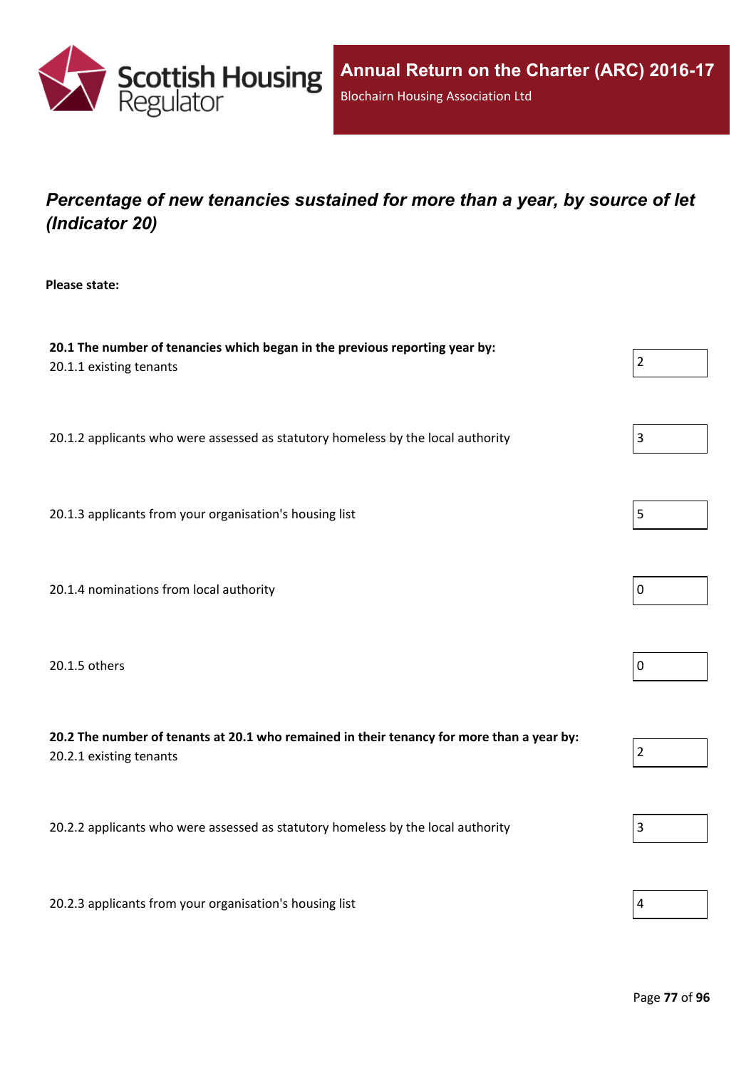## *Percentage of new tenancies sustained for more than a year, by source of let (Indicator 20)*

**Please state:**

**20.1 The number of tenancies which began in the previous reporting year by:**

| | |
|---|---|
| 20.1.1 existing tenants | 2 |
| 20.1.2 applicants who were assessed as statutory homeless by the local authority | 3 |
| 20.1.3 applicants from your organisation's housing list | 5 |
| 20.1.4 nominations from local authority | 0 |
| 20.1.5 others | 0 |

**20.2 The number of tenants at 20.1 who remained in their tenancy for more than a year by:**

| | |
|---|---|
| 20.2.1 existing tenants | 2 |
| 20.2.2 applicants who were assessed as statutory homeless by the local authority | 3 |
| 20.2.3 applicants from your organisation's housing list | 4 |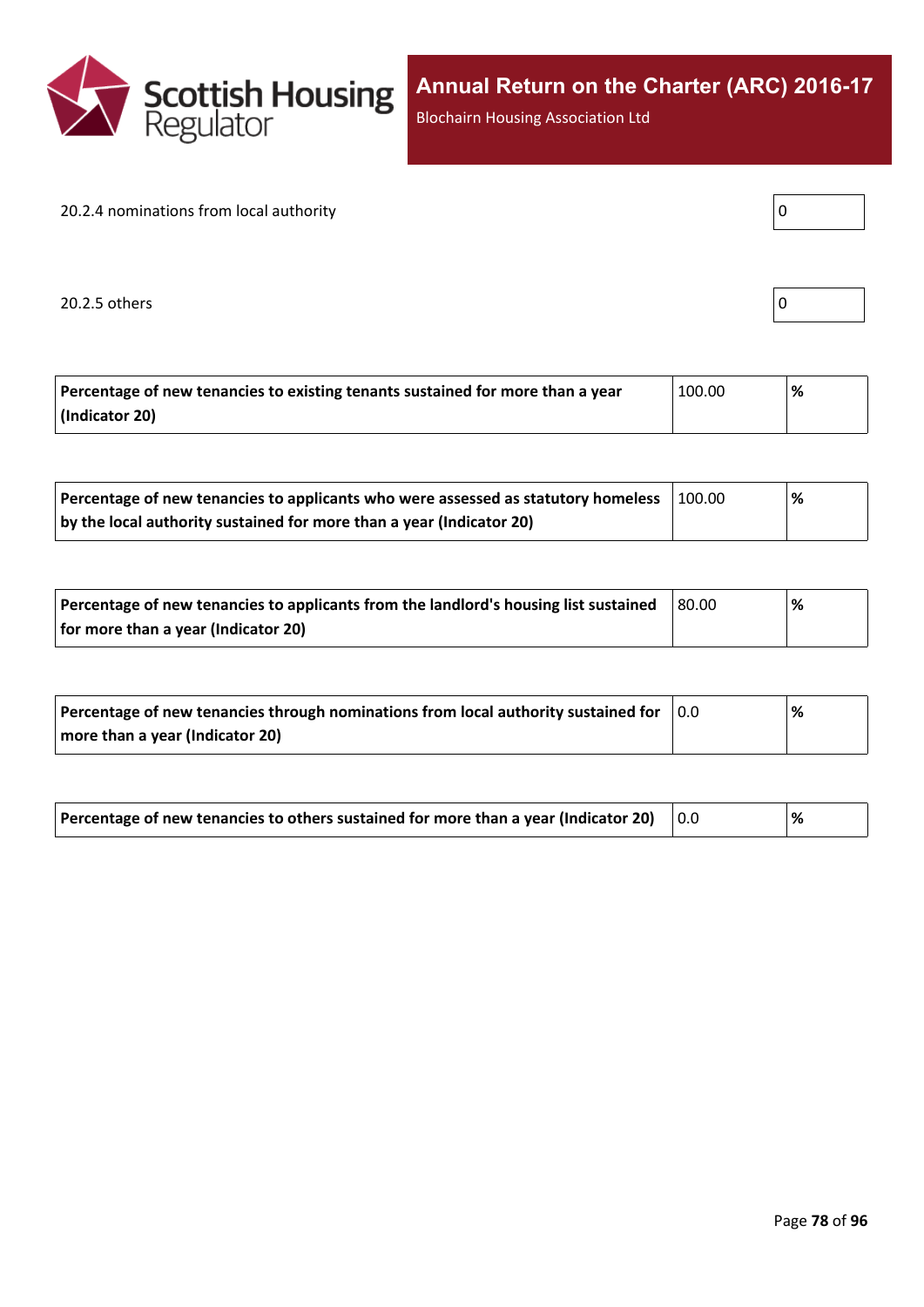20.2.4 nominations from local authority

| 0 |
|---|

20.2.5 others

| 0 |
|---|

| **Percentage of new tenancies to existing tenants sustained for more than a year (Indicator 20)** | 100.00 | **%** |
|---|---|---|

| **Percentage of new tenancies to applicants who were assessed as statutory homeless by the local authority sustained for more than a year (Indicator 20)** | 100.00 | **%** |
|---|---|---|

| **Percentage of new tenancies to applicants from the landlord's housing list sustained for more than a year (Indicator 20)** | 80.00 | **%** |
|---|---|---|

| **Percentage of new tenancies through nominations from local authority sustained for more than a year (Indicator 20)** | 0.0 | **%** |
|---|---|---|

| **Percentage of new tenancies to others sustained for more than a year (Indicator 20)** | 0.0 | **%** |
|---|---|---|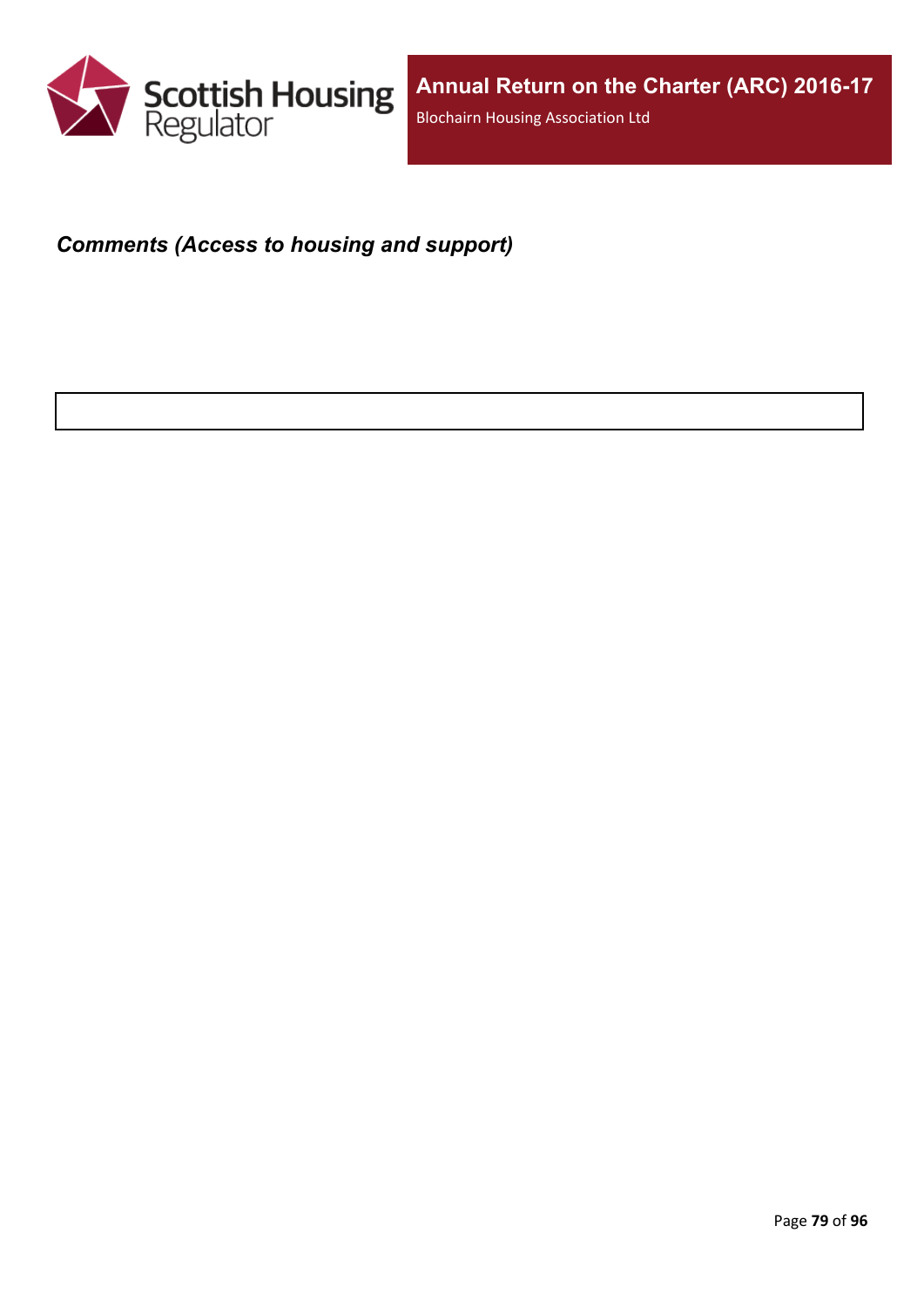***Comments (Access to housing and support)***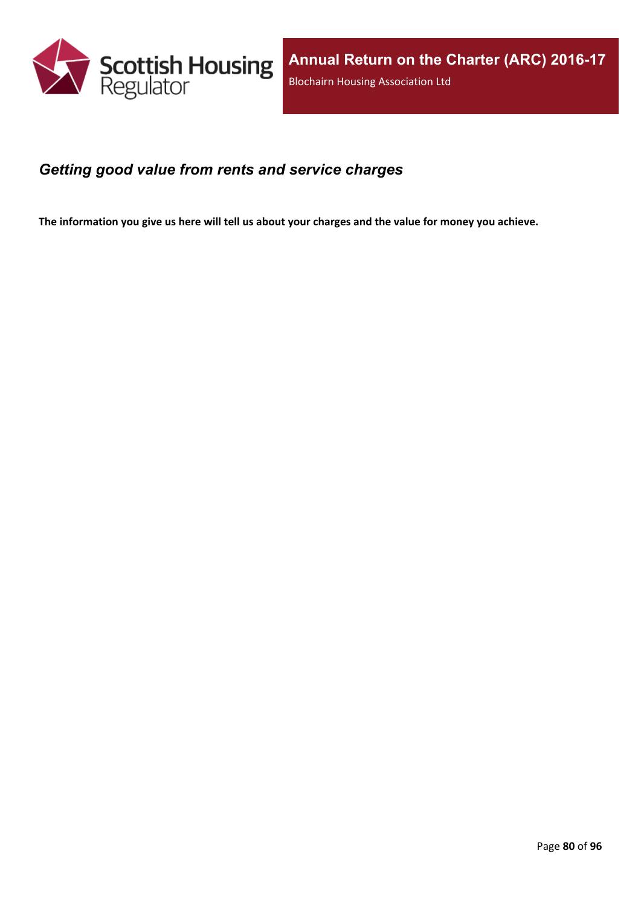## *Getting good value from rents and service charges*

**The information you give us here will tell us about your charges and the value for money you achieve.**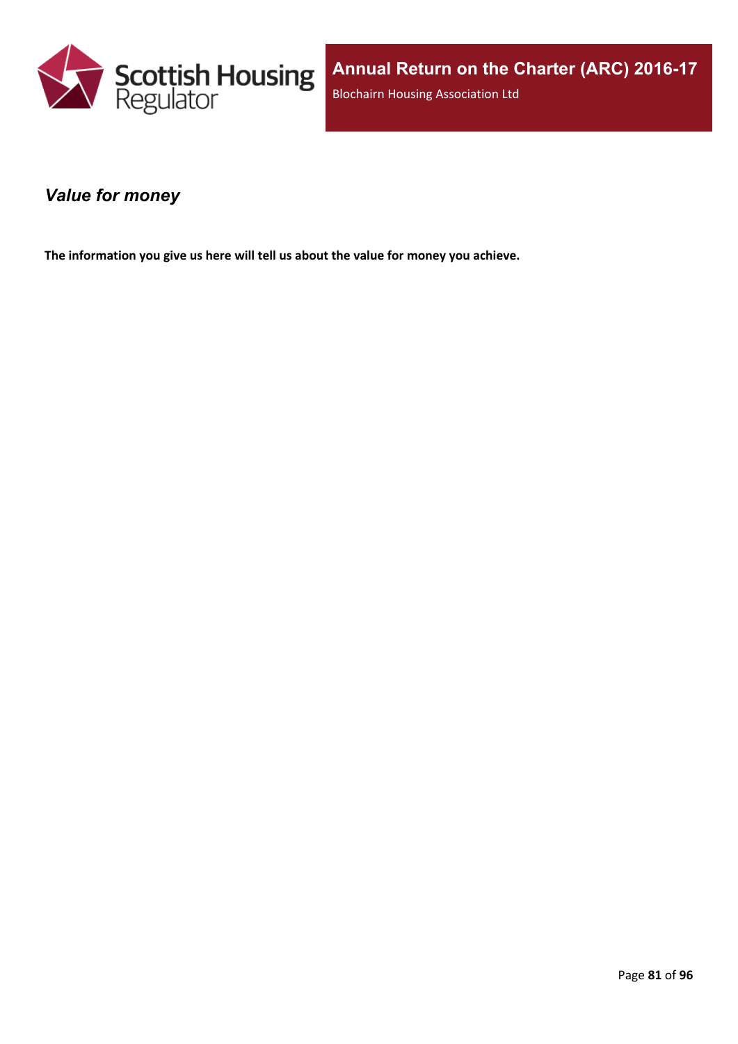### *Value for money*

**The information you give us here will tell us about the value for money you achieve.**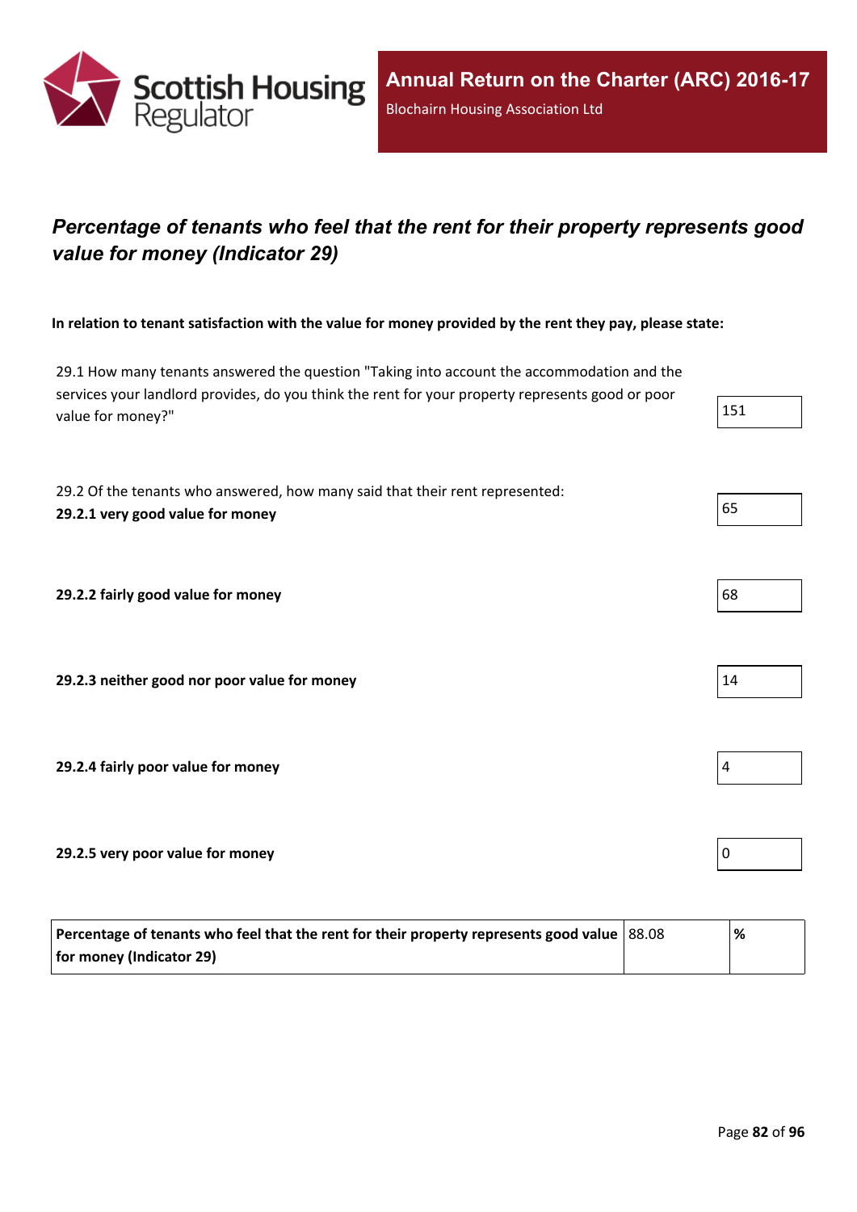## *Percentage of tenants who feel that the rent for their property represents good value for money (Indicator 29)*

**In relation to tenant satisfaction with the value for money provided by the rent they pay, please state:**

| | |
|---|---|
| 29.1 How many tenants answered the question "Taking into account the accommodation and the services your landlord provides, do you think the rent for your property represents good or poor value for money?" | 151 |
| 29.2 Of the tenants who answered, how many said that their rent represented: **29.2.1 very good value for money** | 65 |
| **29.2.2 fairly good value for money** | 68 |
| **29.2.3 neither good nor poor value for money** | 14 |
| **29.2.4 fairly poor value for money** | 4 |
| **29.2.5 very poor value for money** | 0 |

| | | |
|---|---|---|
| **Percentage of tenants who feel that the rent for their property represents good value for money (Indicator 29)** | 88.08 | **%** |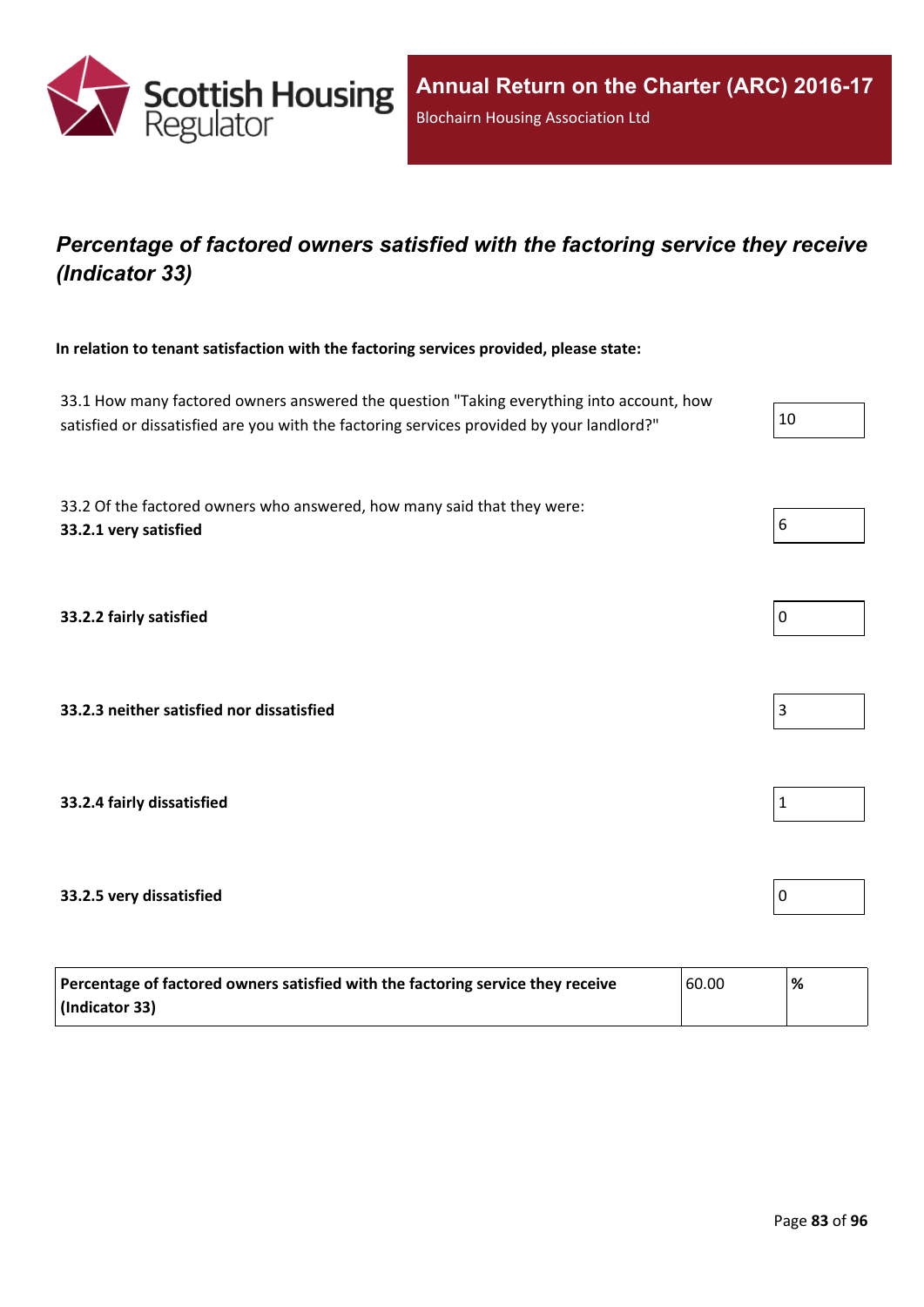## *Percentage of factored owners satisfied with the factoring service they receive (Indicator 33)*

**In relation to tenant satisfaction with the factoring services provided, please state:**

| | |
|---|---|
| 33.1 How many factored owners answered the question "Taking everything into account, how satisfied or dissatisfied are you with the factoring services provided by your landlord?" | 10 |
| 33.2 Of the factored owners who answered, how many said that they were: **33.2.1 very satisfied** | 6 |
| **33.2.2 fairly satisfied** | 0 |
| **33.2.3 neither satisfied nor dissatisfied** | 3 |
| **33.2.4 fairly dissatisfied** | 1 |
| **33.2.5 very dissatisfied** | 0 |

| | | |
|---|---|---|
| **Percentage of factored owners satisfied with the factoring service they receive (Indicator 33)** | 60.00 | **%** |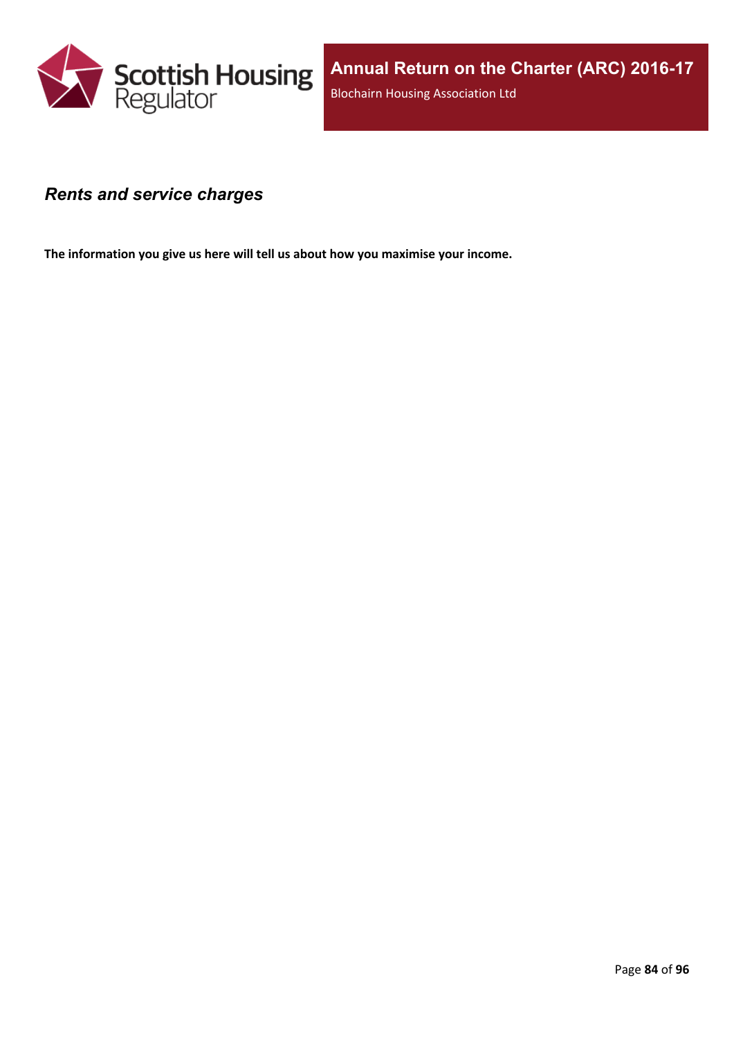## *Rents and service charges*

**The information you give us here will tell us about how you maximise your income.**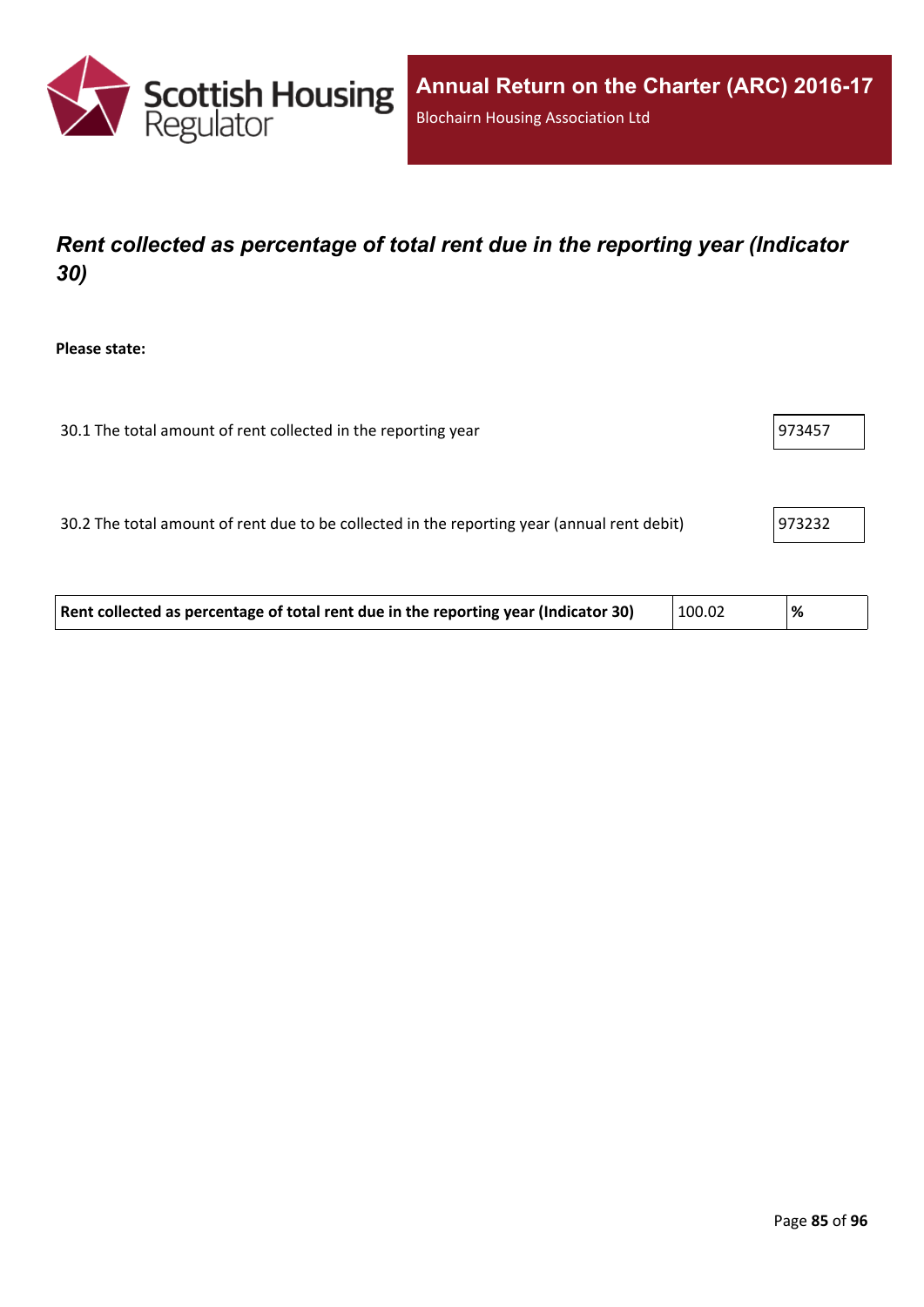## *Rent collected as percentage of total rent due in the reporting year (Indicator 30)*

**Please state:**

| | |
|---|---|
| 30.1 The total amount of rent collected in the reporting year | 973457 |
| 30.2 The total amount of rent due to be collected in the reporting year (annual rent debit) | 973232 |

| | | |
|---|---|---|
| **Rent collected as percentage of total rent due in the reporting year (Indicator 30)** | 100.02 | **%** |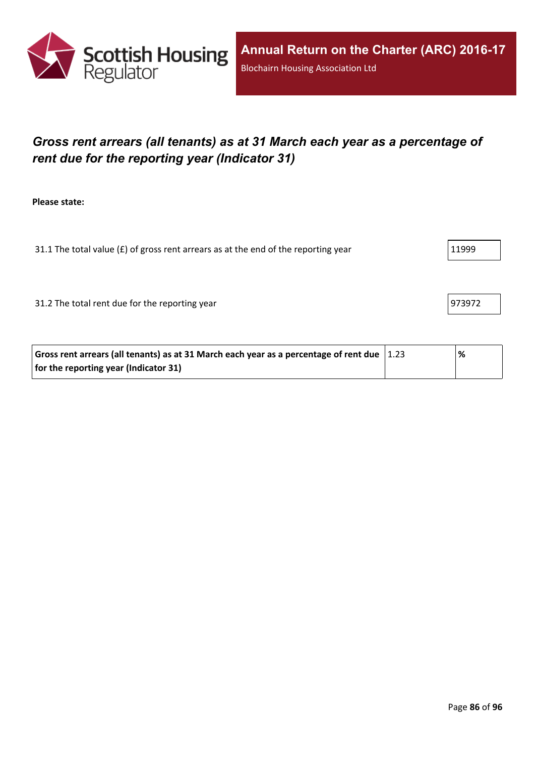## *Gross rent arrears (all tenants) as at 31 March each year as a percentage of rent due for the reporting year (Indicator 31)*

**Please state:**

31.1 The total value (£) of gross rent arrears as at the end of the reporting year: 11999

31.2 The total rent due for the reporting year: 973972

| **Gross rent arrears (all tenants) as at 31 March each year as a percentage of rent due for the reporting year (Indicator 31)** | 1.23 | **%** |
|---|---|---|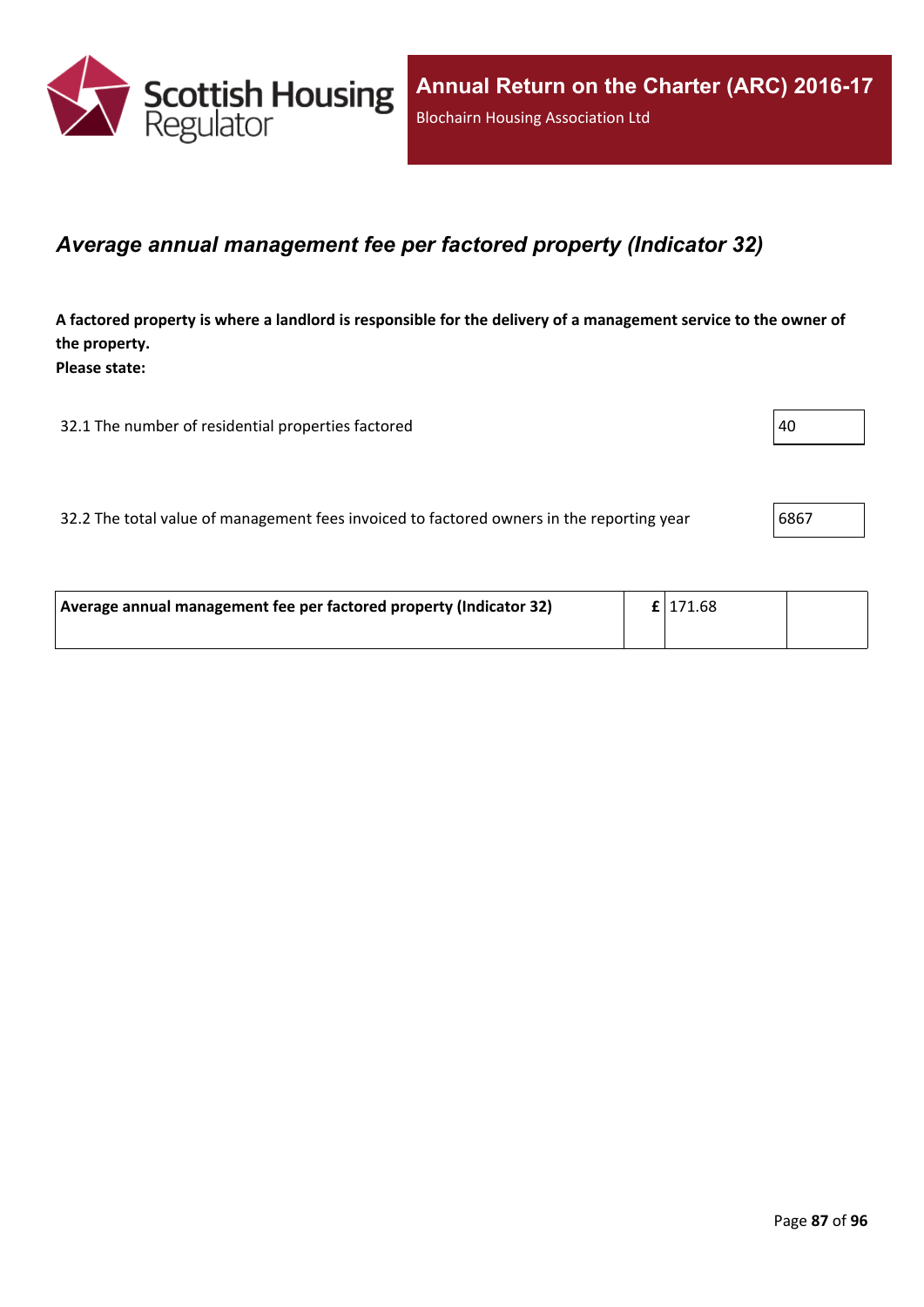## *Average annual management fee per factored property (Indicator 32)*

**A factored property is where a landlord is responsible for the delivery of a management service to the owner of the property.**
**Please state:**

| | |
|---|---|
| 32.1 The number of residential properties factored | 40 |
| 32.2 The total value of management fees invoiced to factored owners in the reporting year | 6867 |

| | | | |
|---|---|---|---|
| **Average annual management fee per factored property (Indicator 32)** | **£** | 171.68 | |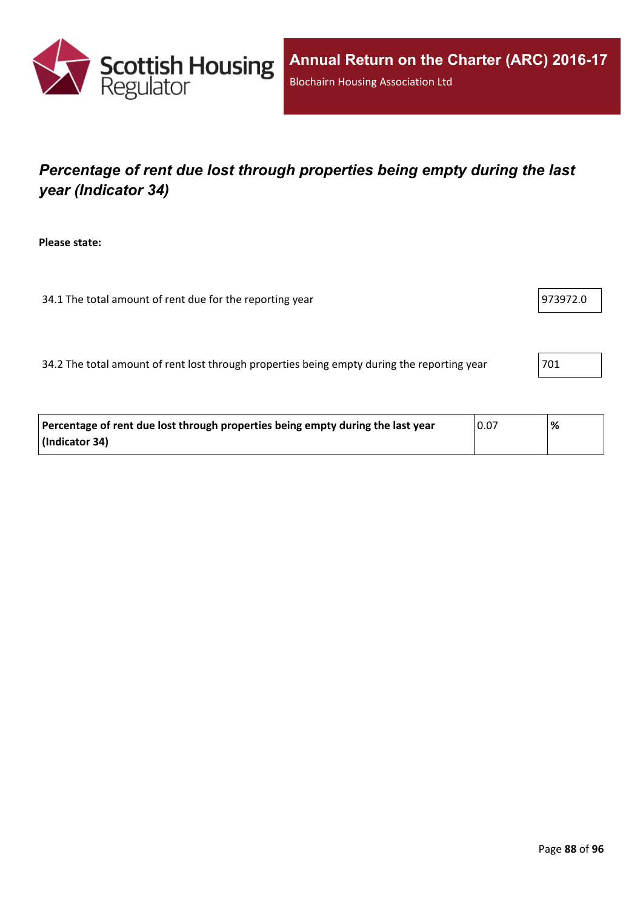## *Percentage of rent due lost through properties being empty during the last year (Indicator 34)*

**Please state:**

| | |
|---|---|
| 34.1 The total amount of rent due for the reporting year | 973972.0 |
| 34.2 The total amount of rent lost through properties being empty during the reporting year | 701 |

| | | |
|---|---|---|
| **Percentage of rent due lost through properties being empty during the last year (Indicator 34)** | 0.07 | **%** |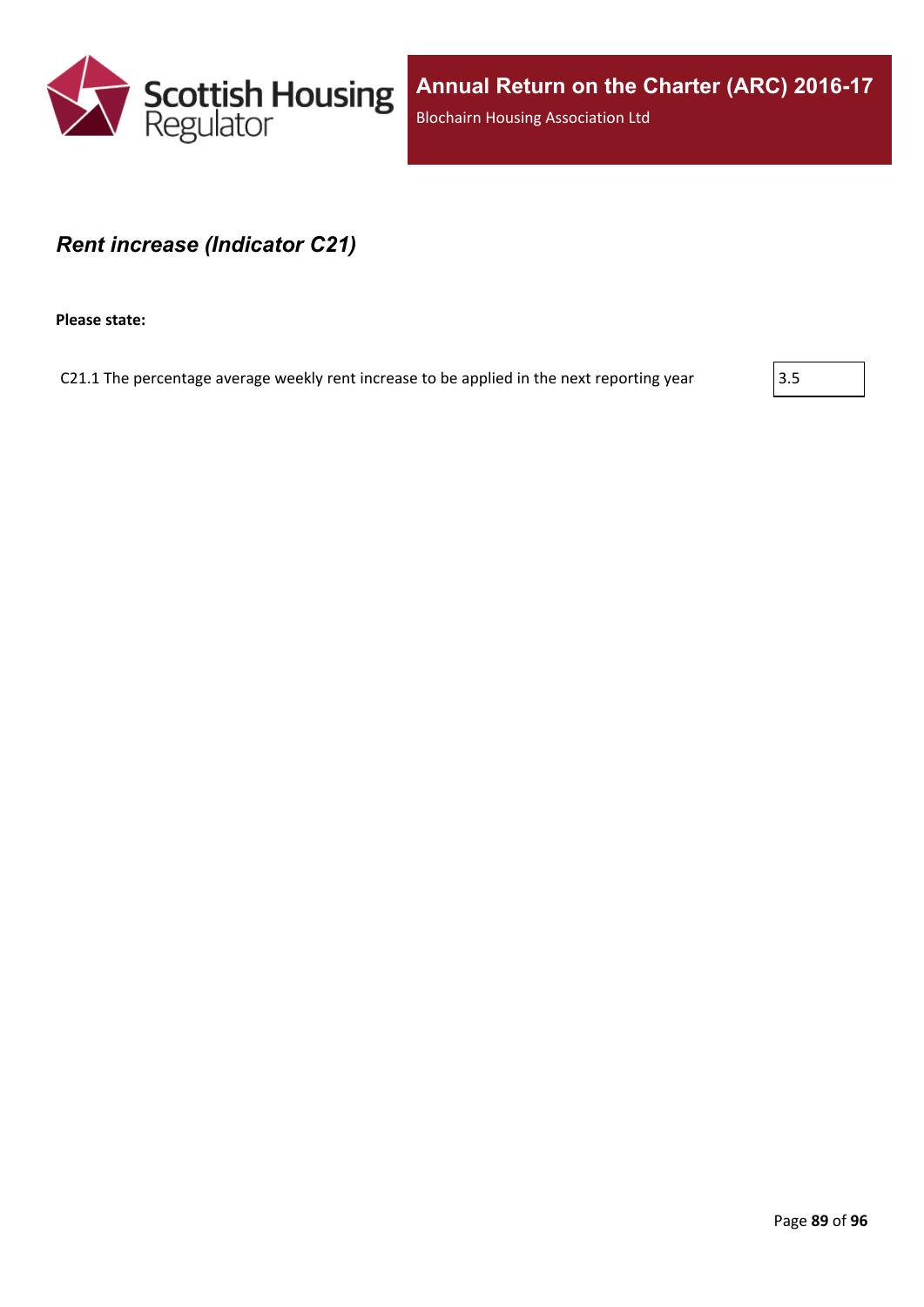### *Rent increase (Indicator C21)*

**Please state:**

| | |
|---|---|
| C21.1 The percentage average weekly rent increase to be applied in the next reporting year | 3.5 |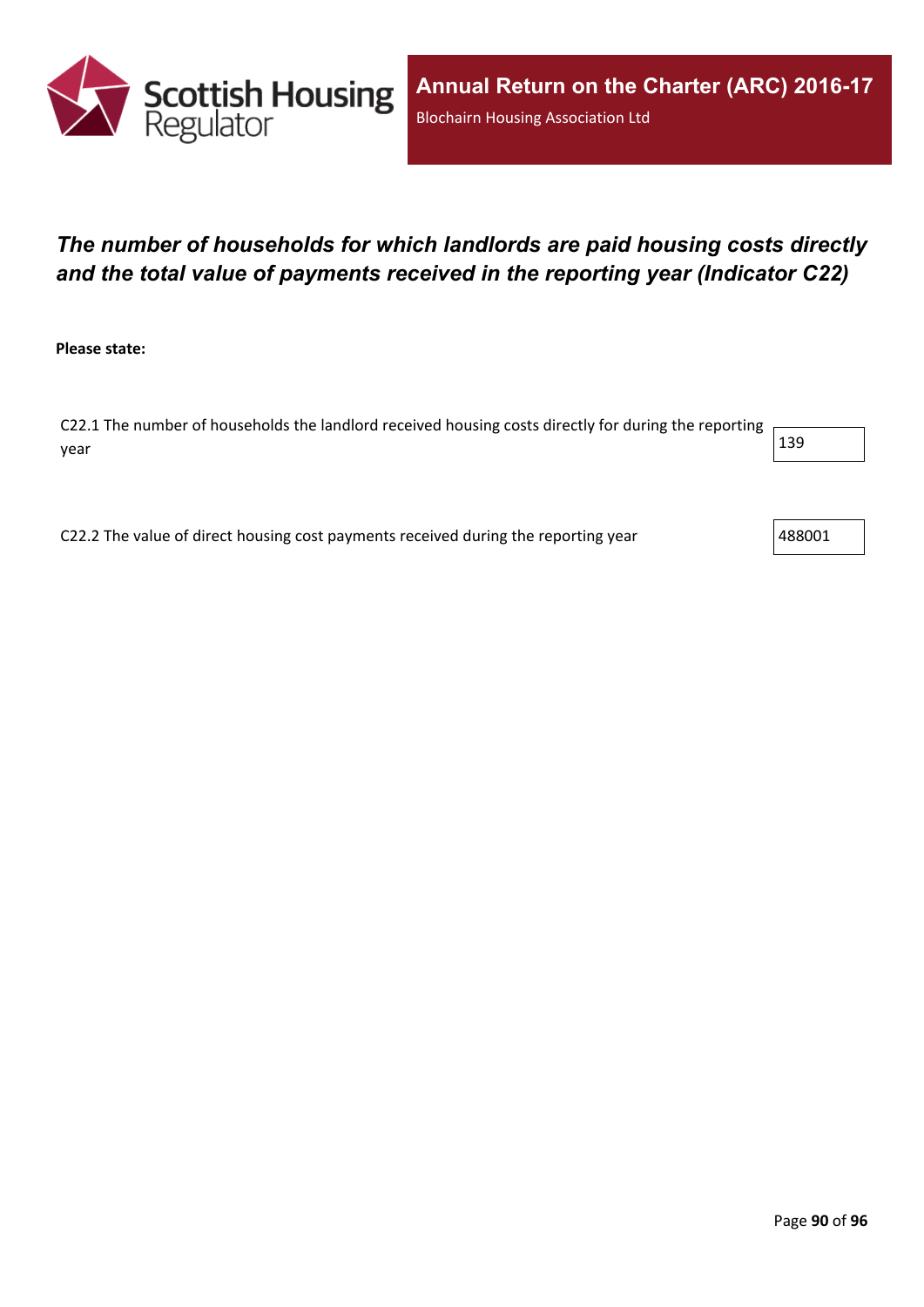## *The number of households for which landlords are paid housing costs directly and the total value of payments received in the reporting year (Indicator C22)*

**Please state:**

| | |
|---|---|
| C22.1 The number of households the landlord received housing costs directly for during the reporting year | 139 |
| C22.2 The value of direct housing cost payments received during the reporting year | 488001 |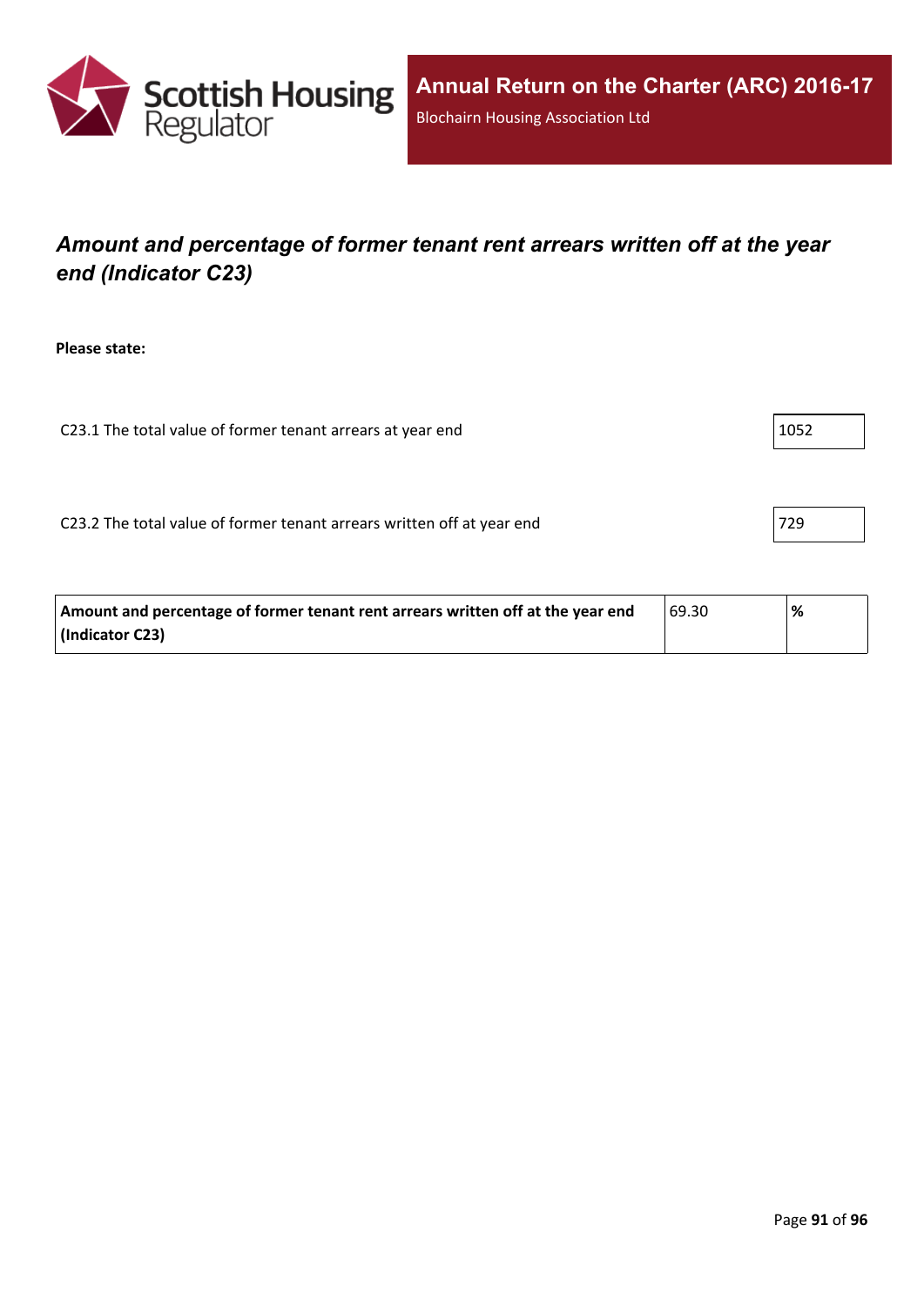# *Amount and percentage of former tenant rent arrears written off at the year end (Indicator C23)*

**Please state:**

C23.1 The total value of former tenant arrears at year end

1052

C23.2 The total value of former tenant arrears written off at year end

729

| **Amount and percentage of former tenant rent arrears written off at the year end (Indicator C23)** | 69.30 | **%** |
|---|---|---|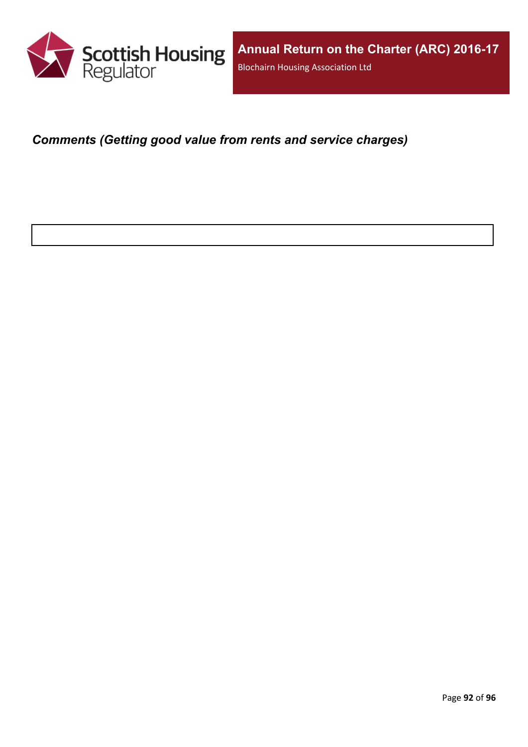***Comments (Getting good value from rents and service charges)***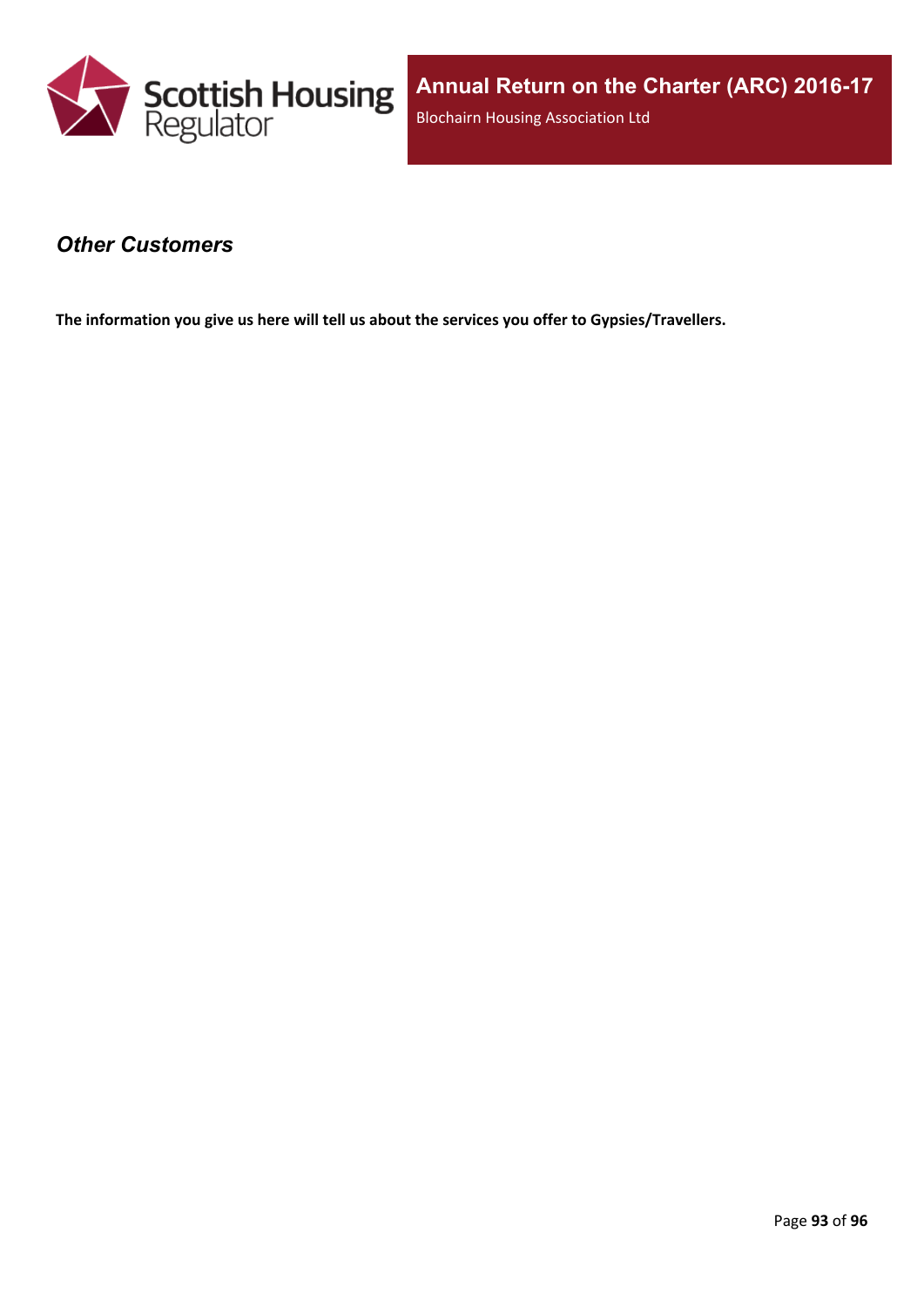## *Other Customers*

**The information you give us here will tell us about the services you offer to Gypsies/Travellers.**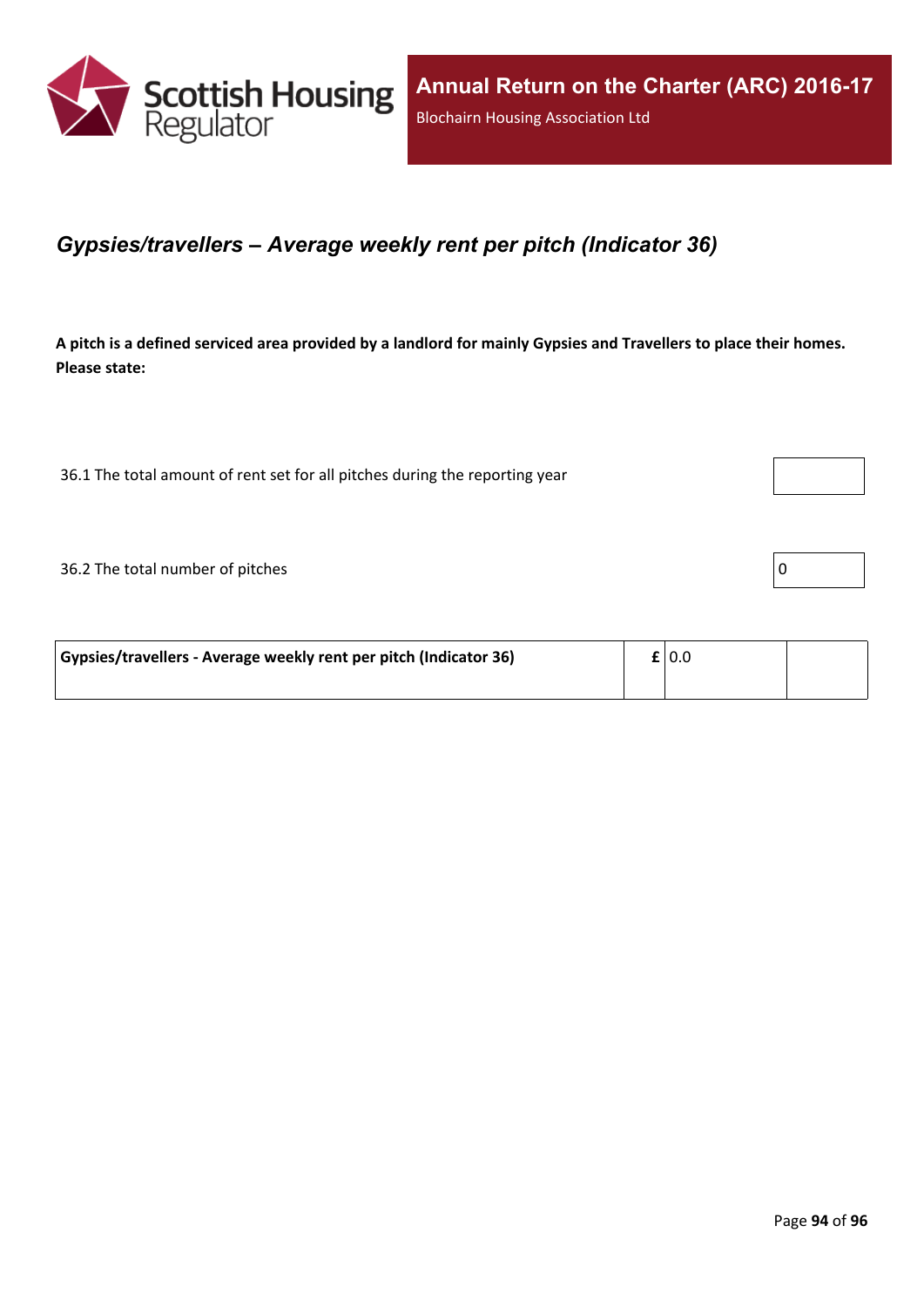## *Gypsies/travellers – Average weekly rent per pitch (Indicator 36)*

**A pitch is a defined serviced area provided by a landlord for mainly Gypsies and Travellers to place their homes. Please state:**

| | |
|---|---|
| 36.1 The total amount of rent set for all pitches during the reporting year | |
| 36.2 The total number of pitches | 0 |

| | | | |
|---|---|---|---|
| **Gypsies/travellers - Average weekly rent per pitch (Indicator 36)** | **£** | 0.0 | |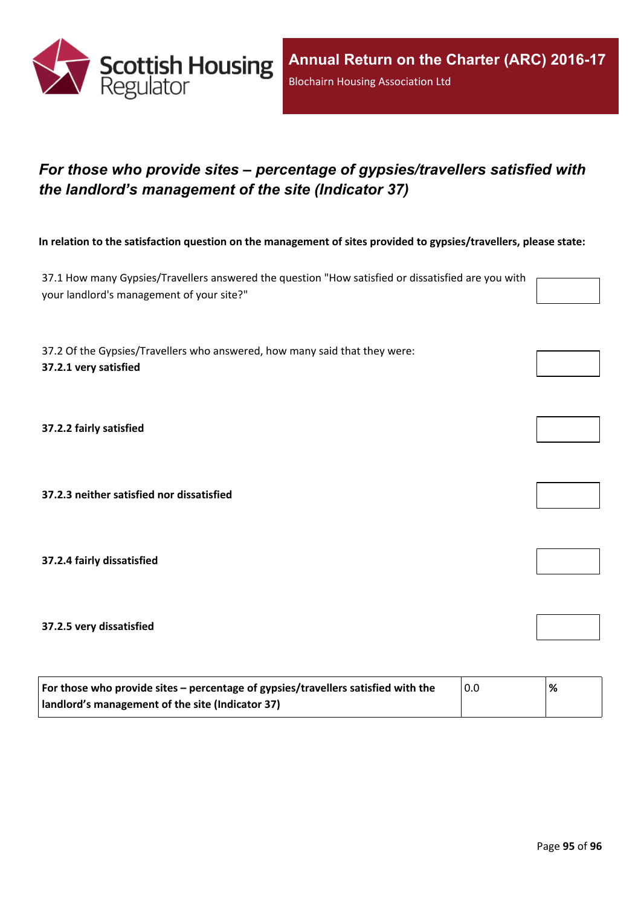## *For those who provide sites – percentage of gypsies/travellers satisfied with the landlord’s management of the site (Indicator 37)*

**In relation to the satisfaction question on the management of sites provided to gypsies/travellers, please state:**

37.1 How many Gypsies/Travellers answered the question "How satisfied or dissatisfied are you with your landlord's management of your site?"

37.2 Of the Gypsies/Travellers who answered, how many said that they were:

**37.2.1 very satisfied**

**37.2.2 fairly satisfied**

**37.2.3 neither satisfied nor dissatisfied**

**37.2.4 fairly dissatisfied**

**37.2.5 very dissatisfied**

| **For those who provide sites – percentage of gypsies/travellers satisfied with the landlord’s management of the site (Indicator 37)** | 0.0 | **%** |
|---|---|---|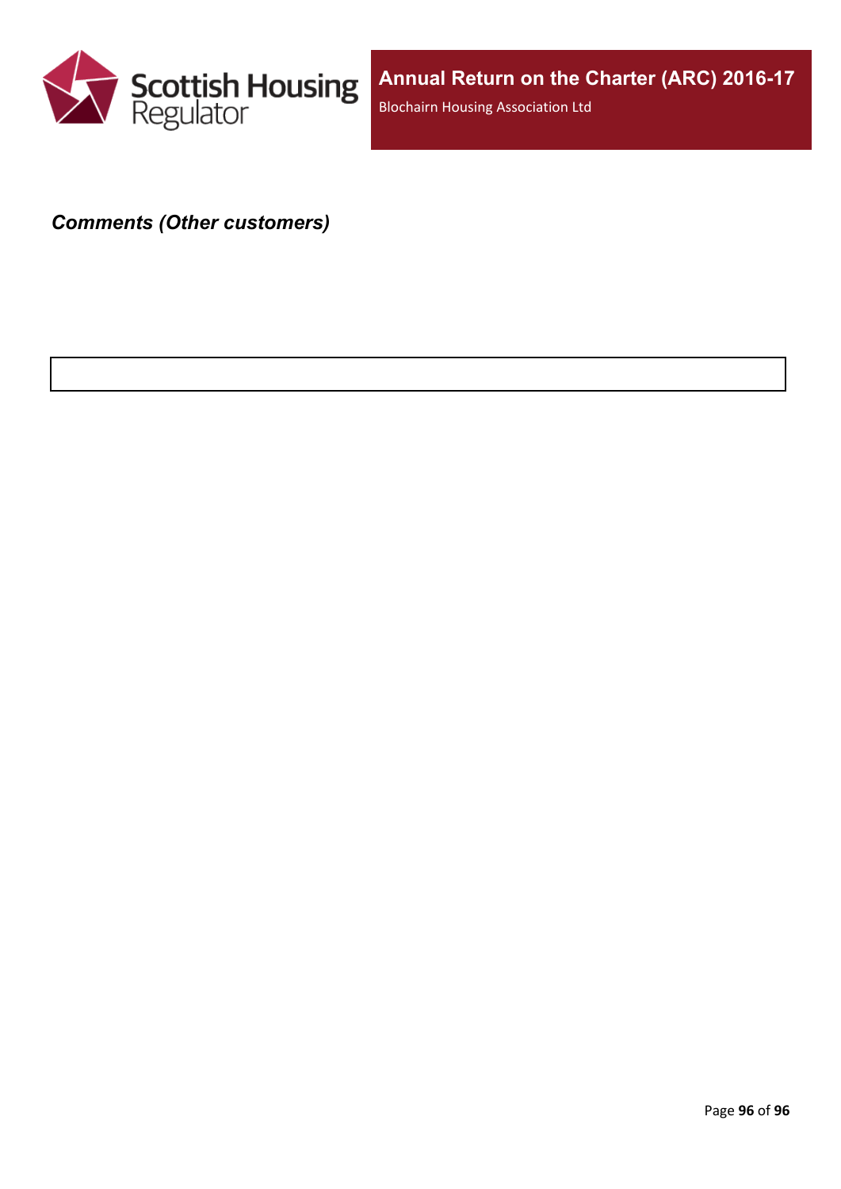***Comments (Other customers)***